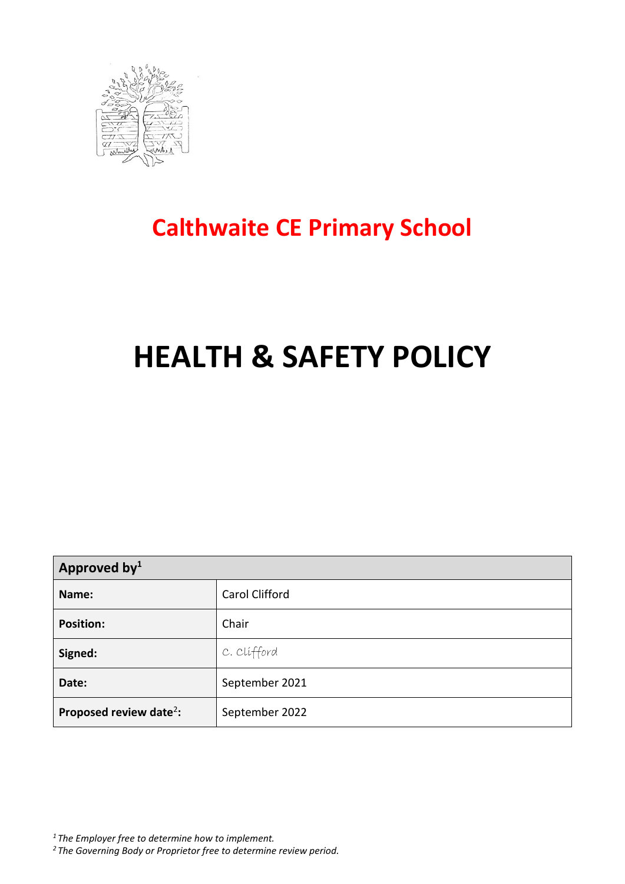# Calthwaite CE Primary School

# HEALTH & SAFETY POLICY

| Approved by[1] | |
|---|---|
| **Name:** | Carol Clifford |
| **Position:** | Chair |
| **Signed:** | C. Clifford |
| **Date:** | September 2021 |
| **Proposed review date[2]:** | September 2022 |

*[1] The Employer free to determine how to implement.*
*[2] The Governing Body or Proprietor free to determine review period.*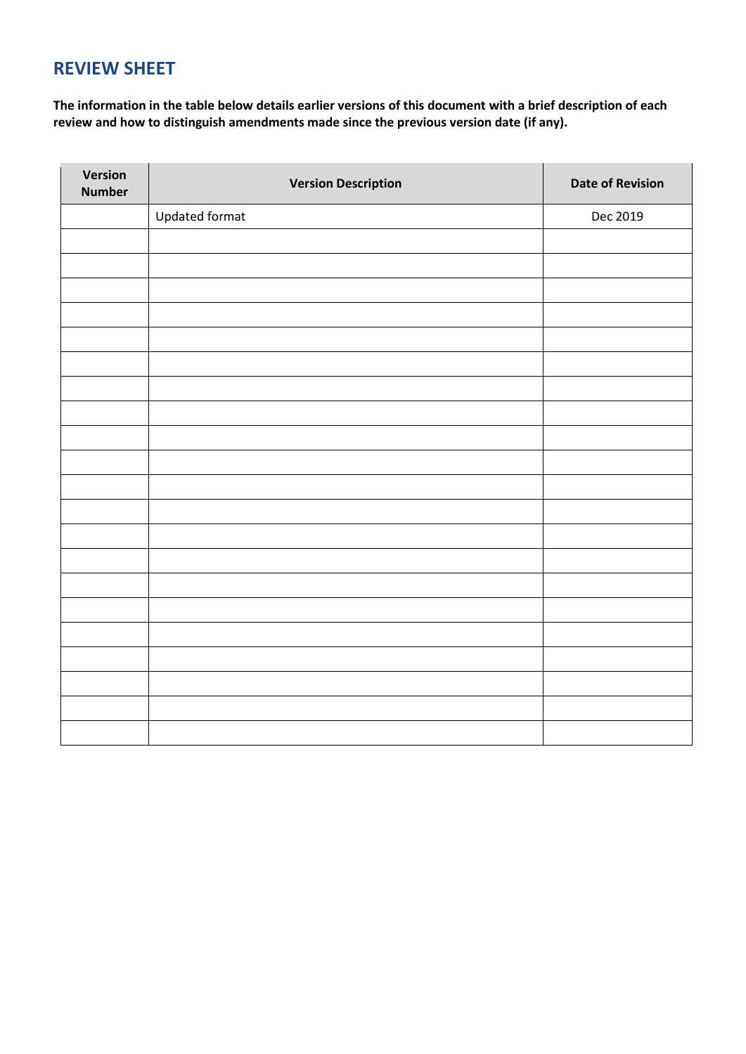## REVIEW SHEET

**The information in the table below details earlier versions of this document with a brief description of each review and how to distinguish amendments made since the previous version date (if any).**

| Version Number | Version Description | Date of Revision |
|---|---|---|
| | Updated format | Dec 2019 |
| | | |
| | | |
| | | |
| | | |
| | | |
| | | |
| | | |
| | | |
| | | |
| | | |
| | | |
| | | |
| | | |
| | | |
| | | |
| | | |
| | | |
| | | |
| | | |
| | | |
| | | |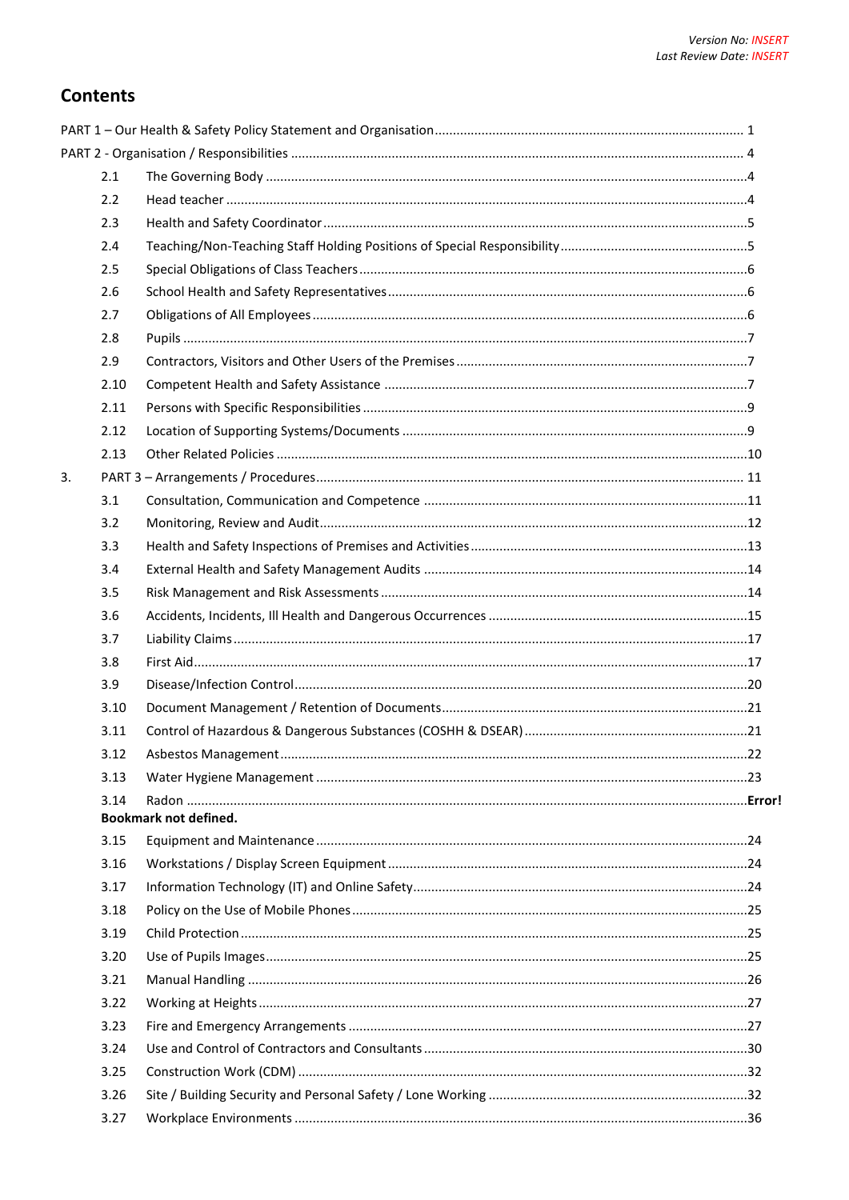*Version No: INSERT*
*Last Review Date: INSERT*

## Contents

PART 1 – Our Health & Safety Policy Statement and Organisation .................... 1

PART 2 - Organisation / Responsibilities .................... 4

- 2.1 The Governing Body .................... 4
- 2.2 Head teacher .................... 4
- 2.3 Health and Safety Coordinator .................... 5
- 2.4 Teaching/Non-Teaching Staff Holding Positions of Special Responsibility .................... 5
- 2.5 Special Obligations of Class Teachers .................... 6
- 2.6 School Health and Safety Representatives .................... 6
- 2.7 Obligations of All Employees .................... 6
- 2.8 Pupils .................... 7
- 2.9 Contractors, Visitors and Other Users of the Premises .................... 7
- 2.10 Competent Health and Safety Assistance .................... 7
- 2.11 Persons with Specific Responsibilities .................... 9
- 2.12 Location of Supporting Systems/Documents .................... 9
- 2.13 Other Related Policies .................... 10

3. PART 3 – Arrangements / Procedures .................... 11

- 3.1 Consultation, Communication and Competence .................... 11
- 3.2 Monitoring, Review and Audit .................... 12
- 3.3 Health and Safety Inspections of Premises and Activities .................... 13
- 3.4 External Health and Safety Management Audits .................... 14
- 3.5 Risk Management and Risk Assessments .................... 14
- 3.6 Accidents, Incidents, Ill Health and Dangerous Occurrences .................... 15
- 3.7 Liability Claims .................... 17
- 3.8 First Aid .................... 17
- 3.9 Disease/Infection Control .................... 20
- 3.10 Document Management / Retention of Documents .................... 21
- 3.11 Control of Hazardous & Dangerous Substances (COSHH & DSEAR) .................... 21
- 3.12 Asbestos Management .................... 22
- 3.13 Water Hygiene Management .................... 23
- 3.14 Radon .................... **Error! Bookmark not defined.**
- 3.15 Equipment and Maintenance .................... 24
- 3.16 Workstations / Display Screen Equipment .................... 24
- 3.17 Information Technology (IT) and Online Safety .................... 24
- 3.18 Policy on the Use of Mobile Phones .................... 25
- 3.19 Child Protection .................... 25
- 3.20 Use of Pupils Images .................... 25
- 3.21 Manual Handling .................... 26
- 3.22 Working at Heights .................... 27
- 3.23 Fire and Emergency Arrangements .................... 27
- 3.24 Use and Control of Contractors and Consultants .................... 30
- 3.25 Construction Work (CDM) .................... 32
- 3.26 Site / Building Security and Personal Safety / Lone Working .................... 32
- 3.27 Workplace Environments .................... 36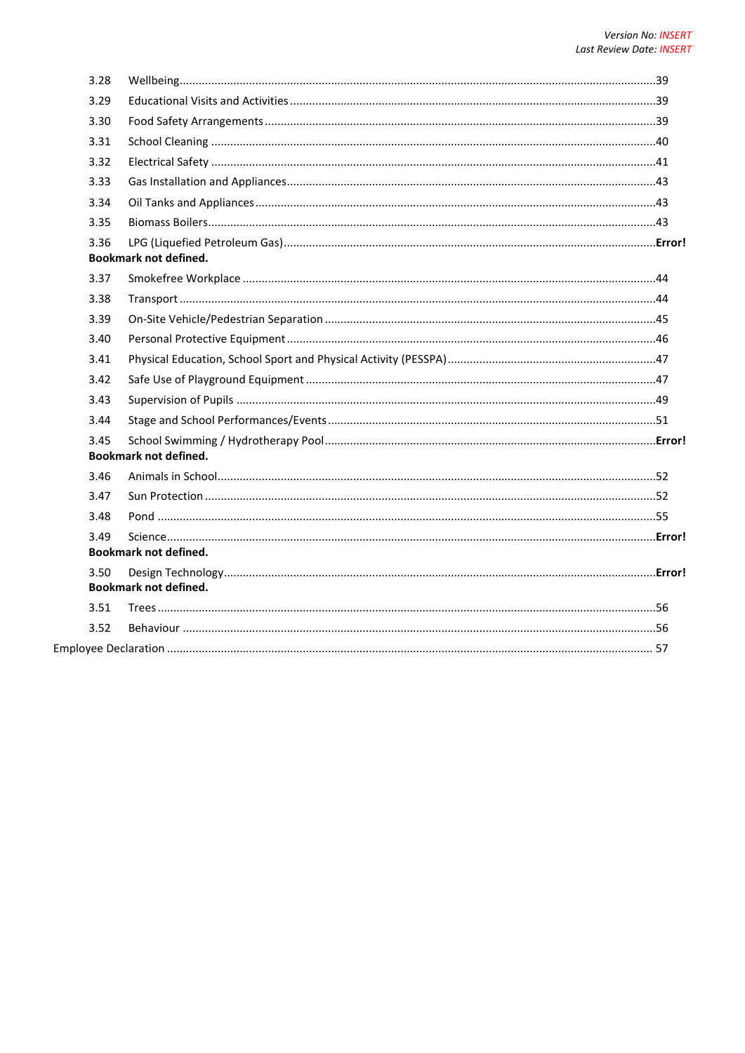3.28 Wellbeing ..... 39

3.29 Educational Visits and Activities ..... 39

3.30 Food Safety Arrangements ..... 39

3.31 School Cleaning ..... 40

3.32 Electrical Safety ..... 41

3.33 Gas Installation and Appliances ..... 43

3.34 Oil Tanks and Appliances ..... 43

3.35 Biomass Boilers ..... 43

3.36 LPG (Liquefied Petroleum Gas) ..... **Error! Bookmark not defined.**

3.37 Smokefree Workplace ..... 44

3.38 Transport ..... 44

3.39 On-Site Vehicle/Pedestrian Separation ..... 45

3.40 Personal Protective Equipment ..... 46

3.41 Physical Education, School Sport and Physical Activity (PESSPA) ..... 47

3.42 Safe Use of Playground Equipment ..... 47

3.43 Supervision of Pupils ..... 49

3.44 Stage and School Performances/Events ..... 51

3.45 School Swimming / Hydrotherapy Pool ..... **Error! Bookmark not defined.**

3.46 Animals in School ..... 52

3.47 Sun Protection ..... 52

3.48 Pond ..... 55

3.49 Science ..... **Error! Bookmark not defined.**

3.50 Design Technology ..... **Error! Bookmark not defined.**

3.51 Trees ..... 56

3.52 Behaviour ..... 56

Employee Declaration ..... 57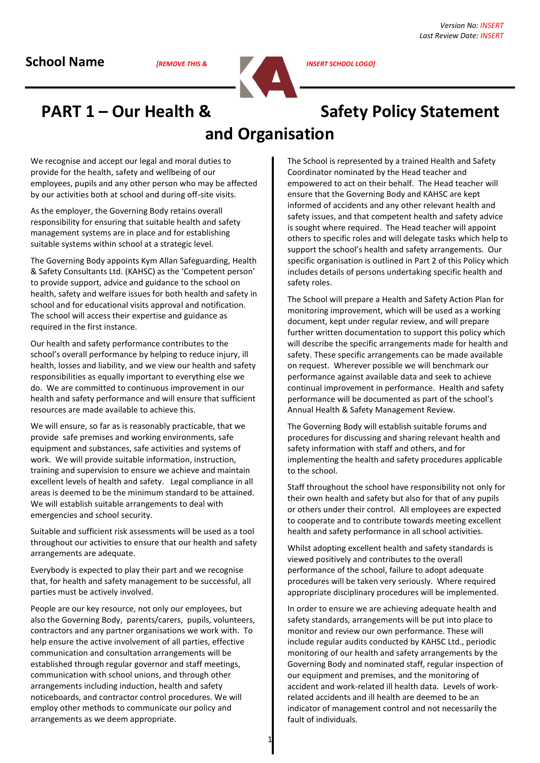*Version No: INSERT*
*Last Review Date: INSERT*

**School Name** *[REMOVE THIS & INSERT SCHOOL LOGO]*

# PART 1 – Our Health & Safety Policy Statement and Organisation

We recognise and accept our legal and moral duties to provide for the health, safety and wellbeing of our employees, pupils and any other person who may be affected by our activities both at school and during off-site visits.

As the employer, the Governing Body retains overall responsibility for ensuring that suitable health and safety management systems are in place and for establishing suitable systems within school at a strategic level.

The Governing Body appoints Kym Allan Safeguarding, Health & Safety Consultants Ltd. (KAHSC) as the 'Competent person' to provide support, advice and guidance to the school on health, safety and welfare issues for both health and safety in school and for educational visits approval and notification. The school will access their expertise and guidance as required in the first instance.

Our health and safety performance contributes to the school's overall performance by helping to reduce injury, ill health, losses and liability, and we view our health and safety responsibilities as equally important to everything else we do. We are committed to continuous improvement in our health and safety performance and will ensure that sufficient resources are made available to achieve this.

We will ensure, so far as is reasonably practicable, that we provide safe premises and working environments, safe equipment and substances, safe activities and systems of work. We will provide suitable information, instruction, training and supervision to ensure we achieve and maintain excellent levels of health and safety. Legal compliance in all areas is deemed to be the minimum standard to be attained. We will establish suitable arrangements to deal with emergencies and school security.

Suitable and sufficient risk assessments will be used as a tool throughout our activities to ensure that our health and safety arrangements are adequate.

Everybody is expected to play their part and we recognise that, for health and safety management to be successful, all parties must be actively involved.

People are our key resource, not only our employees, but also the Governing Body, parents/carers, pupils, volunteers, contractors and any partner organisations we work with. To help ensure the active involvement of all parties, effective communication and consultation arrangements will be established through regular governor and staff meetings, communication with school unions, and through other arrangements including induction, health and safety noticeboards, and contractor control procedures. We will employ other methods to communicate our policy and arrangements as we deem appropriate.

The School is represented by a trained Health and Safety Coordinator nominated by the Head teacher and empowered to act on their behalf. The Head teacher will ensure that the Governing Body and KAHSC are kept informed of accidents and any other relevant health and safety issues, and that competent health and safety advice is sought where required. The Head teacher will appoint others to specific roles and will delegate tasks which help to support the school's health and safety arrangements. Our specific organisation is outlined in Part 2 of this Policy which includes details of persons undertaking specific health and safety roles.

The School will prepare a Health and Safety Action Plan for monitoring improvement, which will be used as a working document, kept under regular review, and will prepare further written documentation to support this policy which will describe the specific arrangements made for health and safety. These specific arrangements can be made available on request. Wherever possible we will benchmark our performance against available data and seek to achieve continual improvement in performance. Health and safety performance will be documented as part of the school's Annual Health & Safety Management Review.

The Governing Body will establish suitable forums and procedures for discussing and sharing relevant health and safety information with staff and others, and for implementing the health and safety procedures applicable to the school.

Staff throughout the school have responsibility not only for their own health and safety but also for that of any pupils or others under their control. All employees are expected to cooperate and to contribute towards meeting excellent health and safety performance in all school activities.

Whilst adopting excellent health and safety standards is viewed positively and contributes to the overall performance of the school, failure to adopt adequate procedures will be taken very seriously. Where required appropriate disciplinary procedures will be implemented.

In order to ensure we are achieving adequate health and safety standards, arrangements will be put into place to monitor and review our own performance. These will include regular audits conducted by KAHSC Ltd., periodic monitoring of our health and safety arrangements by the Governing Body and nominated staff, regular inspection of our equipment and premises, and the monitoring of accident and work-related ill health data. Levels of work-related accidents and ill health are deemed to be an indicator of management control and not necessarily the fault of individuals.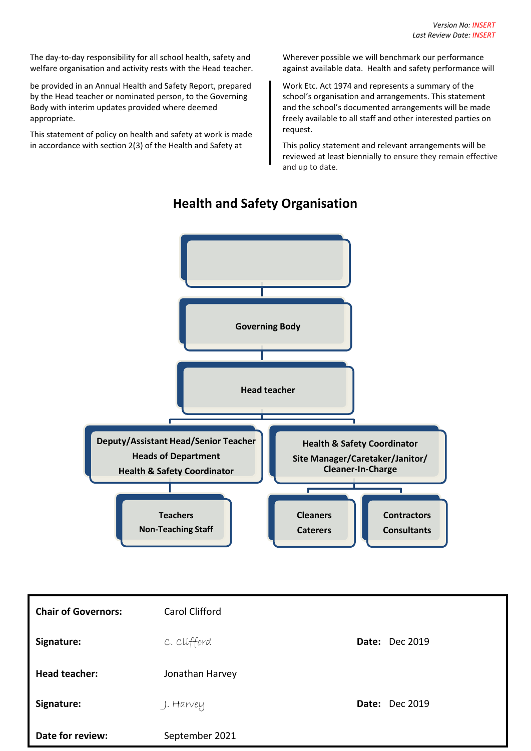*Version No: INSERT*
*Last Review Date: INSERT*

The day-to-day responsibility for all school health, safety and welfare organisation and activity rests with the Head teacher.

Wherever possible we will benchmark our performance against available data. Health and safety performance will be provided in an Annual Health and Safety Report, prepared by the Head teacher or nominated person, to the Governing Body with interim updates provided where deemed appropriate.

This statement of policy on health and safety at work is made in accordance with section 2(3) of the Health and Safety at Work Etc. Act 1974 and represents a summary of the school's organisation and arrangements. This statement and the school's documented arrangements will be made freely available to all staff and other interested parties on request.

This policy statement and relevant arrangements will be reviewed at least biennially to ensure they remain effective and up to date.

## Health and Safety Organisation

- (blank)
  - Governing Body
    - Head teacher
      - Deputy/Assistant Head/Senior Teacher; Heads of Department; Health & Safety Coordinator
        - Teachers; Non-Teaching Staff
      - Health & Safety Coordinator; Site Manager/Caretaker/Janitor/Cleaner-In-Charge
        - Cleaners; Caterers
        - Contractors; Consultants

| | | | |
|---|---|---|---|
| **Chair of Governors:** | Carol Clifford | | |
| **Signature:** | C. Clifford | **Date:** | Dec 2019 |
| **Head teacher:** | Jonathan Harvey | | |
| **Signature:** | J. Harvey | **Date:** | Dec 2019 |
| **Date for review:** | September 2021 | | |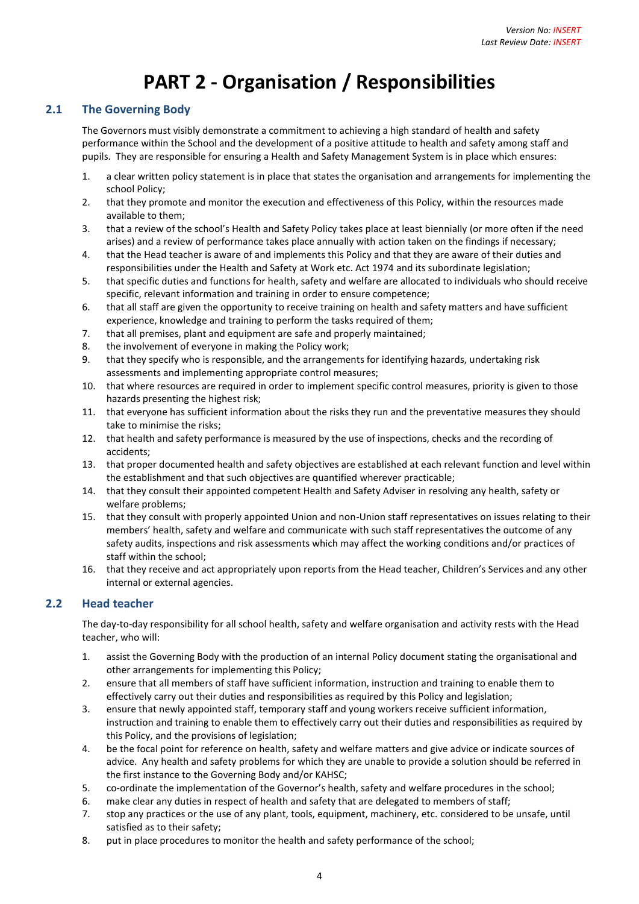*Version No: INSERT*
*Last Review Date: INSERT*

# PART 2 - Organisation / Responsibilities

## 2.1 The Governing Body

The Governors must visibly demonstrate a commitment to achieving a high standard of health and safety performance within the School and the development of a positive attitude to health and safety among staff and pupils. They are responsible for ensuring a Health and Safety Management System is in place which ensures:

1. a clear written policy statement is in place that states the organisation and arrangements for implementing the school Policy;
2. that they promote and monitor the execution and effectiveness of this Policy, within the resources made available to them;
3. that a review of the school's Health and Safety Policy takes place at least biennially (or more often if the need arises) and a review of performance takes place annually with action taken on the findings if necessary;
4. that the Head teacher is aware of and implements this Policy and that they are aware of their duties and responsibilities under the Health and Safety at Work etc. Act 1974 and its subordinate legislation;
5. that specific duties and functions for health, safety and welfare are allocated to individuals who should receive specific, relevant information and training in order to ensure competence;
6. that all staff are given the opportunity to receive training on health and safety matters and have sufficient experience, knowledge and training to perform the tasks required of them;
7. that all premises, plant and equipment are safe and properly maintained;
8. the involvement of everyone in making the Policy work;
9. that they specify who is responsible, and the arrangements for identifying hazards, undertaking risk assessments and implementing appropriate control measures;
10. that where resources are required in order to implement specific control measures, priority is given to those hazards presenting the highest risk;
11. that everyone has sufficient information about the risks they run and the preventative measures they should take to minimise the risks;
12. that health and safety performance is measured by the use of inspections, checks and the recording of accidents;
13. that proper documented health and safety objectives are established at each relevant function and level within the establishment and that such objectives are quantified wherever practicable;
14. that they consult their appointed competent Health and Safety Adviser in resolving any health, safety or welfare problems;
15. that they consult with properly appointed Union and non-Union staff representatives on issues relating to their members' health, safety and welfare and communicate with such staff representatives the outcome of any safety audits, inspections and risk assessments which may affect the working conditions and/or practices of staff within the school;
16. that they receive and act appropriately upon reports from the Head teacher, Children's Services and any other internal or external agencies.

## 2.2 Head teacher

The day-to-day responsibility for all school health, safety and welfare organisation and activity rests with the Head teacher, who will:

1. assist the Governing Body with the production of an internal Policy document stating the organisational and other arrangements for implementing this Policy;
2. ensure that all members of staff have sufficient information, instruction and training to enable them to effectively carry out their duties and responsibilities as required by this Policy and legislation;
3. ensure that newly appointed staff, temporary staff and young workers receive sufficient information, instruction and training to enable them to effectively carry out their duties and responsibilities as required by this Policy, and the provisions of legislation;
4. be the focal point for reference on health, safety and welfare matters and give advice or indicate sources of advice. Any health and safety problems for which they are unable to provide a solution should be referred in the first instance to the Governing Body and/or KAHSC;
5. co-ordinate the implementation of the Governor's health, safety and welfare procedures in the school;
6. make clear any duties in respect of health and safety that are delegated to members of staff;
7. stop any practices or the use of any plant, tools, equipment, machinery, etc. considered to be unsafe, until satisfied as to their safety;
8. put in place procedures to monitor the health and safety performance of the school;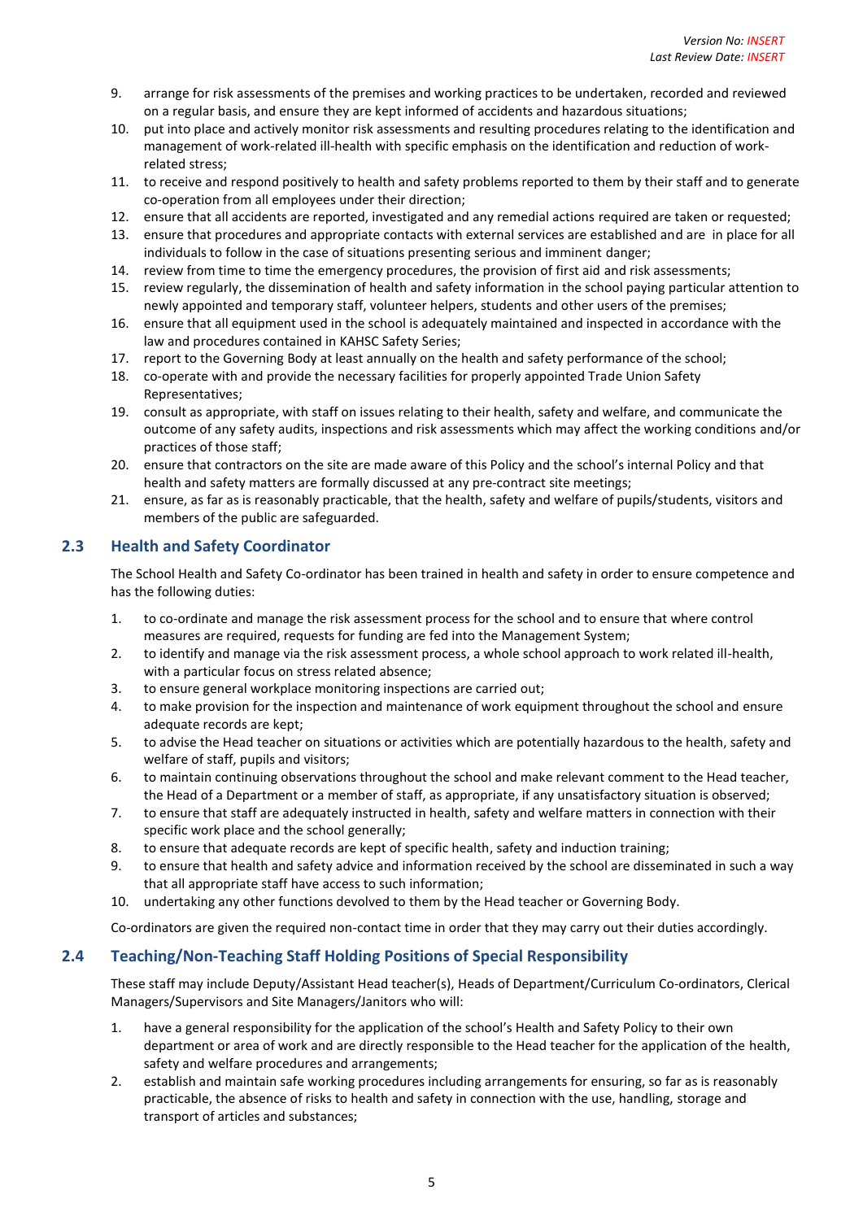9. arrange for risk assessments of the premises and working practices to be undertaken, recorded and reviewed on a regular basis, and ensure they are kept informed of accidents and hazardous situations;
10. put into place and actively monitor risk assessments and resulting procedures relating to the identification and management of work-related ill-health with specific emphasis on the identification and reduction of work-related stress;
11. to receive and respond positively to health and safety problems reported to them by their staff and to generate co-operation from all employees under their direction;
12. ensure that all accidents are reported, investigated and any remedial actions required are taken or requested;
13. ensure that procedures and appropriate contacts with external services are established and are in place for all individuals to follow in the case of situations presenting serious and imminent danger;
14. review from time to time the emergency procedures, the provision of first aid and risk assessments;
15. review regularly, the dissemination of health and safety information in the school paying particular attention to newly appointed and temporary staff, volunteer helpers, students and other users of the premises;
16. ensure that all equipment used in the school is adequately maintained and inspected in accordance with the law and procedures contained in KAHSC Safety Series;
17. report to the Governing Body at least annually on the health and safety performance of the school;
18. co-operate with and provide the necessary facilities for properly appointed Trade Union Safety Representatives;
19. consult as appropriate, with staff on issues relating to their health, safety and welfare, and communicate the outcome of any safety audits, inspections and risk assessments which may affect the working conditions and/or practices of those staff;
20. ensure that contractors on the site are made aware of this Policy and the school's internal Policy and that health and safety matters are formally discussed at any pre-contract site meetings;
21. ensure, as far as is reasonably practicable, that the health, safety and welfare of pupils/students, visitors and members of the public are safeguarded.

## 2.3 Health and Safety Coordinator

The School Health and Safety Co-ordinator has been trained in health and safety in order to ensure competence and has the following duties:

1. to co-ordinate and manage the risk assessment process for the school and to ensure that where control measures are required, requests for funding are fed into the Management System;
2. to identify and manage via the risk assessment process, a whole school approach to work related ill-health, with a particular focus on stress related absence;
3. to ensure general workplace monitoring inspections are carried out;
4. to make provision for the inspection and maintenance of work equipment throughout the school and ensure adequate records are kept;
5. to advise the Head teacher on situations or activities which are potentially hazardous to the health, safety and welfare of staff, pupils and visitors;
6. to maintain continuing observations throughout the school and make relevant comment to the Head teacher, the Head of a Department or a member of staff, as appropriate, if any unsatisfactory situation is observed;
7. to ensure that staff are adequately instructed in health, safety and welfare matters in connection with their specific work place and the school generally;
8. to ensure that adequate records are kept of specific health, safety and induction training;
9. to ensure that health and safety advice and information received by the school are disseminated in such a way that all appropriate staff have access to such information;
10. undertaking any other functions devolved to them by the Head teacher or Governing Body.

Co-ordinators are given the required non-contact time in order that they may carry out their duties accordingly.

## 2.4 Teaching/Non-Teaching Staff Holding Positions of Special Responsibility

These staff may include Deputy/Assistant Head teacher(s), Heads of Department/Curriculum Co-ordinators, Clerical Managers/Supervisors and Site Managers/Janitors who will:

1. have a general responsibility for the application of the school's Health and Safety Policy to their own department or area of work and are directly responsible to the Head teacher for the application of the health, safety and welfare procedures and arrangements;
2. establish and maintain safe working procedures including arrangements for ensuring, so far as is reasonably practicable, the absence of risks to health and safety in connection with the use, handling, storage and transport of articles and substances;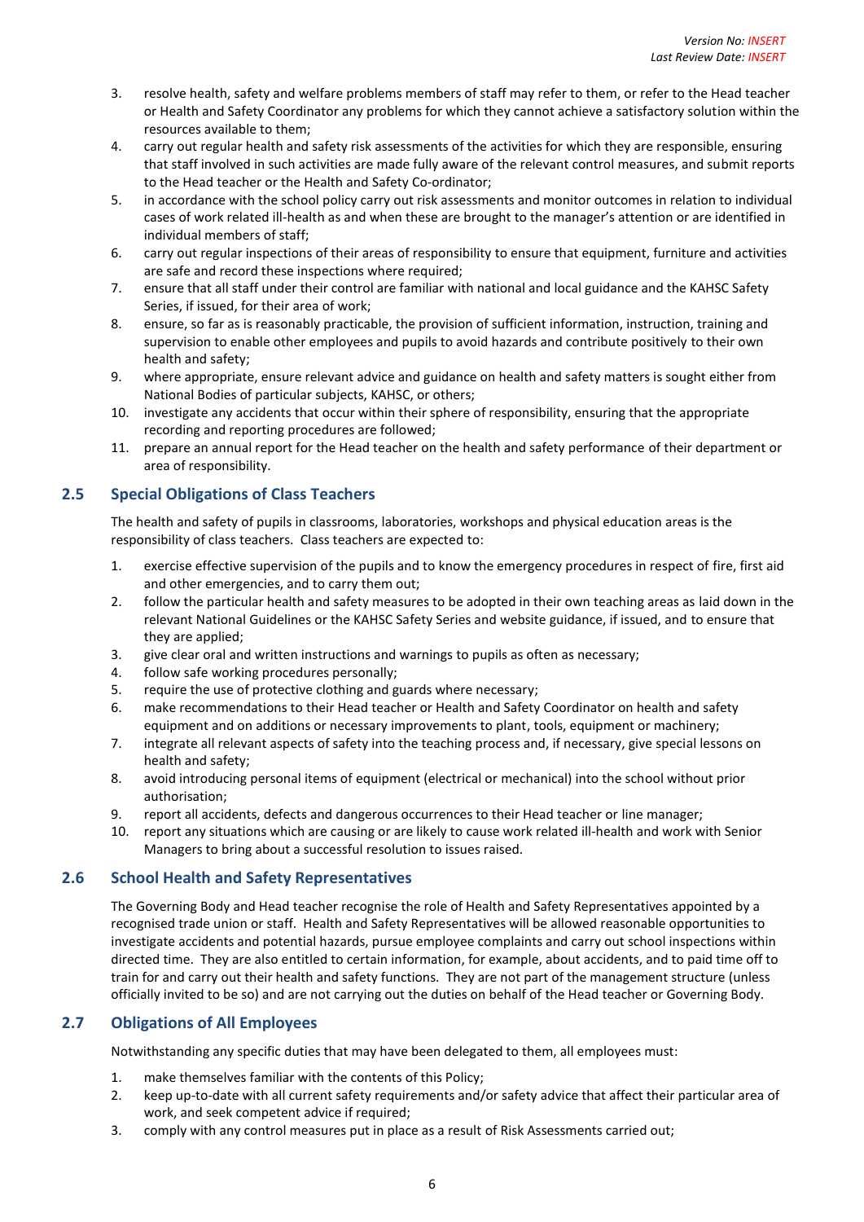3. resolve health, safety and welfare problems members of staff may refer to them, or refer to the Head teacher or Health and Safety Coordinator any problems for which they cannot achieve a satisfactory solution within the resources available to them;
4. carry out regular health and safety risk assessments of the activities for which they are responsible, ensuring that staff involved in such activities are made fully aware of the relevant control measures, and submit reports to the Head teacher or the Health and Safety Co-ordinator;
5. in accordance with the school policy carry out risk assessments and monitor outcomes in relation to individual cases of work related ill-health as and when these are brought to the manager's attention or are identified in individual members of staff;
6. carry out regular inspections of their areas of responsibility to ensure that equipment, furniture and activities are safe and record these inspections where required;
7. ensure that all staff under their control are familiar with national and local guidance and the KAHSC Safety Series, if issued, for their area of work;
8. ensure, so far as is reasonably practicable, the provision of sufficient information, instruction, training and supervision to enable other employees and pupils to avoid hazards and contribute positively to their own health and safety;
9. where appropriate, ensure relevant advice and guidance on health and safety matters is sought either from National Bodies of particular subjects, KAHSC, or others;
10. investigate any accidents that occur within their sphere of responsibility, ensuring that the appropriate recording and reporting procedures are followed;
11. prepare an annual report for the Head teacher on the health and safety performance of their department or area of responsibility.

## 2.5 Special Obligations of Class Teachers

The health and safety of pupils in classrooms, laboratories, workshops and physical education areas is the responsibility of class teachers. Class teachers are expected to:

1. exercise effective supervision of the pupils and to know the emergency procedures in respect of fire, first aid and other emergencies, and to carry them out;
2. follow the particular health and safety measures to be adopted in their own teaching areas as laid down in the relevant National Guidelines or the KAHSC Safety Series and website guidance, if issued, and to ensure that they are applied;
3. give clear oral and written instructions and warnings to pupils as often as necessary;
4. follow safe working procedures personally;
5. require the use of protective clothing and guards where necessary;
6. make recommendations to their Head teacher or Health and Safety Coordinator on health and safety equipment and on additions or necessary improvements to plant, tools, equipment or machinery;
7. integrate all relevant aspects of safety into the teaching process and, if necessary, give special lessons on health and safety;
8. avoid introducing personal items of equipment (electrical or mechanical) into the school without prior authorisation;
9. report all accidents, defects and dangerous occurrences to their Head teacher or line manager;
10. report any situations which are causing or are likely to cause work related ill-health and work with Senior Managers to bring about a successful resolution to issues raised.

## 2.6 School Health and Safety Representatives

The Governing Body and Head teacher recognise the role of Health and Safety Representatives appointed by a recognised trade union or staff. Health and Safety Representatives will be allowed reasonable opportunities to investigate accidents and potential hazards, pursue employee complaints and carry out school inspections within directed time. They are also entitled to certain information, for example, about accidents, and to paid time off to train for and carry out their health and safety functions. They are not part of the management structure (unless officially invited to be so) and are not carrying out the duties on behalf of the Head teacher or Governing Body.

## 2.7 Obligations of All Employees

Notwithstanding any specific duties that may have been delegated to them, all employees must:

1. make themselves familiar with the contents of this Policy;
2. keep up-to-date with all current safety requirements and/or safety advice that affect their particular area of work, and seek competent advice if required;
3. comply with any control measures put in place as a result of Risk Assessments carried out;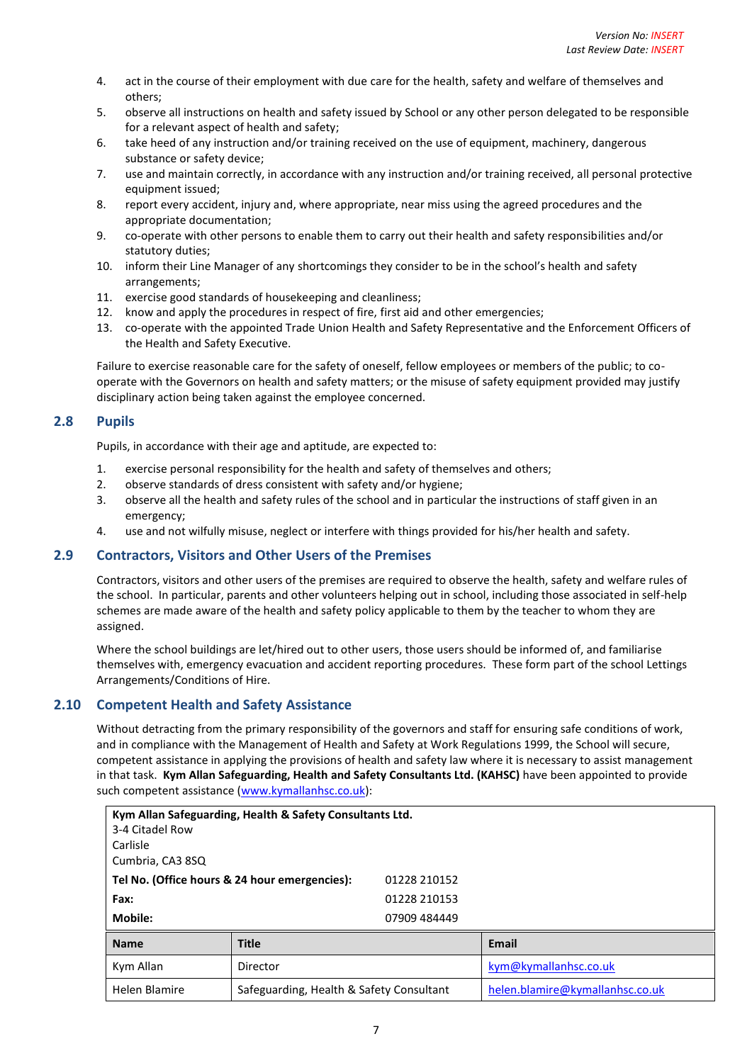4. act in the course of their employment with due care for the health, safety and welfare of themselves and others;
5. observe all instructions on health and safety issued by School or any other person delegated to be responsible for a relevant aspect of health and safety;
6. take heed of any instruction and/or training received on the use of equipment, machinery, dangerous substance or safety device;
7. use and maintain correctly, in accordance with any instruction and/or training received, all personal protective equipment issued;
8. report every accident, injury and, where appropriate, near miss using the agreed procedures and the appropriate documentation;
9. co-operate with other persons to enable them to carry out their health and safety responsibilities and/or statutory duties;
10. inform their Line Manager of any shortcomings they consider to be in the school's health and safety arrangements;
11. exercise good standards of housekeeping and cleanliness;
12. know and apply the procedures in respect of fire, first aid and other emergencies;
13. co-operate with the appointed Trade Union Health and Safety Representative and the Enforcement Officers of the Health and Safety Executive.

Failure to exercise reasonable care for the safety of oneself, fellow employees or members of the public; to co-operate with the Governors on health and safety matters; or the misuse of safety equipment provided may justify disciplinary action being taken against the employee concerned.

## 2.8 Pupils

Pupils, in accordance with their age and aptitude, are expected to:

1. exercise personal responsibility for the health and safety of themselves and others;
2. observe standards of dress consistent with safety and/or hygiene;
3. observe all the health and safety rules of the school and in particular the instructions of staff given in an emergency;
4. use and not wilfully misuse, neglect or interfere with things provided for his/her health and safety.

## 2.9 Contractors, Visitors and Other Users of the Premises

Contractors, visitors and other users of the premises are required to observe the health, safety and welfare rules of the school. In particular, parents and other volunteers helping out in school, including those associated in self-help schemes are made aware of the health and safety policy applicable to them by the teacher to whom they are assigned.

Where the school buildings are let/hired out to other users, those users should be informed of, and familiarise themselves with, emergency evacuation and accident reporting procedures. These form part of the school Lettings Arrangements/Conditions of Hire.

## 2.10 Competent Health and Safety Assistance

Without detracting from the primary responsibility of the governors and staff for ensuring safe conditions of work, and in compliance with the Management of Health and Safety at Work Regulations 1999, the School will secure, competent assistance in applying the provisions of health and safety law where it is necessary to assist management in that task. **Kym Allan Safeguarding, Health and Safety Consultants Ltd. (KAHSC)** have been appointed to provide such competent assistance (www.kymallanhsc.co.uk):

**Kym Allan Safeguarding, Health & Safety Consultants Ltd.**
3-4 Citadel Row
Carlisle
Cumbria, CA3 8SQ

| | |
|---|---|
| **Tel No. (Office hours & 24 hour emergencies):** | 01228 210152 |
| **Fax:** | 01228 210153 |
| **Mobile:** | 07909 484449 |

| Name | Title | Email |
|---|---|---|
| Kym Allan | Director | kym@kymallanhsc.co.uk |
| Helen Blamire | Safeguarding, Health & Safety Consultant | helen.blamire@kymallanhsc.co.uk |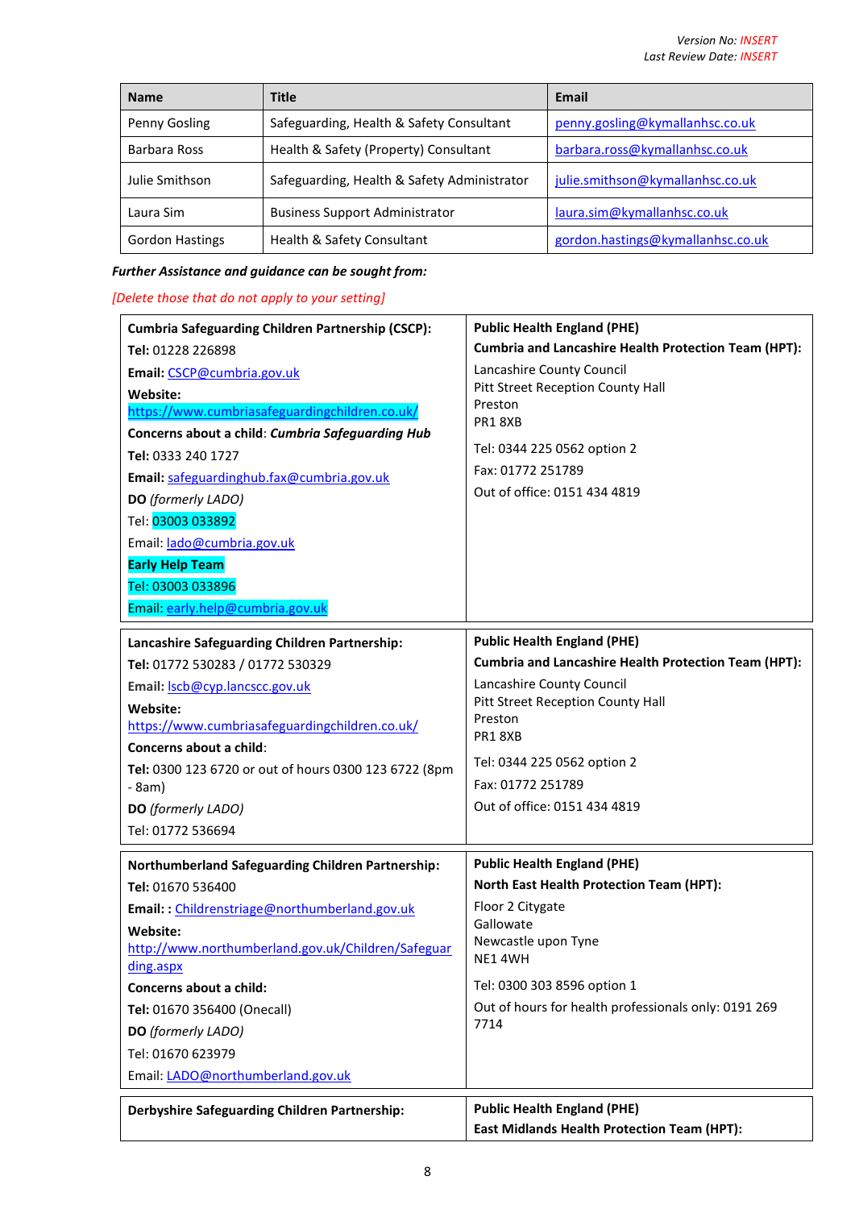| Name | Title | Email |
|---|---|---|
| Penny Gosling | Safeguarding, Health & Safety Consultant | penny.gosling@kymallanhsc.co.uk |
| Barbara Ross | Health & Safety (Property) Consultant | barbara.ross@kymallanhsc.co.uk |
| Julie Smithson | Safeguarding, Health & Safety Administrator | julie.smithson@kymallanhsc.co.uk |
| Laura Sim | Business Support Administrator | laura.sim@kymallanhsc.co.uk |
| Gordon Hastings | Health & Safety Consultant | gordon.hastings@kymallanhsc.co.uk |

***Further Assistance and guidance can be sought from:***

*[Delete those that do not apply to your setting]*

| | |
|---|---|
| **Cumbria Safeguarding Children Partnership (CSCP):**<br>**Tel:** 01228 226898<br>**Email:** CSCP@cumbria.gov.uk<br>**Website:**<br>https://www.cumbriasafeguardingchildren.co.uk/<br>**Concerns about a child**: ***Cumbria Safeguarding Hub***<br>**Tel:** 0333 240 1727<br>**Email:** safeguardinghub.fax@cumbria.gov.uk<br>**DO** *(formerly LADO)*<br>Tel: 03003 033892<br>Email: lado@cumbria.gov.uk<br>**Early Help Team**<br>Tel: 03003 033896<br>Email: early.help@cumbria.gov.uk | **Public Health England (PHE)**<br>**Cumbria and Lancashire Health Protection Team (HPT):**<br>Lancashire County Council<br>Pitt Street Reception County Hall<br>Preston<br>PR1 8XB<br>Tel: 0344 225 0562 option 2<br>Fax: 01772 251789<br>Out of office: 0151 434 4819 |
| **Lancashire Safeguarding Children Partnership:**<br>**Tel:** 01772 530283 / 01772 530329<br>**Email:** lscb@cyp.lancscc.gov.uk<br>**Website:**<br>https://www.cumbriasafeguardingchildren.co.uk/<br>**Concerns about a child**:<br>**Tel:** 0300 123 6720 or out of hours 0300 123 6722 (8pm - 8am)<br>**DO** *(formerly LADO)*<br>Tel: 01772 536694 | **Public Health England (PHE)**<br>**Cumbria and Lancashire Health Protection Team (HPT):**<br>Lancashire County Council<br>Pitt Street Reception County Hall<br>Preston<br>PR1 8XB<br>Tel: 0344 225 0562 option 2<br>Fax: 01772 251789<br>Out of office: 0151 434 4819 |
| **Northumberland Safeguarding Children Partnership:**<br>**Tel:** 01670 536400<br>**Email: :** Childrenstriage@northumberland.gov.uk<br>**Website:**<br>http://www.northumberland.gov.uk/Children/Safeguarding.aspx<br>**Concerns about a child:**<br>**Tel:** 01670 356400 (Onecall)<br>**DO** *(formerly LADO)*<br>Tel: 01670 623979<br>Email: LADO@northumberland.gov.uk | **Public Health England (PHE)**<br>**North East Health Protection Team (HPT):**<br>Floor 2 Citygate<br>Gallowate<br>Newcastle upon Tyne<br>NE1 4WH<br>Tel: 0300 303 8596 option 1<br>Out of hours for health professionals only: 0191 269 7714 |
| **Derbyshire Safeguarding Children Partnership:** | **Public Health England (PHE)**<br>**East Midlands Health Protection Team (HPT):** |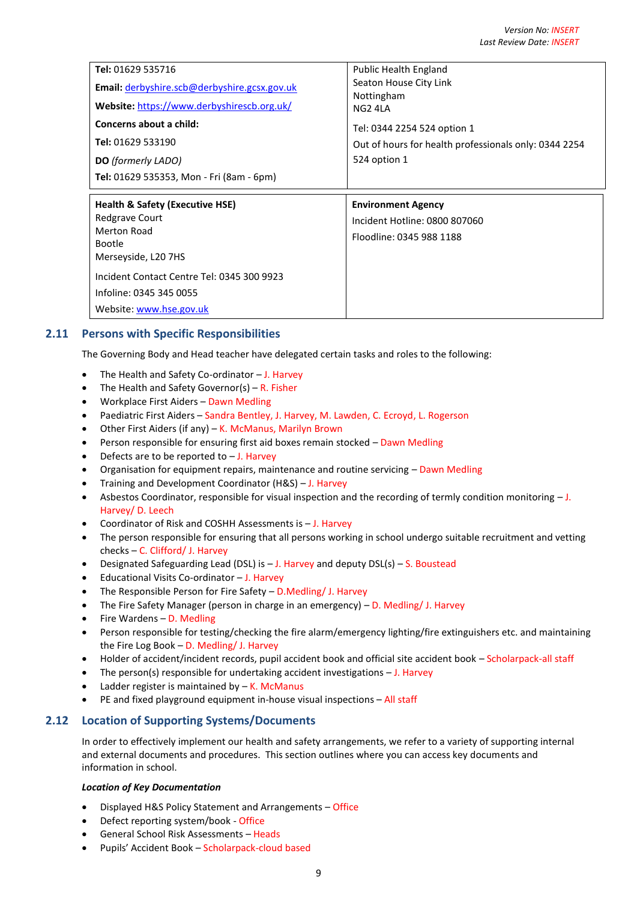| **Tel:** 01629 535716<br><br>**Email:** derbyshire.scb@derbyshire.gcsx.gov.uk<br><br>**Website:** https://www.derbyshirescb.org.uk/<br><br>**Concerns about a child:**<br><br>**Tel:** 01629 533190<br><br>**DO** *(formerly LADO)*<br><br>**Tel:** 01629 535353, Mon - Fri (8am - 6pm) | Public Health England<br>Seaton House City Link<br>Nottingham<br>NG2 4LA<br><br>Tel: 0344 2254 524 option 1<br><br>Out of hours for health professionals only: 0344 2254 524 option 1 |
|---|---|
| **Health & Safety (Executive HSE)**<br>Redgrave Court<br>Merton Road<br>Bootle<br>Merseyside, L20 7HS<br><br>Incident Contact Centre Tel: 0345 300 9923<br><br>Infoline: 0345 345 0055<br><br>Website: www.hse.gov.uk | **Environment Agency**<br><br>Incident Hotline: 0800 807060<br><br>Floodline: 0345 988 1188 |

## 2.11 Persons with Specific Responsibilities

The Governing Body and Head teacher have delegated certain tasks and roles to the following:

- The Health and Safety Co-ordinator – J. Harvey
- The Health and Safety Governor(s) – R. Fisher
- Workplace First Aiders – Dawn Medling
- Paediatric First Aiders – Sandra Bentley, J. Harvey, M. Lawden, C. Ecroyd, L. Rogerson
- Other First Aiders (if any) – K. McManus, Marilyn Brown
- Person responsible for ensuring first aid boxes remain stocked – Dawn Medling
- Defects are to be reported to – J. Harvey
- Organisation for equipment repairs, maintenance and routine servicing – Dawn Medling
- Training and Development Coordinator (H&S) – J. Harvey
- Asbestos Coordinator, responsible for visual inspection and the recording of termly condition monitoring – J. Harvey/ D. Leech
- Coordinator of Risk and COSHH Assessments is – J. Harvey
- The person responsible for ensuring that all persons working in school undergo suitable recruitment and vetting checks – C. Clifford/ J. Harvey
- Designated Safeguarding Lead (DSL) is – J. Harvey and deputy DSL(s) – S. Boustead
- Educational Visits Co-ordinator – J. Harvey
- The Responsible Person for Fire Safety – D.Medling/ J. Harvey
- The Fire Safety Manager (person in charge in an emergency) – D. Medling/ J. Harvey
- Fire Wardens – D. Medling
- Person responsible for testing/checking the fire alarm/emergency lighting/fire extinguishers etc. and maintaining the Fire Log Book – D. Medling/ J. Harvey
- Holder of accident/incident records, pupil accident book and official site accident book – Scholarpack-all staff
- The person(s) responsible for undertaking accident investigations – J. Harvey
- Ladder register is maintained by – K. McManus
- PE and fixed playground equipment in-house visual inspections – All staff

## 2.12 Location of Supporting Systems/Documents

In order to effectively implement our health and safety arrangements, we refer to a variety of supporting internal and external documents and procedures. This section outlines where you can access key documents and information in school.

***Location of Key Documentation***

- Displayed H&S Policy Statement and Arrangements – Office
- Defect reporting system/book - Office
- General School Risk Assessments – Heads
- Pupils' Accident Book – Scholarpack-cloud based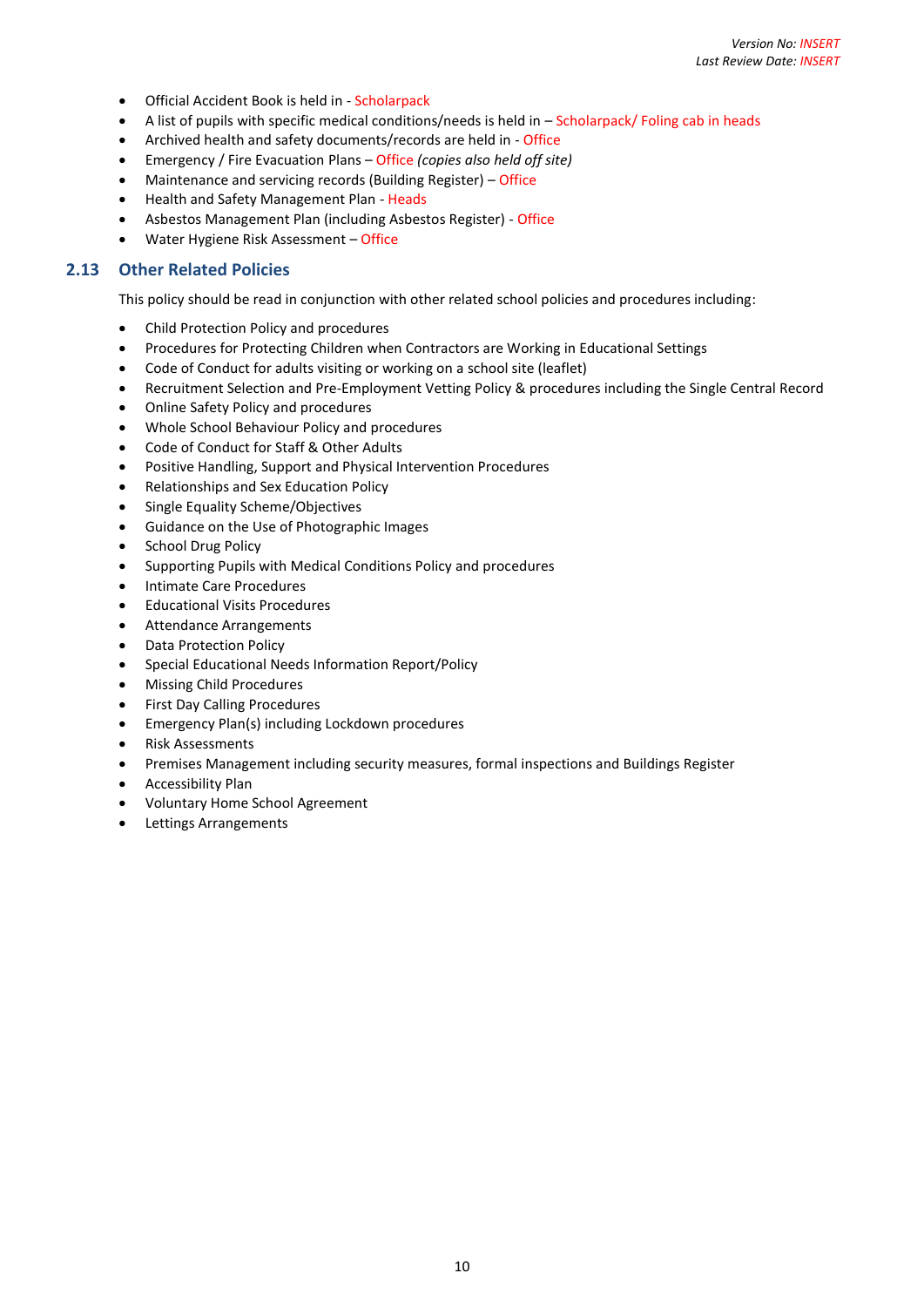- Official Accident Book is held in - Scholarpack
- A list of pupils with specific medical conditions/needs is held in – Scholarpack/ Foling cab in heads
- Archived health and safety documents/records are held in - Office
- Emergency / Fire Evacuation Plans – Office *(copies also held off site)*
- Maintenance and servicing records (Building Register) – Office
- Health and Safety Management Plan - Heads
- Asbestos Management Plan (including Asbestos Register) - Office
- Water Hygiene Risk Assessment – Office

## 2.13 Other Related Policies

This policy should be read in conjunction with other related school policies and procedures including:

- Child Protection Policy and procedures
- Procedures for Protecting Children when Contractors are Working in Educational Settings
- Code of Conduct for adults visiting or working on a school site (leaflet)
- Recruitment Selection and Pre-Employment Vetting Policy & procedures including the Single Central Record
- Online Safety Policy and procedures
- Whole School Behaviour Policy and procedures
- Code of Conduct for Staff & Other Adults
- Positive Handling, Support and Physical Intervention Procedures
- Relationships and Sex Education Policy
- Single Equality Scheme/Objectives
- Guidance on the Use of Photographic Images
- School Drug Policy
- Supporting Pupils with Medical Conditions Policy and procedures
- Intimate Care Procedures
- Educational Visits Procedures
- Attendance Arrangements
- Data Protection Policy
- Special Educational Needs Information Report/Policy
- Missing Child Procedures
- First Day Calling Procedures
- Emergency Plan(s) including Lockdown procedures
- Risk Assessments
- Premises Management including security measures, formal inspections and Buildings Register
- Accessibility Plan
- Voluntary Home School Agreement
- Lettings Arrangements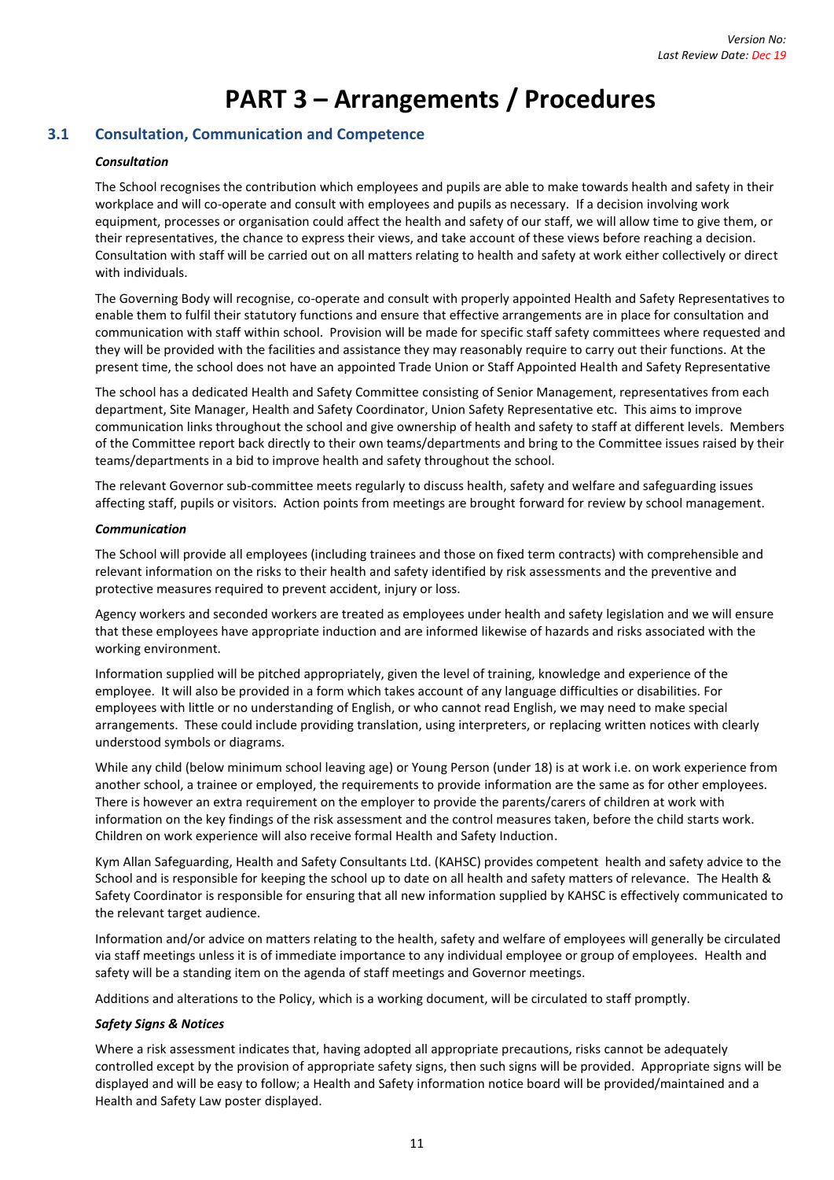# PART 3 – Arrangements / Procedures

## 3.1 Consultation, Communication and Competence

***Consultation***

The School recognises the contribution which employees and pupils are able to make towards health and safety in their workplace and will co-operate and consult with employees and pupils as necessary. If a decision involving work equipment, processes or organisation could affect the health and safety of our staff, we will allow time to give them, or their representatives, the chance to express their views, and take account of these views before reaching a decision. Consultation with staff will be carried out on all matters relating to health and safety at work either collectively or direct with individuals.

The Governing Body will recognise, co-operate and consult with properly appointed Health and Safety Representatives to enable them to fulfil their statutory functions and ensure that effective arrangements are in place for consultation and communication with staff within school. Provision will be made for specific staff safety committees where requested and they will be provided with the facilities and assistance they may reasonably require to carry out their functions. At the present time, the school does not have an appointed Trade Union or Staff Appointed Health and Safety Representative

The school has a dedicated Health and Safety Committee consisting of Senior Management, representatives from each department, Site Manager, Health and Safety Coordinator, Union Safety Representative etc. This aims to improve communication links throughout the school and give ownership of health and safety to staff at different levels. Members of the Committee report back directly to their own teams/departments and bring to the Committee issues raised by their teams/departments in a bid to improve health and safety throughout the school.

The relevant Governor sub-committee meets regularly to discuss health, safety and welfare and safeguarding issues affecting staff, pupils or visitors. Action points from meetings are brought forward for review by school management.

***Communication***

The School will provide all employees (including trainees and those on fixed term contracts) with comprehensible and relevant information on the risks to their health and safety identified by risk assessments and the preventive and protective measures required to prevent accident, injury or loss.

Agency workers and seconded workers are treated as employees under health and safety legislation and we will ensure that these employees have appropriate induction and are informed likewise of hazards and risks associated with the working environment.

Information supplied will be pitched appropriately, given the level of training, knowledge and experience of the employee. It will also be provided in a form which takes account of any language difficulties or disabilities. For employees with little or no understanding of English, or who cannot read English, we may need to make special arrangements. These could include providing translation, using interpreters, or replacing written notices with clearly understood symbols or diagrams.

While any child (below minimum school leaving age) or Young Person (under 18) is at work i.e. on work experience from another school, a trainee or employed, the requirements to provide information are the same as for other employees. There is however an extra requirement on the employer to provide the parents/carers of children at work with information on the key findings of the risk assessment and the control measures taken, before the child starts work. Children on work experience will also receive formal Health and Safety Induction.

Kym Allan Safeguarding, Health and Safety Consultants Ltd. (KAHSC) provides competent health and safety advice to the School and is responsible for keeping the school up to date on all health and safety matters of relevance. The Health & Safety Coordinator is responsible for ensuring that all new information supplied by KAHSC is effectively communicated to the relevant target audience.

Information and/or advice on matters relating to the health, safety and welfare of employees will generally be circulated via staff meetings unless it is of immediate importance to any individual employee or group of employees. Health and safety will be a standing item on the agenda of staff meetings and Governor meetings.

Additions and alterations to the Policy, which is a working document, will be circulated to staff promptly.

***Safety Signs & Notices***

Where a risk assessment indicates that, having adopted all appropriate precautions, risks cannot be adequately controlled except by the provision of appropriate safety signs, then such signs will be provided. Appropriate signs will be displayed and will be easy to follow; a Health and Safety information notice board will be provided/maintained and a Health and Safety Law poster displayed.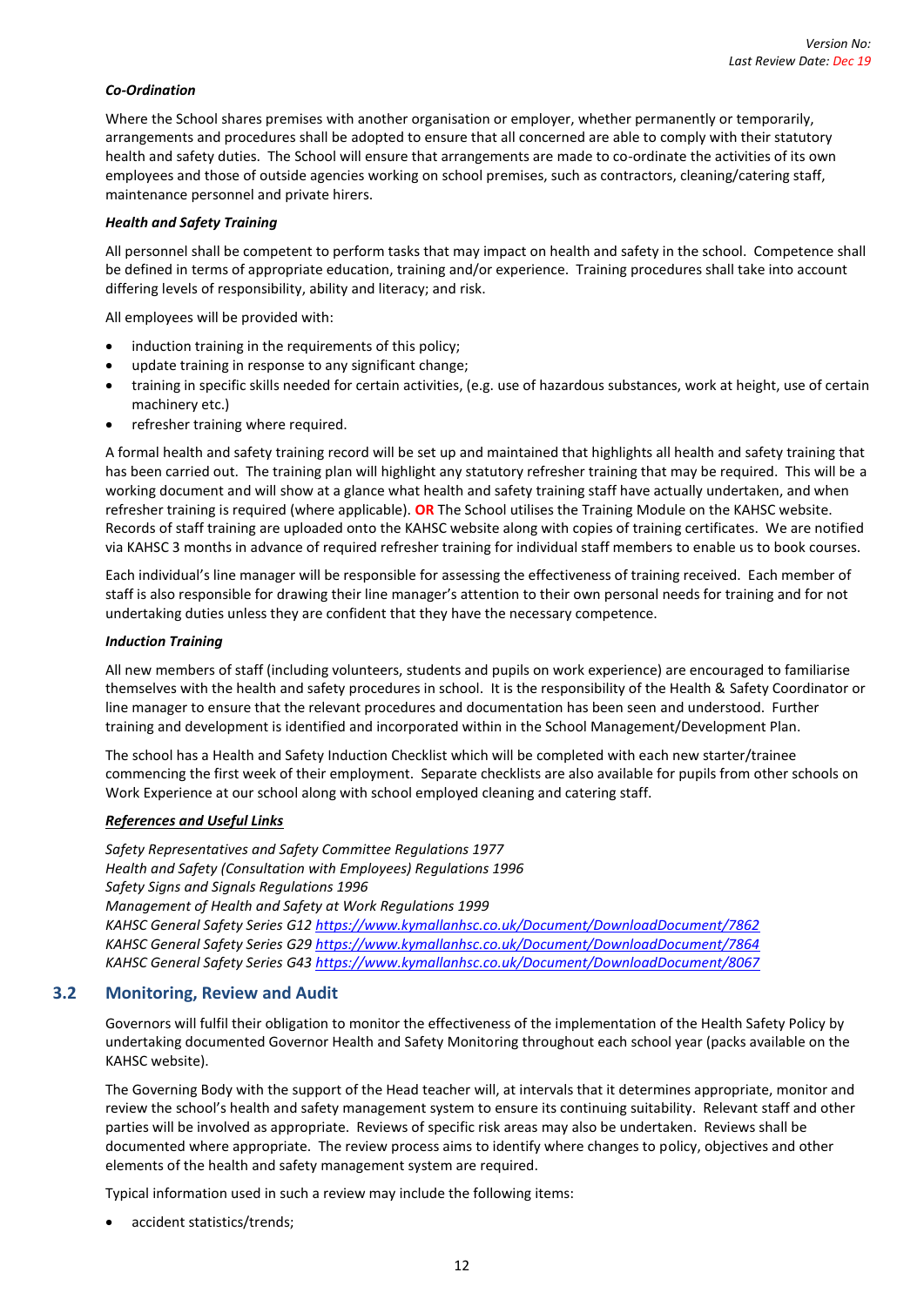***Co-Ordination***

Where the School shares premises with another organisation or employer, whether permanently or temporarily, arrangements and procedures shall be adopted to ensure that all concerned are able to comply with their statutory health and safety duties. The School will ensure that arrangements are made to co-ordinate the activities of its own employees and those of outside agencies working on school premises, such as contractors, cleaning/catering staff, maintenance personnel and private hirers.

***Health and Safety Training***

All personnel shall be competent to perform tasks that may impact on health and safety in the school. Competence shall be defined in terms of appropriate education, training and/or experience. Training procedures shall take into account differing levels of responsibility, ability and literacy; and risk.

All employees will be provided with:

- induction training in the requirements of this policy;
- update training in response to any significant change;
- training in specific skills needed for certain activities, (e.g. use of hazardous substances, work at height, use of certain machinery etc.)
- refresher training where required.

A formal health and safety training record will be set up and maintained that highlights all health and safety training that has been carried out. The training plan will highlight any statutory refresher training that may be required. This will be a working document and will show at a glance what health and safety training staff have actually undertaken, and when refresher training is required (where applicable). **OR** The School utilises the Training Module on the KAHSC website. Records of staff training are uploaded onto the KAHSC website along with copies of training certificates. We are notified via KAHSC 3 months in advance of required refresher training for individual staff members to enable us to book courses.

Each individual's line manager will be responsible for assessing the effectiveness of training received. Each member of staff is also responsible for drawing their line manager's attention to their own personal needs for training and for not undertaking duties unless they are confident that they have the necessary competence.

***Induction Training***

All new members of staff (including volunteers, students and pupils on work experience) are encouraged to familiarise themselves with the health and safety procedures in school. It is the responsibility of the Health & Safety Coordinator or line manager to ensure that the relevant procedures and documentation has been seen and understood. Further training and development is identified and incorporated within in the School Management/Development Plan.

The school has a Health and Safety Induction Checklist which will be completed with each new starter/trainee commencing the first week of their employment. Separate checklists are also available for pupils from other schools on Work Experience at our school along with school employed cleaning and catering staff.

***References and Useful Links***

*Safety Representatives and Safety Committee Regulations 1977*
*Health and Safety (Consultation with Employees) Regulations 1996*
*Safety Signs and Signals Regulations 1996*
*Management of Health and Safety at Work Regulations 1999*
*KAHSC General Safety Series G12* https://www.kymallanhsc.co.uk/Document/DownloadDocument/7862
*KAHSC General Safety Series G29* https://www.kymallanhsc.co.uk/Document/DownloadDocument/7864
*KAHSC General Safety Series G43* https://www.kymallanhsc.co.uk/Document/DownloadDocument/8067

## 3.2 Monitoring, Review and Audit

Governors will fulfil their obligation to monitor the effectiveness of the implementation of the Health Safety Policy by undertaking documented Governor Health and Safety Monitoring throughout each school year (packs available on the KAHSC website).

The Governing Body with the support of the Head teacher will, at intervals that it determines appropriate, monitor and review the school's health and safety management system to ensure its continuing suitability. Relevant staff and other parties will be involved as appropriate. Reviews of specific risk areas may also be undertaken. Reviews shall be documented where appropriate. The review process aims to identify where changes to policy, objectives and other elements of the health and safety management system are required.

Typical information used in such a review may include the following items:

- accident statistics/trends;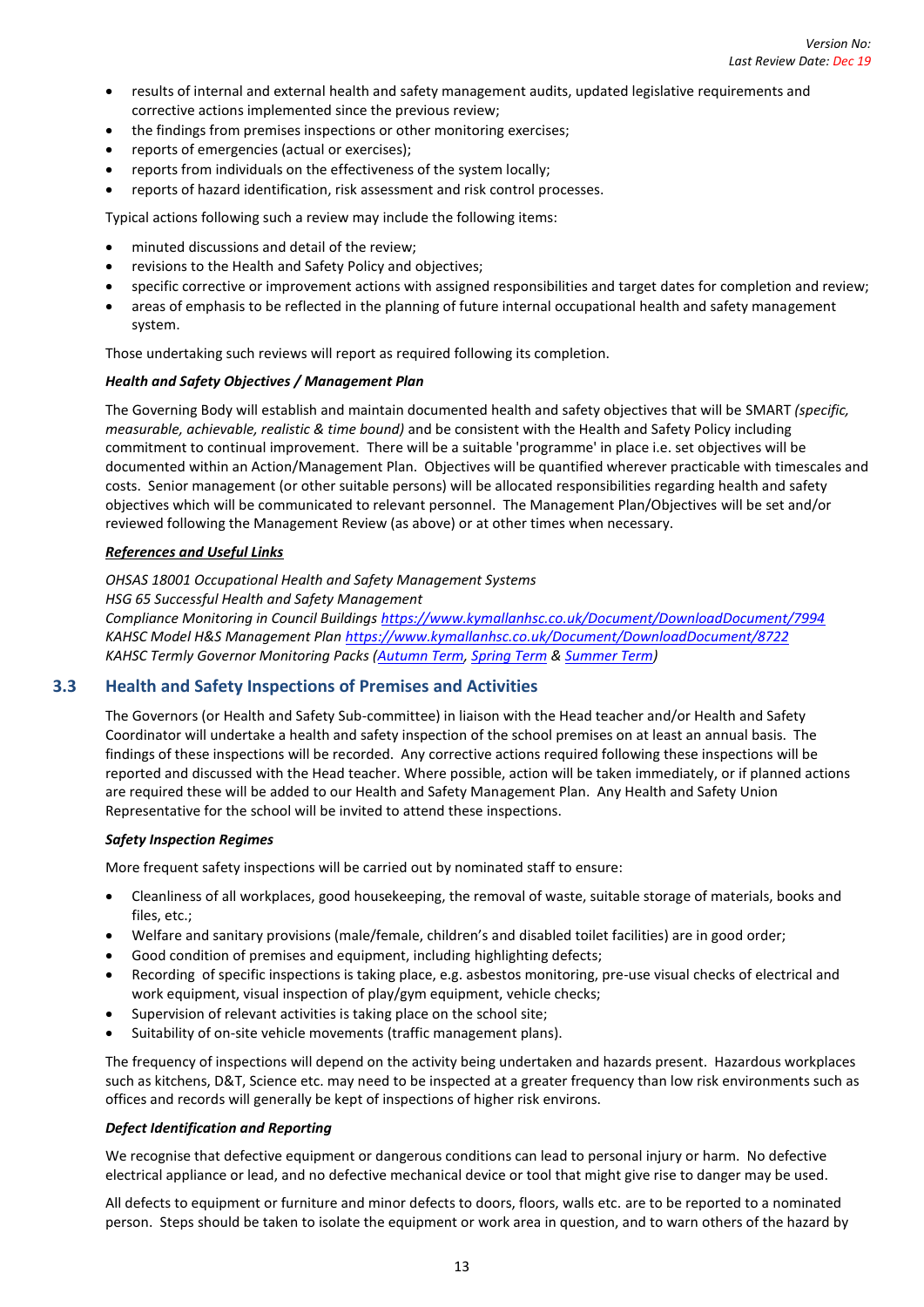- results of internal and external health and safety management audits, updated legislative requirements and corrective actions implemented since the previous review;
- the findings from premises inspections or other monitoring exercises;
- reports of emergencies (actual or exercises);
- reports from individuals on the effectiveness of the system locally;
- reports of hazard identification, risk assessment and risk control processes.

Typical actions following such a review may include the following items:

- minuted discussions and detail of the review;
- revisions to the Health and Safety Policy and objectives;
- specific corrective or improvement actions with assigned responsibilities and target dates for completion and review;
- areas of emphasis to be reflected in the planning of future internal occupational health and safety management system.

Those undertaking such reviews will report as required following its completion.

***Health and Safety Objectives / Management Plan***

The Governing Body will establish and maintain documented health and safety objectives that will be SMART *(specific, measurable, achievable, realistic & time bound)* and be consistent with the Health and Safety Policy including commitment to continual improvement. There will be a suitable 'programme' in place i.e. set objectives will be documented within an Action/Management Plan. Objectives will be quantified wherever practicable with timescales and costs. Senior management (or other suitable persons) will be allocated responsibilities regarding health and safety objectives which will be communicated to relevant personnel. The Management Plan/Objectives will be set and/or reviewed following the Management Review (as above) or at other times when necessary.

***References and Useful Links***

*OHSAS 18001 Occupational Health and Safety Management Systems*
*HSG 65 Successful Health and Safety Management*
*Compliance Monitoring in Council Buildings https://www.kymallanhsc.co.uk/Document/DownloadDocument/7994*
*KAHSC Model H&S Management Plan https://www.kymallanhsc.co.uk/Document/DownloadDocument/8722*
*KAHSC Termly Governor Monitoring Packs (Autumn Term, Spring Term & Summer Term)*

## 3.3 Health and Safety Inspections of Premises and Activities

The Governors (or Health and Safety Sub-committee) in liaison with the Head teacher and/or Health and Safety Coordinator will undertake a health and safety inspection of the school premises on at least an annual basis. The findings of these inspections will be recorded. Any corrective actions required following these inspections will be reported and discussed with the Head teacher. Where possible, action will be taken immediately, or if planned actions are required these will be added to our Health and Safety Management Plan. Any Health and Safety Union Representative for the school will be invited to attend these inspections.

***Safety Inspection Regimes***

More frequent safety inspections will be carried out by nominated staff to ensure:

- Cleanliness of all workplaces, good housekeeping, the removal of waste, suitable storage of materials, books and files, etc.;
- Welfare and sanitary provisions (male/female, children's and disabled toilet facilities) are in good order;
- Good condition of premises and equipment, including highlighting defects;
- Recording of specific inspections is taking place, e.g. asbestos monitoring, pre-use visual checks of electrical and work equipment, visual inspection of play/gym equipment, vehicle checks;
- Supervision of relevant activities is taking place on the school site;
- Suitability of on-site vehicle movements (traffic management plans).

The frequency of inspections will depend on the activity being undertaken and hazards present. Hazardous workplaces such as kitchens, D&T, Science etc. may need to be inspected at a greater frequency than low risk environments such as offices and records will generally be kept of inspections of higher risk environs.

***Defect Identification and Reporting***

We recognise that defective equipment or dangerous conditions can lead to personal injury or harm. No defective electrical appliance or lead, and no defective mechanical device or tool that might give rise to danger may be used.

All defects to equipment or furniture and minor defects to doors, floors, walls etc. are to be reported to a nominated person. Steps should be taken to isolate the equipment or work area in question, and to warn others of the hazard by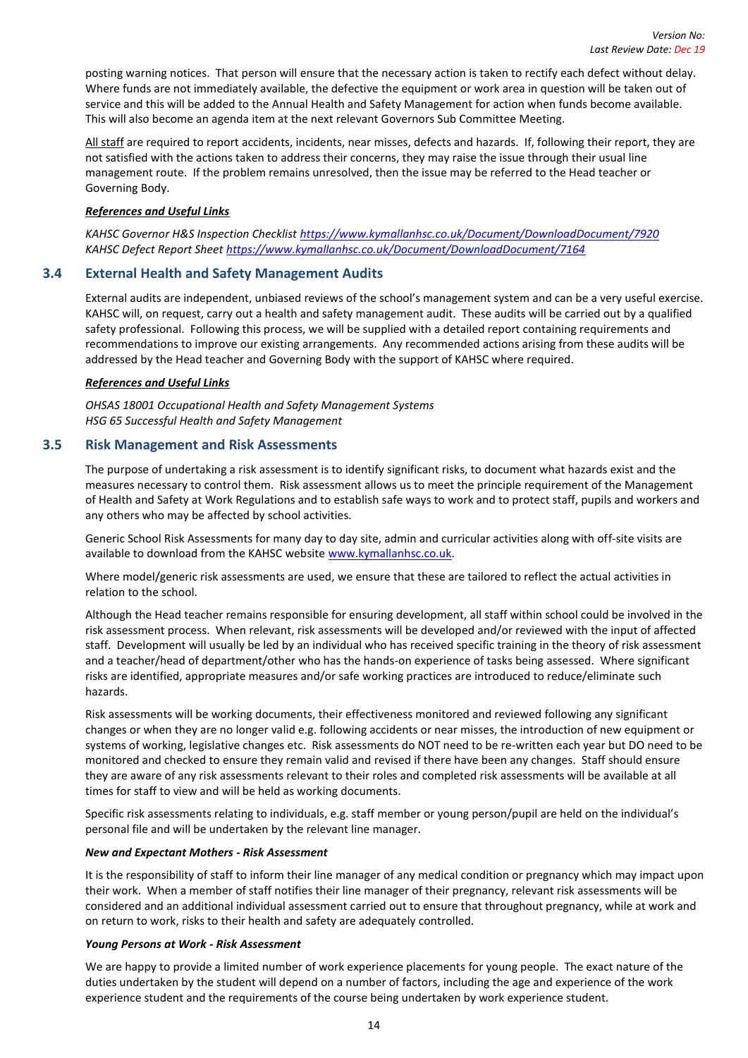posting warning notices. That person will ensure that the necessary action is taken to rectify each defect without delay. Where funds are not immediately available, the defective the equipment or work area in question will be taken out of service and this will be added to the Annual Health and Safety Management for action when funds become available. This will also become an agenda item at the next relevant Governors Sub Committee Meeting.

All staff are required to report accidents, incidents, near misses, defects and hazards. If, following their report, they are not satisfied with the actions taken to address their concerns, they may raise the issue through their usual line management route. If the problem remains unresolved, then the issue may be referred to the Head teacher or Governing Body.

***References and Useful Links***

*KAHSC Governor H&S Inspection Checklist https://www.kymallanhsc.co.uk/Document/DownloadDocument/7920*
*KAHSC Defect Report Sheet https://www.kymallanhsc.co.uk/Document/DownloadDocument/7164*

## 3.4 External Health and Safety Management Audits

External audits are independent, unbiased reviews of the school's management system and can be a very useful exercise. KAHSC will, on request, carry out a health and safety management audit. These audits will be carried out by a qualified safety professional. Following this process, we will be supplied with a detailed report containing requirements and recommendations to improve our existing arrangements. Any recommended actions arising from these audits will be addressed by the Head teacher and Governing Body with the support of KAHSC where required.

***References and Useful Links***

*OHSAS 18001 Occupational Health and Safety Management Systems*
*HSG 65 Successful Health and Safety Management*

## 3.5 Risk Management and Risk Assessments

The purpose of undertaking a risk assessment is to identify significant risks, to document what hazards exist and the measures necessary to control them. Risk assessment allows us to meet the principle requirement of the Management of Health and Safety at Work Regulations and to establish safe ways to work and to protect staff, pupils and workers and any others who may be affected by school activities.

Generic School Risk Assessments for many day to day site, admin and curricular activities along with off-site visits are available to download from the KAHSC website www.kymallanhsc.co.uk.

Where model/generic risk assessments are used, we ensure that these are tailored to reflect the actual activities in relation to the school.

Although the Head teacher remains responsible for ensuring development, all staff within school could be involved in the risk assessment process. When relevant, risk assessments will be developed and/or reviewed with the input of affected staff. Development will usually be led by an individual who has received specific training in the theory of risk assessment and a teacher/head of department/other who has the hands-on experience of tasks being assessed. Where significant risks are identified, appropriate measures and/or safe working practices are introduced to reduce/eliminate such hazards.

Risk assessments will be working documents, their effectiveness monitored and reviewed following any significant changes or when they are no longer valid e.g. following accidents or near misses, the introduction of new equipment or systems of working, legislative changes etc. Risk assessments do NOT need to be re-written each year but DO need to be monitored and checked to ensure they remain valid and revised if there have been any changes. Staff should ensure they are aware of any risk assessments relevant to their roles and completed risk assessments will be available at all times for staff to view and will be held as working documents.

Specific risk assessments relating to individuals, e.g. staff member or young person/pupil are held on the individual's personal file and will be undertaken by the relevant line manager.

***New and Expectant Mothers - Risk Assessment***

It is the responsibility of staff to inform their line manager of any medical condition or pregnancy which may impact upon their work. When a member of staff notifies their line manager of their pregnancy, relevant risk assessments will be considered and an additional individual assessment carried out to ensure that throughout pregnancy, while at work and on return to work, risks to their health and safety are adequately controlled.

***Young Persons at Work - Risk Assessment***

We are happy to provide a limited number of work experience placements for young people. The exact nature of the duties undertaken by the student will depend on a number of factors, including the age and experience of the work experience student and the requirements of the course being undertaken by work experience student.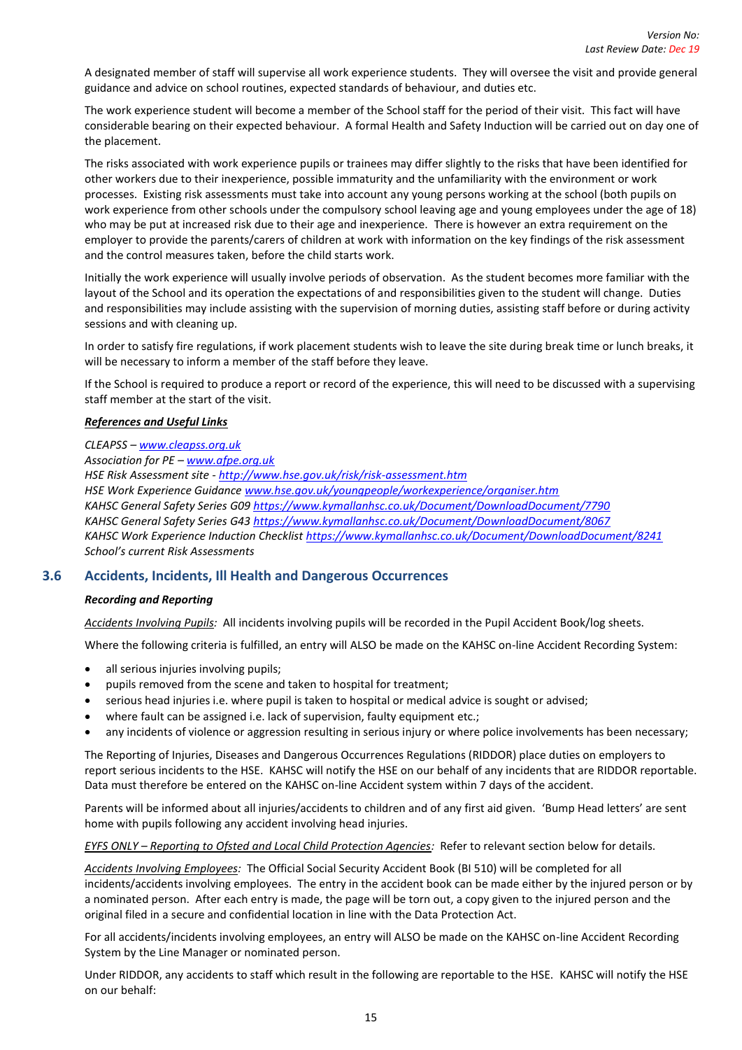A designated member of staff will supervise all work experience students. They will oversee the visit and provide general guidance and advice on school routines, expected standards of behaviour, and duties etc.

The work experience student will become a member of the School staff for the period of their visit. This fact will have considerable bearing on their expected behaviour. A formal Health and Safety Induction will be carried out on day one of the placement.

The risks associated with work experience pupils or trainees may differ slightly to the risks that have been identified for other workers due to their inexperience, possible immaturity and the unfamiliarity with the environment or work processes. Existing risk assessments must take into account any young persons working at the school (both pupils on work experience from other schools under the compulsory school leaving age and young employees under the age of 18) who may be put at increased risk due to their age and inexperience. There is however an extra requirement on the employer to provide the parents/carers of children at work with information on the key findings of the risk assessment and the control measures taken, before the child starts work.

Initially the work experience will usually involve periods of observation. As the student becomes more familiar with the layout of the School and its operation the expectations of and responsibilities given to the student will change. Duties and responsibilities may include assisting with the supervision of morning duties, assisting staff before or during activity sessions and with cleaning up.

In order to satisfy fire regulations, if work placement students wish to leave the site during break time or lunch breaks, it will be necessary to inform a member of the staff before they leave.

If the School is required to produce a report or record of the experience, this will need to be discussed with a supervising staff member at the start of the visit.

***References and Useful Links***

*CLEAPSS – www.cleapss.org.uk*
*Association for PE – www.afpe.org.uk*
*HSE Risk Assessment site - http://www.hse.gov.uk/risk/risk-assessment.htm*
*HSE Work Experience Guidance www.hse.gov.uk/youngpeople/workexperience/organiser.htm*
*KAHSC General Safety Series G09 https://www.kymallanhsc.co.uk/Document/DownloadDocument/7790*
*KAHSC General Safety Series G43 https://www.kymallanhsc.co.uk/Document/DownloadDocument/8067*
*KAHSC Work Experience Induction Checklist https://www.kymallanhsc.co.uk/Document/DownloadDocument/8241*
*School's current Risk Assessments*

## 3.6 Accidents, Incidents, Ill Health and Dangerous Occurrences

***Recording and Reporting***

*Accidents Involving Pupils:* All incidents involving pupils will be recorded in the Pupil Accident Book/log sheets.

Where the following criteria is fulfilled, an entry will ALSO be made on the KAHSC on-line Accident Recording System:

- all serious injuries involving pupils;
- pupils removed from the scene and taken to hospital for treatment;
- serious head injuries i.e. where pupil is taken to hospital or medical advice is sought or advised;
- where fault can be assigned i.e. lack of supervision, faulty equipment etc.;
- any incidents of violence or aggression resulting in serious injury or where police involvements has been necessary;

The Reporting of Injuries, Diseases and Dangerous Occurrences Regulations (RIDDOR) place duties on employers to report serious incidents to the HSE. KAHSC will notify the HSE on our behalf of any incidents that are RIDDOR reportable. Data must therefore be entered on the KAHSC on-line Accident system within 7 days of the accident.

Parents will be informed about all injuries/accidents to children and of any first aid given. 'Bump Head letters' are sent home with pupils following any accident involving head injuries.

*EYFS ONLY – Reporting to Ofsted and Local Child Protection Agencies:* Refer to relevant section below for details.

*Accidents Involving Employees:* The Official Social Security Accident Book (BI 510) will be completed for all incidents/accidents involving employees. The entry in the accident book can be made either by the injured person or by a nominated person. After each entry is made, the page will be torn out, a copy given to the injured person and the original filed in a secure and confidential location in line with the Data Protection Act.

For all accidents/incidents involving employees, an entry will ALSO be made on the KAHSC on-line Accident Recording System by the Line Manager or nominated person.

Under RIDDOR, any accidents to staff which result in the following are reportable to the HSE. KAHSC will notify the HSE on our behalf: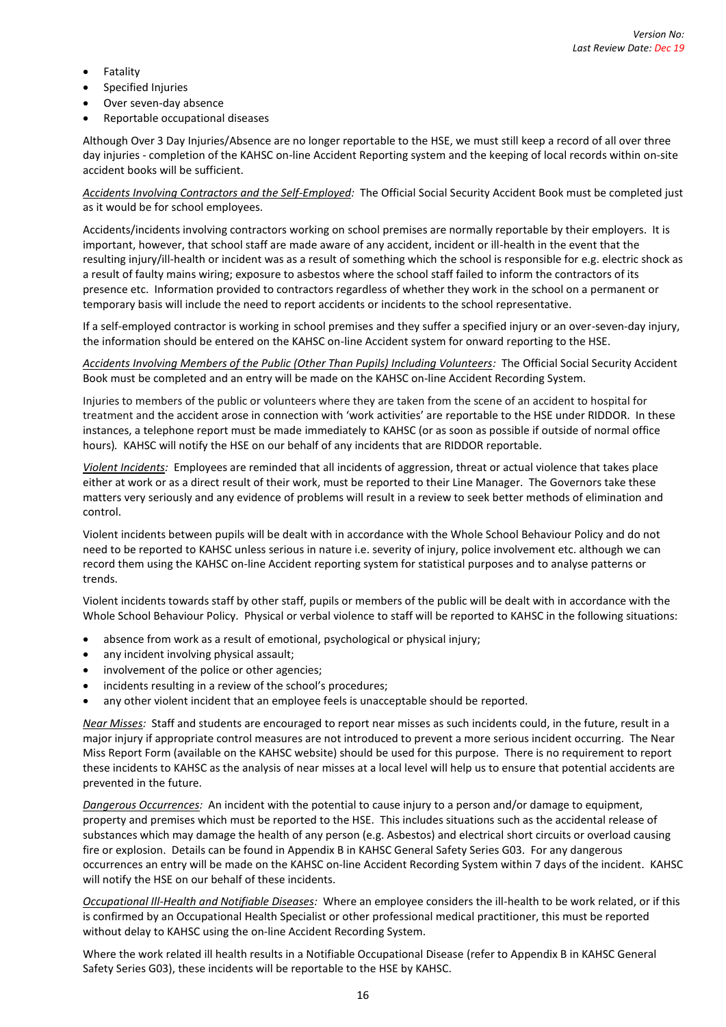- Fatality
- Specified Injuries
- Over seven-day absence
- Reportable occupational diseases

Although Over 3 Day Injuries/Absence are no longer reportable to the HSE, we must still keep a record of all over three day injuries - completion of the KAHSC on-line Accident Reporting system and the keeping of local records within on-site accident books will be sufficient.

*Accidents Involving Contractors and the Self-Employed:* The Official Social Security Accident Book must be completed just as it would be for school employees.

Accidents/incidents involving contractors working on school premises are normally reportable by their employers. It is important, however, that school staff are made aware of any accident, incident or ill-health in the event that the resulting injury/ill-health or incident was as a result of something which the school is responsible for e.g. electric shock as a result of faulty mains wiring; exposure to asbestos where the school staff failed to inform the contractors of its presence etc. Information provided to contractors regardless of whether they work in the school on a permanent or temporary basis will include the need to report accidents or incidents to the school representative.

If a self-employed contractor is working in school premises and they suffer a specified injury or an over-seven-day injury, the information should be entered on the KAHSC on-line Accident system for onward reporting to the HSE.

*Accidents Involving Members of the Public (Other Than Pupils) Including Volunteers:* The Official Social Security Accident Book must be completed and an entry will be made on the KAHSC on-line Accident Recording System.

Injuries to members of the public or volunteers where they are taken from the scene of an accident to hospital for treatment and the accident arose in connection with 'work activities' are reportable to the HSE under RIDDOR. In these instances, a telephone report must be made immediately to KAHSC (or as soon as possible if outside of normal office hours). KAHSC will notify the HSE on our behalf of any incidents that are RIDDOR reportable.

*Violent Incidents:* Employees are reminded that all incidents of aggression, threat or actual violence that takes place either at work or as a direct result of their work, must be reported to their Line Manager. The Governors take these matters very seriously and any evidence of problems will result in a review to seek better methods of elimination and control.

Violent incidents between pupils will be dealt with in accordance with the Whole School Behaviour Policy and do not need to be reported to KAHSC unless serious in nature i.e. severity of injury, police involvement etc. although we can record them using the KAHSC on-line Accident reporting system for statistical purposes and to analyse patterns or trends.

Violent incidents towards staff by other staff, pupils or members of the public will be dealt with in accordance with the Whole School Behaviour Policy. Physical or verbal violence to staff will be reported to KAHSC in the following situations:

- absence from work as a result of emotional, psychological or physical injury;
- any incident involving physical assault;
- involvement of the police or other agencies;
- incidents resulting in a review of the school's procedures;
- any other violent incident that an employee feels is unacceptable should be reported.

*Near Misses:* Staff and students are encouraged to report near misses as such incidents could, in the future, result in a major injury if appropriate control measures are not introduced to prevent a more serious incident occurring. The Near Miss Report Form (available on the KAHSC website) should be used for this purpose. There is no requirement to report these incidents to KAHSC as the analysis of near misses at a local level will help us to ensure that potential accidents are prevented in the future.

*Dangerous Occurrences:* An incident with the potential to cause injury to a person and/or damage to equipment, property and premises which must be reported to the HSE. This includes situations such as the accidental release of substances which may damage the health of any person (e.g. Asbestos) and electrical short circuits or overload causing fire or explosion. Details can be found in Appendix B in KAHSC General Safety Series G03. For any dangerous occurrences an entry will be made on the KAHSC on-line Accident Recording System within 7 days of the incident. KAHSC will notify the HSE on our behalf of these incidents.

*Occupational Ill-Health and Notifiable Diseases:* Where an employee considers the ill-health to be work related, or if this is confirmed by an Occupational Health Specialist or other professional medical practitioner, this must be reported without delay to KAHSC using the on-line Accident Recording System.

Where the work related ill health results in a Notifiable Occupational Disease (refer to Appendix B in KAHSC General Safety Series G03), these incidents will be reportable to the HSE by KAHSC.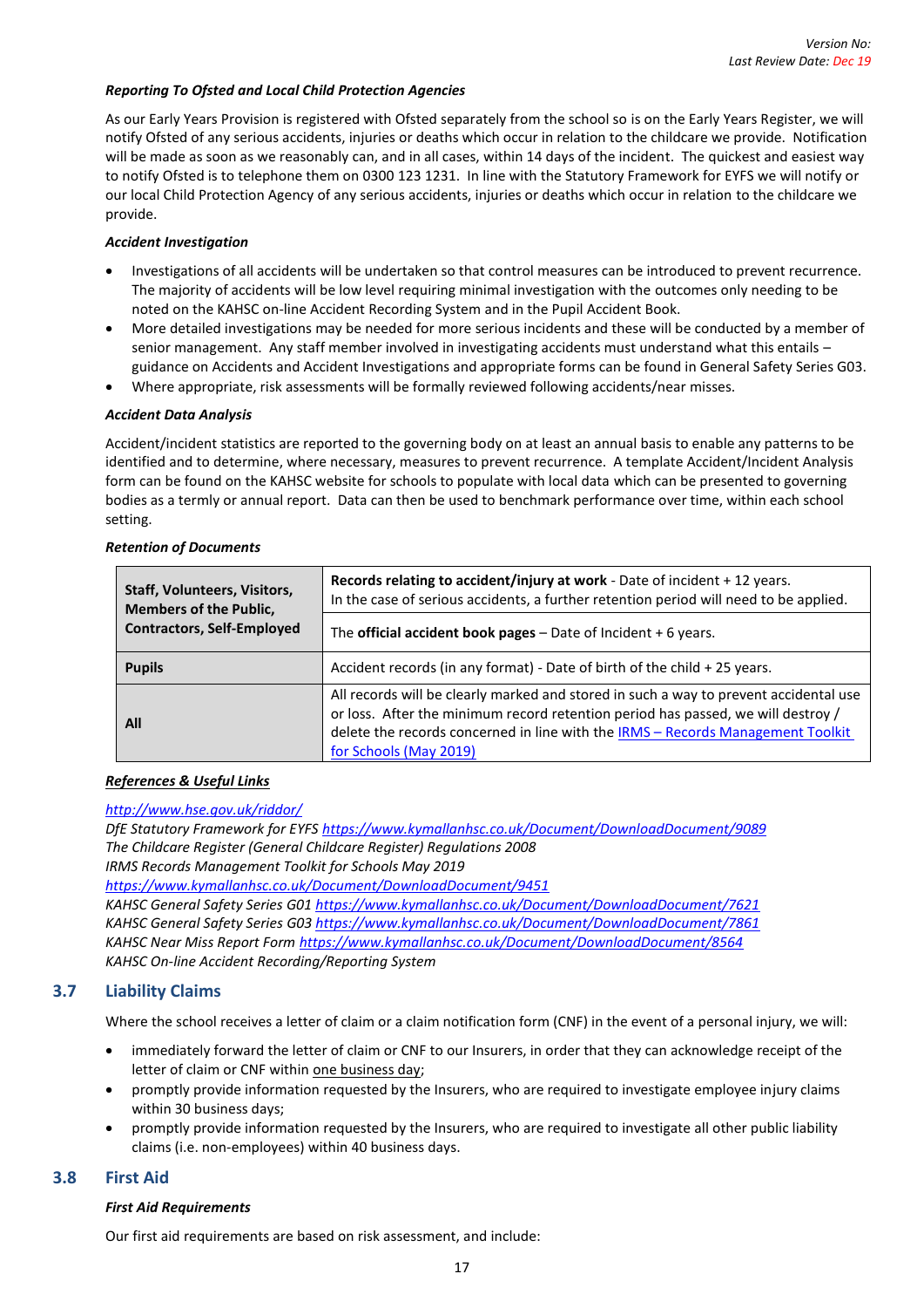*Reporting To Ofsted and Local Child Protection Agencies*

As our Early Years Provision is registered with Ofsted separately from the school so is on the Early Years Register, we will notify Ofsted of any serious accidents, injuries or deaths which occur in relation to the childcare we provide. Notification will be made as soon as we reasonably can, and in all cases, within 14 days of the incident. The quickest and easiest way to notify Ofsted is to telephone them on 0300 123 1231. In line with the Statutory Framework for EYFS we will notify or our local Child Protection Agency of any serious accidents, injuries or deaths which occur in relation to the childcare we provide.

*Accident Investigation*

- Investigations of all accidents will be undertaken so that control measures can be introduced to prevent recurrence. The majority of accidents will be low level requiring minimal investigation with the outcomes only needing to be noted on the KAHSC on-line Accident Recording System and in the Pupil Accident Book.
- More detailed investigations may be needed for more serious incidents and these will be conducted by a member of senior management. Any staff member involved in investigating accidents must understand what this entails – guidance on Accidents and Accident Investigations and appropriate forms can be found in General Safety Series G03.
- Where appropriate, risk assessments will be formally reviewed following accidents/near misses.

*Accident Data Analysis*

Accident/incident statistics are reported to the governing body on at least an annual basis to enable any patterns to be identified and to determine, where necessary, measures to prevent recurrence. A template Accident/Incident Analysis form can be found on the KAHSC website for schools to populate with local data which can be presented to governing bodies as a termly or annual report. Data can then be used to benchmark performance over time, within each school setting.

*Retention of Documents*

| | |
|---|---|
| **Staff, Volunteers, Visitors, Members of the Public, Contractors, Self-Employed** | **Records relating to accident/injury at work** - Date of incident + 12 years. In the case of serious accidents, a further retention period will need to be applied. |
| | The **official accident book pages** – Date of Incident + 6 years. |
| **Pupils** | Accident records (in any format) - Date of birth of the child + 25 years. |
| **All** | All records will be clearly marked and stored in such a way to prevent accidental use or loss. After the minimum record retention period has passed, we will destroy / delete the records concerned in line with the IRMS – Records Management Toolkit for Schools (May 2019) |

***References & Useful Links***

*http://www.hse.gov.uk/riddor/*
*DfE Statutory Framework for EYFS https://www.kymallanhsc.co.uk/Document/DownloadDocument/9089*
*The Childcare Register (General Childcare Register) Regulations 2008*
*IRMS Records Management Toolkit for Schools May 2019*
*https://www.kymallanhsc.co.uk/Document/DownloadDocument/9451*
*KAHSC General Safety Series G01 https://www.kymallanhsc.co.uk/Document/DownloadDocument/7621*
*KAHSC General Safety Series G03 https://www.kymallanhsc.co.uk/Document/DownloadDocument/7861*
*KAHSC Near Miss Report Form https://www.kymallanhsc.co.uk/Document/DownloadDocument/8564*
*KAHSC On-line Accident Recording/Reporting System*

## 3.7 Liability Claims

Where the school receives a letter of claim or a claim notification form (CNF) in the event of a personal injury, we will:

- immediately forward the letter of claim or CNF to our Insurers, in order that they can acknowledge receipt of the letter of claim or CNF within one business day;
- promptly provide information requested by the Insurers, who are required to investigate employee injury claims within 30 business days;
- promptly provide information requested by the Insurers, who are required to investigate all other public liability claims (i.e. non-employees) within 40 business days.

## 3.8 First Aid

*First Aid Requirements*

Our first aid requirements are based on risk assessment, and include: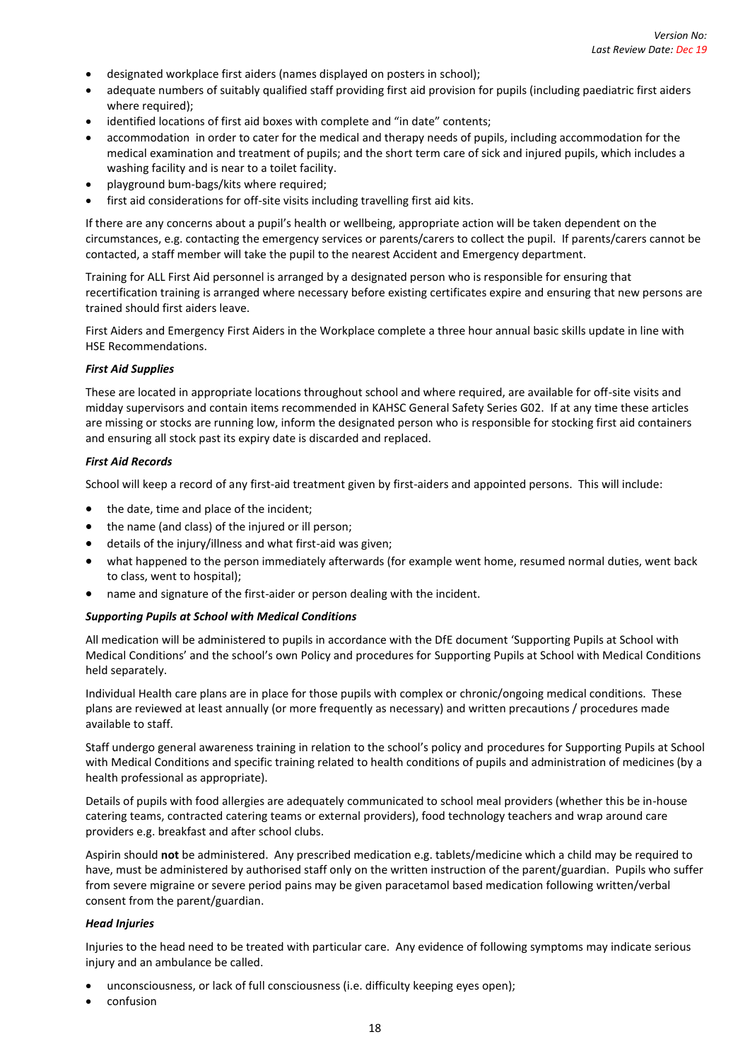- designated workplace first aiders (names displayed on posters in school);
- adequate numbers of suitably qualified staff providing first aid provision for pupils (including paediatric first aiders where required);
- identified locations of first aid boxes with complete and "in date" contents;
- accommodation in order to cater for the medical and therapy needs of pupils, including accommodation for the medical examination and treatment of pupils; and the short term care of sick and injured pupils, which includes a washing facility and is near to a toilet facility.
- playground bum-bags/kits where required;
- first aid considerations for off-site visits including travelling first aid kits.

If there are any concerns about a pupil's health or wellbeing, appropriate action will be taken dependent on the circumstances, e.g. contacting the emergency services or parents/carers to collect the pupil. If parents/carers cannot be contacted, a staff member will take the pupil to the nearest Accident and Emergency department.

Training for ALL First Aid personnel is arranged by a designated person who is responsible for ensuring that recertification training is arranged where necessary before existing certificates expire and ensuring that new persons are trained should first aiders leave.

First Aiders and Emergency First Aiders in the Workplace complete a three hour annual basic skills update in line with HSE Recommendations.

***First Aid Supplies***

These are located in appropriate locations throughout school and where required, are available for off-site visits and midday supervisors and contain items recommended in KAHSC General Safety Series G02. If at any time these articles are missing or stocks are running low, inform the designated person who is responsible for stocking first aid containers and ensuring all stock past its expiry date is discarded and replaced.

***First Aid Records***

School will keep a record of any first-aid treatment given by first-aiders and appointed persons. This will include:

- the date, time and place of the incident;
- the name (and class) of the injured or ill person;
- details of the injury/illness and what first-aid was given;
- what happened to the person immediately afterwards (for example went home, resumed normal duties, went back to class, went to hospital);
- name and signature of the first-aider or person dealing with the incident.

***Supporting Pupils at School with Medical Conditions***

All medication will be administered to pupils in accordance with the DfE document 'Supporting Pupils at School with Medical Conditions' and the school's own Policy and procedures for Supporting Pupils at School with Medical Conditions held separately.

Individual Health care plans are in place for those pupils with complex or chronic/ongoing medical conditions. These plans are reviewed at least annually (or more frequently as necessary) and written precautions / procedures made available to staff.

Staff undergo general awareness training in relation to the school's policy and procedures for Supporting Pupils at School with Medical Conditions and specific training related to health conditions of pupils and administration of medicines (by a health professional as appropriate).

Details of pupils with food allergies are adequately communicated to school meal providers (whether this be in-house catering teams, contracted catering teams or external providers), food technology teachers and wrap around care providers e.g. breakfast and after school clubs.

Aspirin should **not** be administered. Any prescribed medication e.g. tablets/medicine which a child may be required to have, must be administered by authorised staff only on the written instruction of the parent/guardian. Pupils who suffer from severe migraine or severe period pains may be given paracetamol based medication following written/verbal consent from the parent/guardian.

***Head Injuries***

Injuries to the head need to be treated with particular care. Any evidence of following symptoms may indicate serious injury and an ambulance be called.

- unconsciousness, or lack of full consciousness (i.e. difficulty keeping eyes open);
- confusion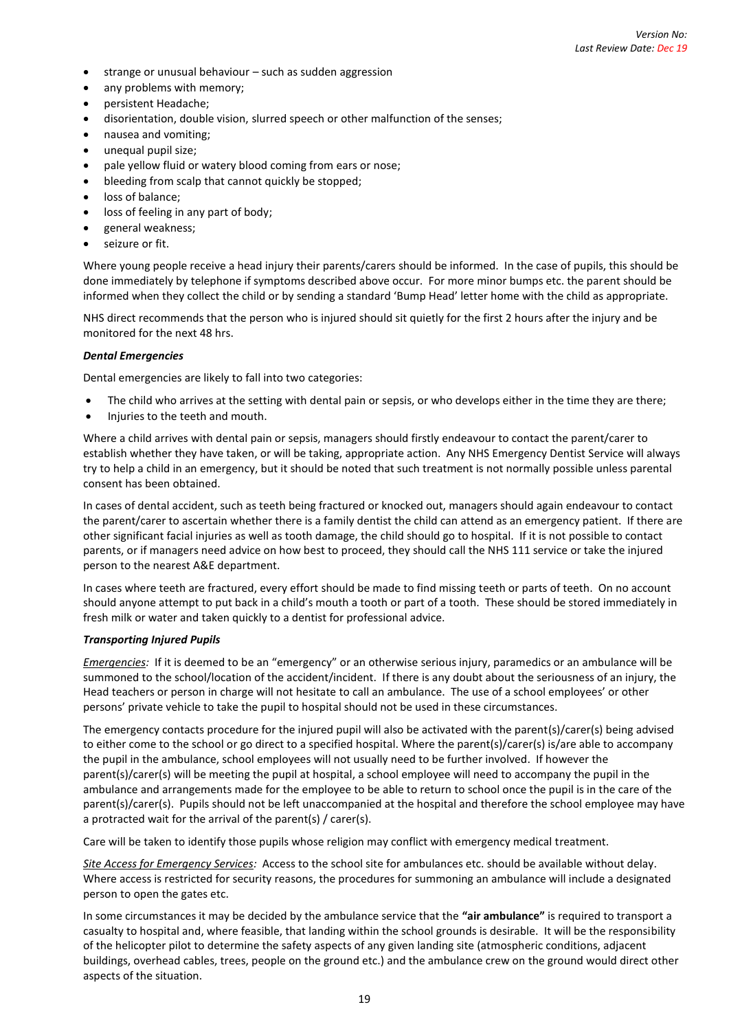- strange or unusual behaviour – such as sudden aggression
- any problems with memory;
- persistent Headache;
- disorientation, double vision, slurred speech or other malfunction of the senses;
- nausea and vomiting;
- unequal pupil size;
- pale yellow fluid or watery blood coming from ears or nose;
- bleeding from scalp that cannot quickly be stopped;
- loss of balance;
- loss of feeling in any part of body;
- general weakness;
- seizure or fit.

Where young people receive a head injury their parents/carers should be informed. In the case of pupils, this should be done immediately by telephone if symptoms described above occur. For more minor bumps etc. the parent should be informed when they collect the child or by sending a standard 'Bump Head' letter home with the child as appropriate.

NHS direct recommends that the person who is injured should sit quietly for the first 2 hours after the injury and be monitored for the next 48 hrs.

***Dental Emergencies***

Dental emergencies are likely to fall into two categories:

- The child who arrives at the setting with dental pain or sepsis, or who develops either in the time they are there;
- Injuries to the teeth and mouth.

Where a child arrives with dental pain or sepsis, managers should firstly endeavour to contact the parent/carer to establish whether they have taken, or will be taking, appropriate action. Any NHS Emergency Dentist Service will always try to help a child in an emergency, but it should be noted that such treatment is not normally possible unless parental consent has been obtained.

In cases of dental accident, such as teeth being fractured or knocked out, managers should again endeavour to contact the parent/carer to ascertain whether there is a family dentist the child can attend as an emergency patient. If there are other significant facial injuries as well as tooth damage, the child should go to hospital. If it is not possible to contact parents, or if managers need advice on how best to proceed, they should call the NHS 111 service or take the injured person to the nearest A&E department.

In cases where teeth are fractured, every effort should be made to find missing teeth or parts of teeth. On no account should anyone attempt to put back in a child's mouth a tooth or part of a tooth. These should be stored immediately in fresh milk or water and taken quickly to a dentist for professional advice.

***Transporting Injured Pupils***

*Emergencies:* If it is deemed to be an "emergency" or an otherwise serious injury, paramedics or an ambulance will be summoned to the school/location of the accident/incident. If there is any doubt about the seriousness of an injury, the Head teachers or person in charge will not hesitate to call an ambulance. The use of a school employees' or other persons' private vehicle to take the pupil to hospital should not be used in these circumstances.

The emergency contacts procedure for the injured pupil will also be activated with the parent(s)/carer(s) being advised to either come to the school or go direct to a specified hospital. Where the parent(s)/carer(s) is/are able to accompany the pupil in the ambulance, school employees will not usually need to be further involved. If however the parent(s)/carer(s) will be meeting the pupil at hospital, a school employee will need to accompany the pupil in the ambulance and arrangements made for the employee to be able to return to school once the pupil is in the care of the parent(s)/carer(s). Pupils should not be left unaccompanied at the hospital and therefore the school employee may have a protracted wait for the arrival of the parent(s) / carer(s).

Care will be taken to identify those pupils whose religion may conflict with emergency medical treatment.

*Site Access for Emergency Services:* Access to the school site for ambulances etc. should be available without delay. Where access is restricted for security reasons, the procedures for summoning an ambulance will include a designated person to open the gates etc.

In some circumstances it may be decided by the ambulance service that the **"air ambulance"** is required to transport a casualty to hospital and, where feasible, that landing within the school grounds is desirable. It will be the responsibility of the helicopter pilot to determine the safety aspects of any given landing site (atmospheric conditions, adjacent buildings, overhead cables, trees, people on the ground etc.) and the ambulance crew on the ground would direct other aspects of the situation.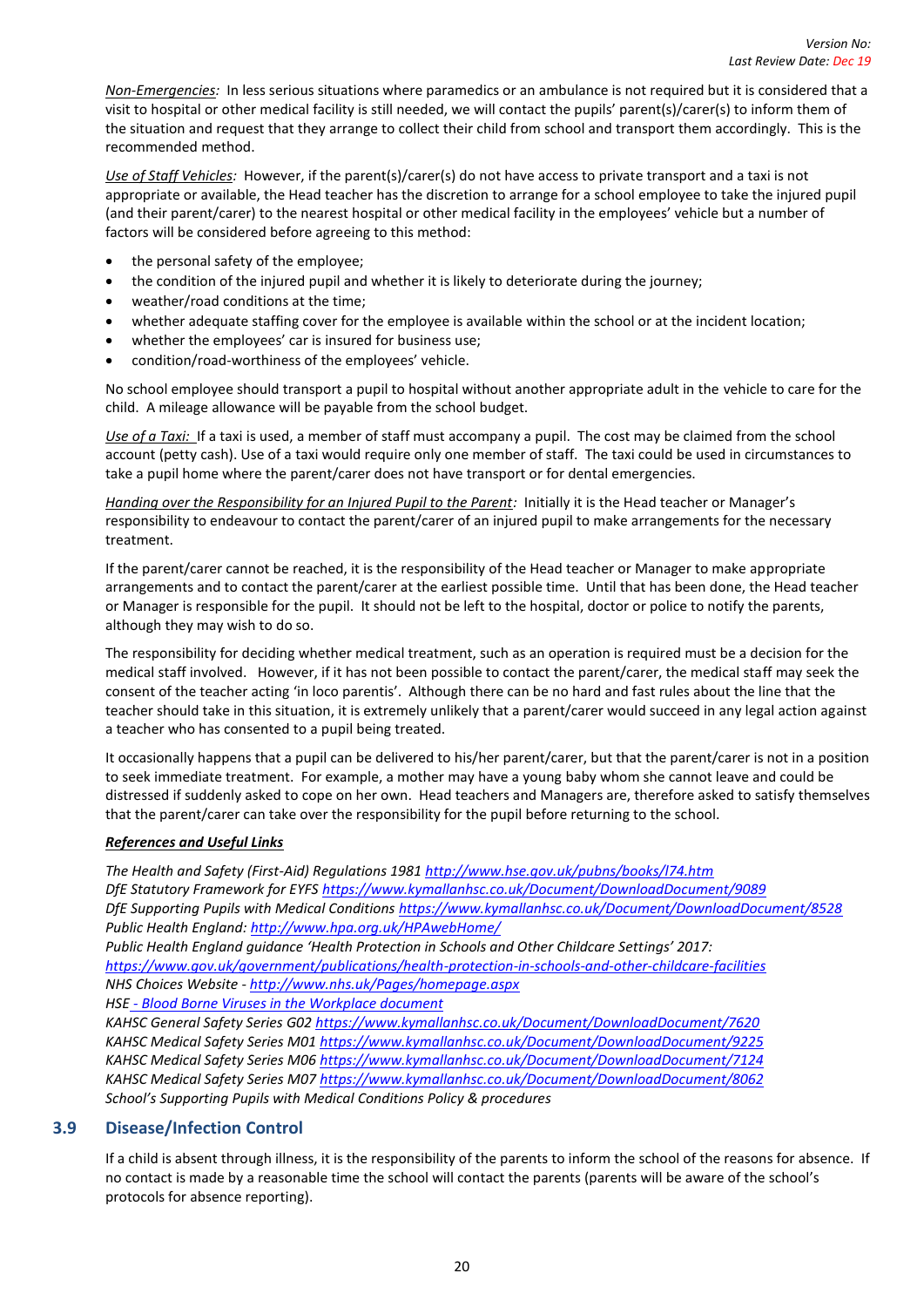*Non-Emergencies:* In less serious situations where paramedics or an ambulance is not required but it is considered that a visit to hospital or other medical facility is still needed, we will contact the pupils' parent(s)/carer(s) to inform them of the situation and request that they arrange to collect their child from school and transport them accordingly. This is the recommended method.

*Use of Staff Vehicles:* However, if the parent(s)/carer(s) do not have access to private transport and a taxi is not appropriate or available, the Head teacher has the discretion to arrange for a school employee to take the injured pupil (and their parent/carer) to the nearest hospital or other medical facility in the employees' vehicle but a number of factors will be considered before agreeing to this method:

- the personal safety of the employee;
- the condition of the injured pupil and whether it is likely to deteriorate during the journey;
- weather/road conditions at the time;
- whether adequate staffing cover for the employee is available within the school or at the incident location;
- whether the employees' car is insured for business use;
- condition/road-worthiness of the employees' vehicle.

No school employee should transport a pupil to hospital without another appropriate adult in the vehicle to care for the child. A mileage allowance will be payable from the school budget.

*Use of a Taxi:* If a taxi is used, a member of staff must accompany a pupil. The cost may be claimed from the school account (petty cash). Use of a taxi would require only one member of staff. The taxi could be used in circumstances to take a pupil home where the parent/carer does not have transport or for dental emergencies.

*Handing over the Responsibility for an Injured Pupil to the Parent:* Initially it is the Head teacher or Manager's responsibility to endeavour to contact the parent/carer of an injured pupil to make arrangements for the necessary treatment.

If the parent/carer cannot be reached, it is the responsibility of the Head teacher or Manager to make appropriate arrangements and to contact the parent/carer at the earliest possible time. Until that has been done, the Head teacher or Manager is responsible for the pupil. It should not be left to the hospital, doctor or police to notify the parents, although they may wish to do so.

The responsibility for deciding whether medical treatment, such as an operation is required must be a decision for the medical staff involved. However, if it has not been possible to contact the parent/carer, the medical staff may seek the consent of the teacher acting 'in loco parentis'. Although there can be no hard and fast rules about the line that the teacher should take in this situation, it is extremely unlikely that a parent/carer would succeed in any legal action against a teacher who has consented to a pupil being treated.

It occasionally happens that a pupil can be delivered to his/her parent/carer, but that the parent/carer is not in a position to seek immediate treatment. For example, a mother may have a young baby whom she cannot leave and could be distressed if suddenly asked to cope on her own. Head teachers and Managers are, therefore asked to satisfy themselves that the parent/carer can take over the responsibility for the pupil before returning to the school.

***References and Useful Links***

*The Health and Safety (First-Aid) Regulations 1981 http://www.hse.gov.uk/pubns/books/l74.htm*
*DfE Statutory Framework for EYFS https://www.kymallanhsc.co.uk/Document/DownloadDocument/9089*
*DfE Supporting Pupils with Medical Conditions https://www.kymallanhsc.co.uk/Document/DownloadDocument/8528*
*Public Health England: http://www.hpa.org.uk/HPAwebHome/*
*Public Health England guidance 'Health Protection in Schools and Other Childcare Settings' 2017: https://www.gov.uk/government/publications/health-protection-in-schools-and-other-childcare-facilities*
*NHS Choices Website - http://www.nhs.uk/Pages/homepage.aspx*
*HSE - Blood Borne Viruses in the Workplace document*
*KAHSC General Safety Series G02 https://www.kymallanhsc.co.uk/Document/DownloadDocument/7620*
*KAHSC Medical Safety Series M01 https://www.kymallanhsc.co.uk/Document/DownloadDocument/9225*
*KAHSC Medical Safety Series M06 https://www.kymallanhsc.co.uk/Document/DownloadDocument/7124*
*KAHSC Medical Safety Series M07 https://www.kymallanhsc.co.uk/Document/DownloadDocument/8062*
*School's Supporting Pupils with Medical Conditions Policy & procedures*

## 3.9 Disease/Infection Control

If a child is absent through illness, it is the responsibility of the parents to inform the school of the reasons for absence. If no contact is made by a reasonable time the school will contact the parents (parents will be aware of the school's protocols for absence reporting).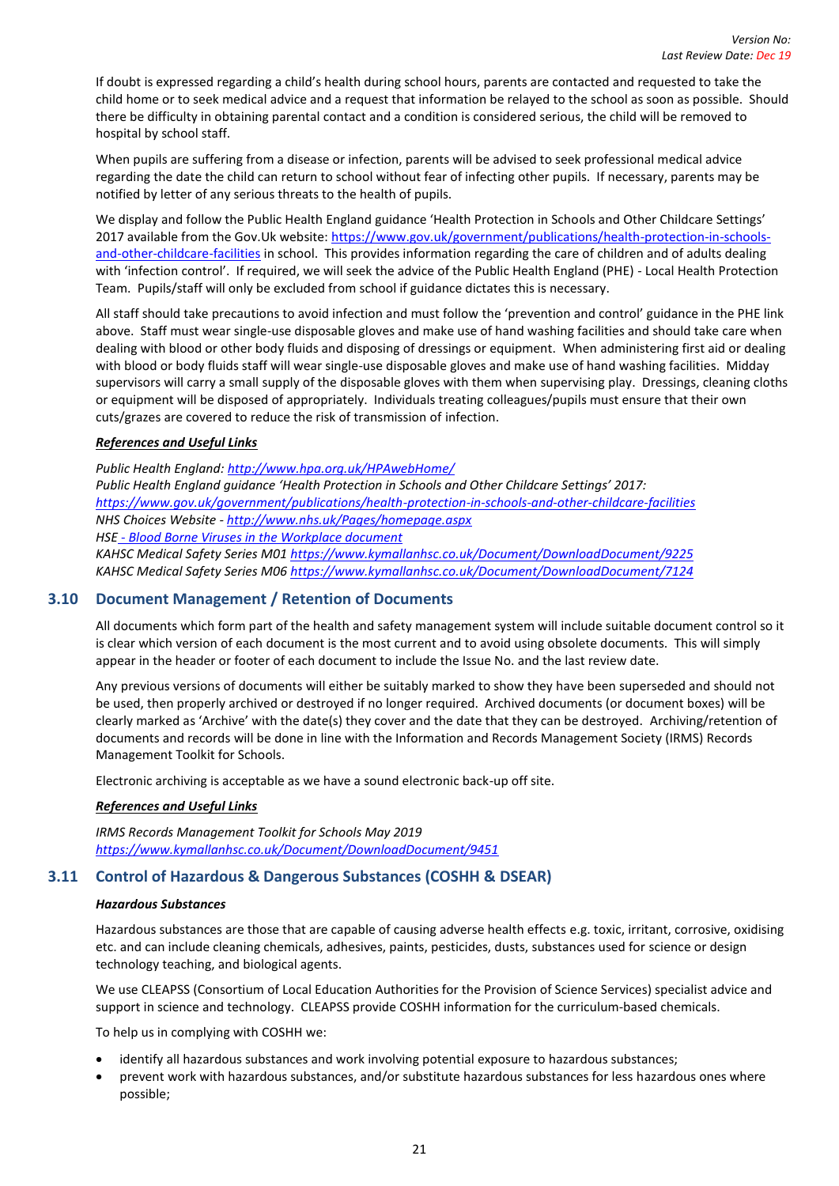If doubt is expressed regarding a child's health during school hours, parents are contacted and requested to take the child home or to seek medical advice and a request that information be relayed to the school as soon as possible. Should there be difficulty in obtaining parental contact and a condition is considered serious, the child will be removed to hospital by school staff.

When pupils are suffering from a disease or infection, parents will be advised to seek professional medical advice regarding the date the child can return to school without fear of infecting other pupils. If necessary, parents may be notified by letter of any serious threats to the health of pupils.

We display and follow the Public Health England guidance 'Health Protection in Schools and Other Childcare Settings' 2017 available from the Gov.Uk website: https://www.gov.uk/government/publications/health-protection-in-schools-and-other-childcare-facilities in school. This provides information regarding the care of children and of adults dealing with 'infection control'. If required, we will seek the advice of the Public Health England (PHE) - Local Health Protection Team. Pupils/staff will only be excluded from school if guidance dictates this is necessary.

All staff should take precautions to avoid infection and must follow the 'prevention and control' guidance in the PHE link above. Staff must wear single-use disposable gloves and make use of hand washing facilities and should take care when dealing with blood or other body fluids and disposing of dressings or equipment. When administering first aid or dealing with blood or body fluids staff will wear single-use disposable gloves and make use of hand washing facilities. Midday supervisors will carry a small supply of the disposable gloves with them when supervising play. Dressings, cleaning cloths or equipment will be disposed of appropriately. Individuals treating colleagues/pupils must ensure that their own cuts/grazes are covered to reduce the risk of transmission of infection.

***References and Useful Links***

*Public Health England: http://www.hpa.org.uk/HPAwebHome/*
*Public Health England guidance 'Health Protection in Schools and Other Childcare Settings' 2017: https://www.gov.uk/government/publications/health-protection-in-schools-and-other-childcare-facilities*
*NHS Choices Website - http://www.nhs.uk/Pages/homepage.aspx*
*HSE - Blood Borne Viruses in the Workplace document*
*KAHSC Medical Safety Series M01 https://www.kymallanhsc.co.uk/Document/DownloadDocument/9225*
*KAHSC Medical Safety Series M06 https://www.kymallanhsc.co.uk/Document/DownloadDocument/7124*

## 3.10 Document Management / Retention of Documents

All documents which form part of the health and safety management system will include suitable document control so it is clear which version of each document is the most current and to avoid using obsolete documents. This will simply appear in the header or footer of each document to include the Issue No. and the last review date.

Any previous versions of documents will either be suitably marked to show they have been superseded and should not be used, then properly archived or destroyed if no longer required. Archived documents (or document boxes) will be clearly marked as 'Archive' with the date(s) they cover and the date that they can be destroyed. Archiving/retention of documents and records will be done in line with the Information and Records Management Society (IRMS) Records Management Toolkit for Schools.

Electronic archiving is acceptable as we have a sound electronic back-up off site.

***References and Useful Links***

*IRMS Records Management Toolkit for Schools May 2019*
*https://www.kymallanhsc.co.uk/Document/DownloadDocument/9451*

## 3.11 Control of Hazardous & Dangerous Substances (COSHH & DSEAR)

***Hazardous Substances***

Hazardous substances are those that are capable of causing adverse health effects e.g. toxic, irritant, corrosive, oxidising etc. and can include cleaning chemicals, adhesives, paints, pesticides, dusts, substances used for science or design technology teaching, and biological agents.

We use CLEAPSS (Consortium of Local Education Authorities for the Provision of Science Services) specialist advice and support in science and technology. CLEAPSS provide COSHH information for the curriculum-based chemicals.

To help us in complying with COSHH we:

- identify all hazardous substances and work involving potential exposure to hazardous substances;
- prevent work with hazardous substances, and/or substitute hazardous substances for less hazardous ones where possible;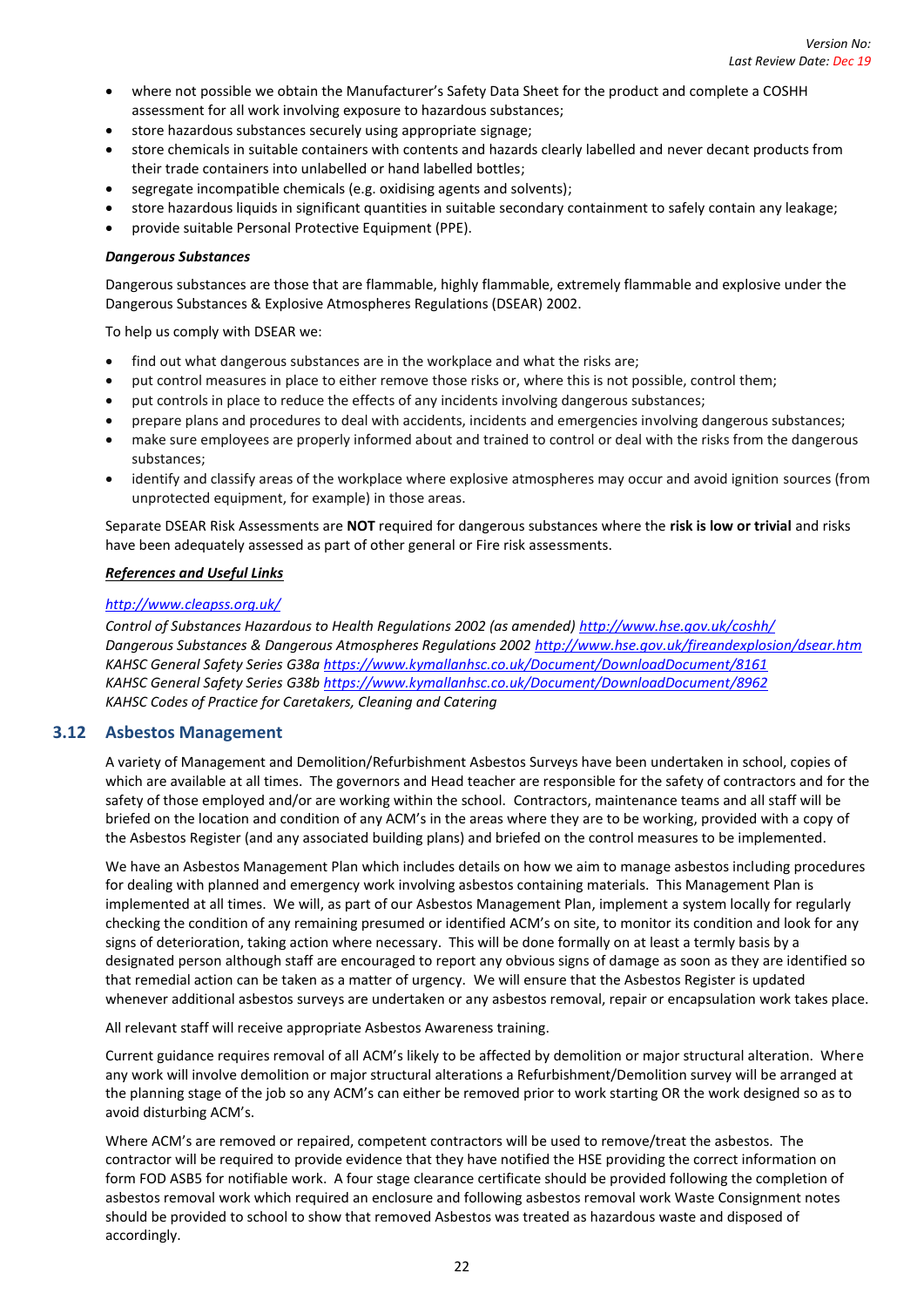- where not possible we obtain the Manufacturer's Safety Data Sheet for the product and complete a COSHH assessment for all work involving exposure to hazardous substances;
- store hazardous substances securely using appropriate signage;
- store chemicals in suitable containers with contents and hazards clearly labelled and never decant products from their trade containers into unlabelled or hand labelled bottles;
- segregate incompatible chemicals (e.g. oxidising agents and solvents);
- store hazardous liquids in significant quantities in suitable secondary containment to safely contain any leakage;
- provide suitable Personal Protective Equipment (PPE).

***Dangerous Substances***

Dangerous substances are those that are flammable, highly flammable, extremely flammable and explosive under the Dangerous Substances & Explosive Atmospheres Regulations (DSEAR) 2002.

To help us comply with DSEAR we:

- find out what dangerous substances are in the workplace and what the risks are;
- put control measures in place to either remove those risks or, where this is not possible, control them;
- put controls in place to reduce the effects of any incidents involving dangerous substances;
- prepare plans and procedures to deal with accidents, incidents and emergencies involving dangerous substances;
- make sure employees are properly informed about and trained to control or deal with the risks from the dangerous substances;
- identify and classify areas of the workplace where explosive atmospheres may occur and avoid ignition sources (from unprotected equipment, for example) in those areas.

Separate DSEAR Risk Assessments are **NOT** required for dangerous substances where the **risk is low or trivial** and risks have been adequately assessed as part of other general or Fire risk assessments.

***References and Useful Links***

*http://www.cleapss.org.uk/*
*Control of Substances Hazardous to Health Regulations 2002 (as amended) http://www.hse.gov.uk/coshh/*
*Dangerous Substances & Dangerous Atmospheres Regulations 2002 http://www.hse.gov.uk/fireandexplosion/dsear.htm*
*KAHSC General Safety Series G38a https://www.kymallanhsc.co.uk/Document/DownloadDocument/8161*
*KAHSC General Safety Series G38b https://www.kymallanhsc.co.uk/Document/DownloadDocument/8962*
*KAHSC Codes of Practice for Caretakers, Cleaning and Catering*

## 3.12 Asbestos Management

A variety of Management and Demolition/Refurbishment Asbestos Surveys have been undertaken in school, copies of which are available at all times. The governors and Head teacher are responsible for the safety of contractors and for the safety of those employed and/or are working within the school. Contractors, maintenance teams and all staff will be briefed on the location and condition of any ACM's in the areas where they are to be working, provided with a copy of the Asbestos Register (and any associated building plans) and briefed on the control measures to be implemented.

We have an Asbestos Management Plan which includes details on how we aim to manage asbestos including procedures for dealing with planned and emergency work involving asbestos containing materials. This Management Plan is implemented at all times. We will, as part of our Asbestos Management Plan, implement a system locally for regularly checking the condition of any remaining presumed or identified ACM's on site, to monitor its condition and look for any signs of deterioration, taking action where necessary. This will be done formally on at least a termly basis by a designated person although staff are encouraged to report any obvious signs of damage as soon as they are identified so that remedial action can be taken as a matter of urgency. We will ensure that the Asbestos Register is updated whenever additional asbestos surveys are undertaken or any asbestos removal, repair or encapsulation work takes place.

All relevant staff will receive appropriate Asbestos Awareness training.

Current guidance requires removal of all ACM's likely to be affected by demolition or major structural alteration. Where any work will involve demolition or major structural alterations a Refurbishment/Demolition survey will be arranged at the planning stage of the job so any ACM's can either be removed prior to work starting OR the work designed so as to avoid disturbing ACM's.

Where ACM's are removed or repaired, competent contractors will be used to remove/treat the asbestos. The contractor will be required to provide evidence that they have notified the HSE providing the correct information on form FOD ASB5 for notifiable work. A four stage clearance certificate should be provided following the completion of asbestos removal work which required an enclosure and following asbestos removal work Waste Consignment notes should be provided to school to show that removed Asbestos was treated as hazardous waste and disposed of accordingly.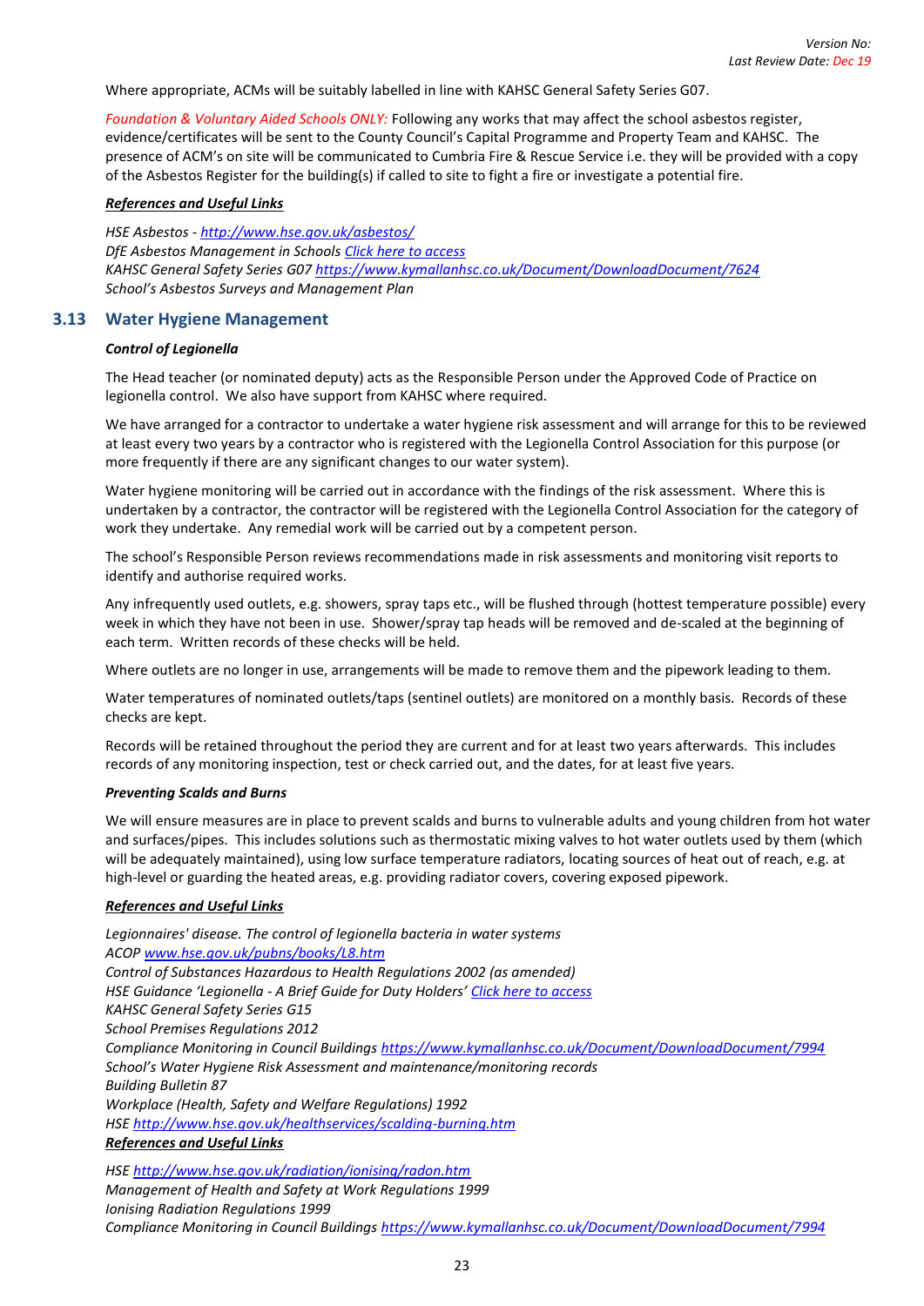Where appropriate, ACMs will be suitably labelled in line with KAHSC General Safety Series G07.

*Foundation & Voluntary Aided Schools ONLY:* Following any works that may affect the school asbestos register, evidence/certificates will be sent to the County Council's Capital Programme and Property Team and KAHSC. The presence of ACM's on site will be communicated to Cumbria Fire & Rescue Service i.e. they will be provided with a copy of the Asbestos Register for the building(s) if called to site to fight a fire or investigate a potential fire.

***References and Useful Links***

*HSE Asbestos - http://www.hse.gov.uk/asbestos/*
*DfE Asbestos Management in Schools Click here to access*
*KAHSC General Safety Series G07 https://www.kymallanhsc.co.uk/Document/DownloadDocument/7624*
*School's Asbestos Surveys and Management Plan*

## 3.13 Water Hygiene Management

***Control of Legionella***

The Head teacher (or nominated deputy) acts as the Responsible Person under the Approved Code of Practice on legionella control. We also have support from KAHSC where required.

We have arranged for a contractor to undertake a water hygiene risk assessment and will arrange for this to be reviewed at least every two years by a contractor who is registered with the Legionella Control Association for this purpose (or more frequently if there are any significant changes to our water system).

Water hygiene monitoring will be carried out in accordance with the findings of the risk assessment. Where this is undertaken by a contractor, the contractor will be registered with the Legionella Control Association for the category of work they undertake. Any remedial work will be carried out by a competent person.

The school's Responsible Person reviews recommendations made in risk assessments and monitoring visit reports to identify and authorise required works.

Any infrequently used outlets, e.g. showers, spray taps etc., will be flushed through (hottest temperature possible) every week in which they have not been in use. Shower/spray tap heads will be removed and de-scaled at the beginning of each term. Written records of these checks will be held.

Where outlets are no longer in use, arrangements will be made to remove them and the pipework leading to them.

Water temperatures of nominated outlets/taps (sentinel outlets) are monitored on a monthly basis. Records of these checks are kept.

Records will be retained throughout the period they are current and for at least two years afterwards. This includes records of any monitoring inspection, test or check carried out, and the dates, for at least five years.

***Preventing Scalds and Burns***

We will ensure measures are in place to prevent scalds and burns to vulnerable adults and young children from hot water and surfaces/pipes. This includes solutions such as thermostatic mixing valves to hot water outlets used by them (which will be adequately maintained), using low surface temperature radiators, locating sources of heat out of reach, e.g. at high-level or guarding the heated areas, e.g. providing radiator covers, covering exposed pipework.

***References and Useful Links***

*Legionnaires' disease. The control of legionella bacteria in water systems*
*ACOP www.hse.gov.uk/pubns/books/L8.htm*
*Control of Substances Hazardous to Health Regulations 2002 (as amended)*
*HSE Guidance 'Legionella - A Brief Guide for Duty Holders' Click here to access*
*KAHSC General Safety Series G15*
*School Premises Regulations 2012*
*Compliance Monitoring in Council Buildings https://www.kymallanhsc.co.uk/Document/DownloadDocument/7994*
*School's Water Hygiene Risk Assessment and maintenance/monitoring records*
*Building Bulletin 87*
*Workplace (Health, Safety and Welfare Regulations) 1992*
*HSE http://www.hse.gov.uk/healthservices/scalding-burning.htm*

***References and Useful Links***

*HSE http://www.hse.gov.uk/radiation/ionising/radon.htm*
*Management of Health and Safety at Work Regulations 1999*
*Ionising Radiation Regulations 1999*
*Compliance Monitoring in Council Buildings https://www.kymallanhsc.co.uk/Document/DownloadDocument/7994*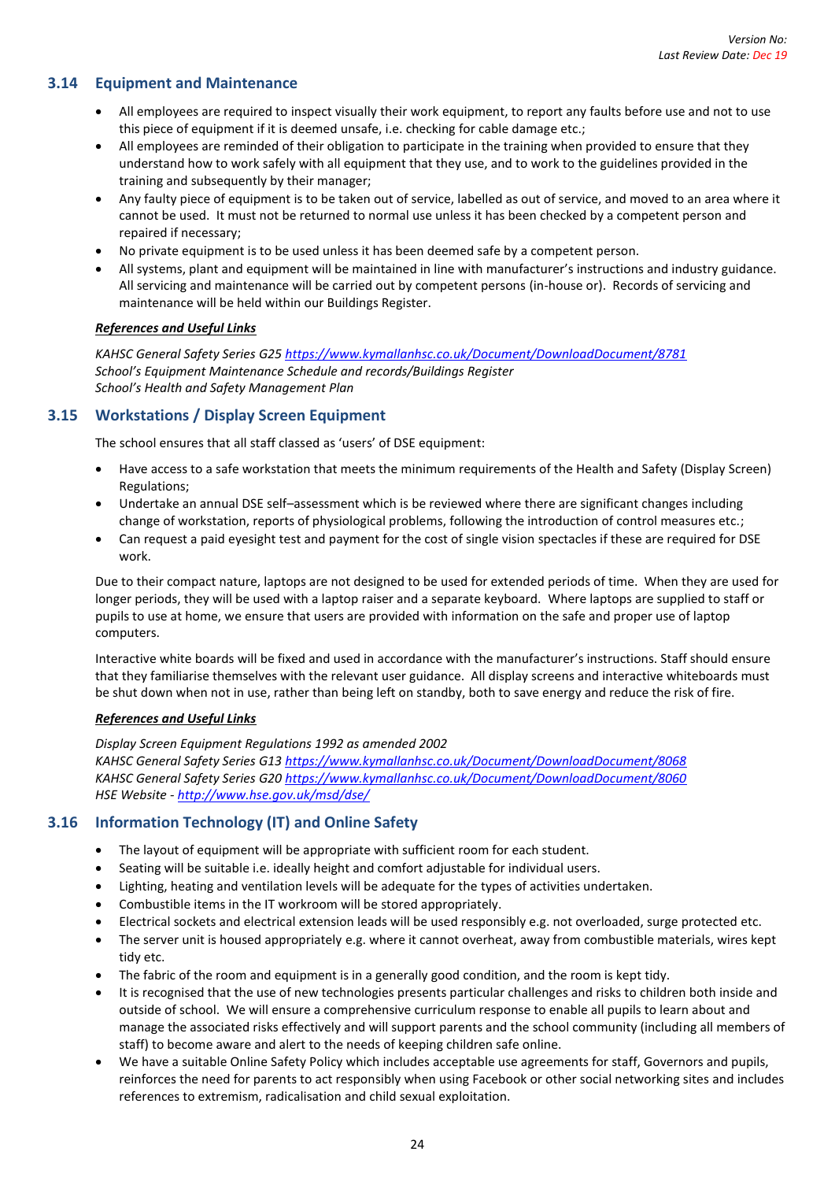### 3.14 Equipment and Maintenance

- All employees are required to inspect visually their work equipment, to report any faults before use and not to use this piece of equipment if it is deemed unsafe, i.e. checking for cable damage etc.;
- All employees are reminded of their obligation to participate in the training when provided to ensure that they understand how to work safely with all equipment that they use, and to work to the guidelines provided in the training and subsequently by their manager;
- Any faulty piece of equipment is to be taken out of service, labelled as out of service, and moved to an area where it cannot be used. It must not be returned to normal use unless it has been checked by a competent person and repaired if necessary;
- No private equipment is to be used unless it has been deemed safe by a competent person.
- All systems, plant and equipment will be maintained in line with manufacturer's instructions and industry guidance. All servicing and maintenance will be carried out by competent persons (in-house or). Records of servicing and maintenance will be held within our Buildings Register.

***References and Useful Links***

*KAHSC General Safety Series G25 https://www.kymallanhsc.co.uk/Document/DownloadDocument/8781*
*School's Equipment Maintenance Schedule and records/Buildings Register*
*School's Health and Safety Management Plan*

### 3.15 Workstations / Display Screen Equipment

The school ensures that all staff classed as 'users' of DSE equipment:

- Have access to a safe workstation that meets the minimum requirements of the Health and Safety (Display Screen) Regulations;
- Undertake an annual DSE self–assessment which is be reviewed where there are significant changes including change of workstation, reports of physiological problems, following the introduction of control measures etc.;
- Can request a paid eyesight test and payment for the cost of single vision spectacles if these are required for DSE work.

Due to their compact nature, laptops are not designed to be used for extended periods of time. When they are used for longer periods, they will be used with a laptop raiser and a separate keyboard. Where laptops are supplied to staff or pupils to use at home, we ensure that users are provided with information on the safe and proper use of laptop computers.

Interactive white boards will be fixed and used in accordance with the manufacturer's instructions. Staff should ensure that they familiarise themselves with the relevant user guidance. All display screens and interactive whiteboards must be shut down when not in use, rather than being left on standby, both to save energy and reduce the risk of fire.

***References and Useful Links***

*Display Screen Equipment Regulations 1992 as amended 2002*
*KAHSC General Safety Series G13 https://www.kymallanhsc.co.uk/Document/DownloadDocument/8068*
*KAHSC General Safety Series G20 https://www.kymallanhsc.co.uk/Document/DownloadDocument/8060*
*HSE Website - http://www.hse.gov.uk/msd/dse/*

### 3.16 Information Technology (IT) and Online Safety

- The layout of equipment will be appropriate with sufficient room for each student.
- Seating will be suitable i.e. ideally height and comfort adjustable for individual users.
- Lighting, heating and ventilation levels will be adequate for the types of activities undertaken.
- Combustible items in the IT workroom will be stored appropriately.
- Electrical sockets and electrical extension leads will be used responsibly e.g. not overloaded, surge protected etc.
- The server unit is housed appropriately e.g. where it cannot overheat, away from combustible materials, wires kept tidy etc.
- The fabric of the room and equipment is in a generally good condition, and the room is kept tidy.
- It is recognised that the use of new technologies presents particular challenges and risks to children both inside and outside of school. We will ensure a comprehensive curriculum response to enable all pupils to learn about and manage the associated risks effectively and will support parents and the school community (including all members of staff) to become aware and alert to the needs of keeping children safe online.
- We have a suitable Online Safety Policy which includes acceptable use agreements for staff, Governors and pupils, reinforces the need for parents to act responsibly when using Facebook or other social networking sites and includes references to extremism, radicalisation and child sexual exploitation.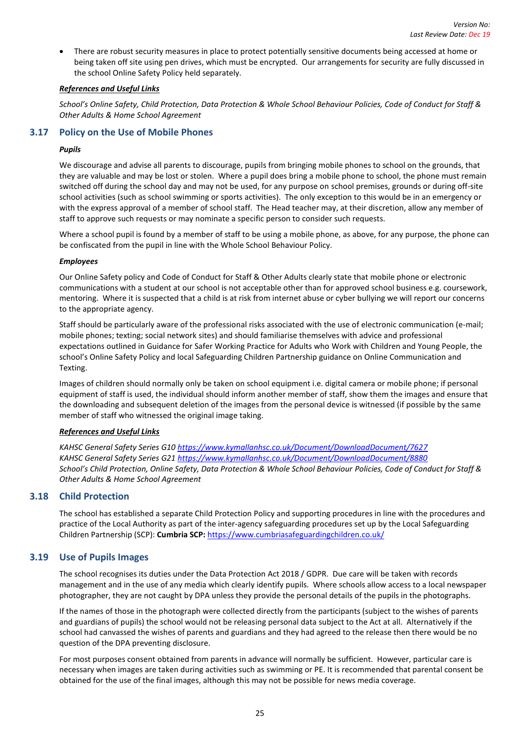- There are robust security measures in place to protect potentially sensitive documents being accessed at home or being taken off site using pen drives, which must be encrypted. Our arrangements for security are fully discussed in the school Online Safety Policy held separately.

***References and Useful Links***

*School's Online Safety, Child Protection, Data Protection & Whole School Behaviour Policies, Code of Conduct for Staff & Other Adults & Home School Agreement*

## 3.17 Policy on the Use of Mobile Phones

***Pupils***

We discourage and advise all parents to discourage, pupils from bringing mobile phones to school on the grounds, that they are valuable and may be lost or stolen. Where a pupil does bring a mobile phone to school, the phone must remain switched off during the school day and may not be used, for any purpose on school premises, grounds or during off-site school activities (such as school swimming or sports activities). The only exception to this would be in an emergency or with the express approval of a member of school staff. The Head teacher may, at their discretion, allow any member of staff to approve such requests or may nominate a specific person to consider such requests.

Where a school pupil is found by a member of staff to be using a mobile phone, as above, for any purpose, the phone can be confiscated from the pupil in line with the Whole School Behaviour Policy.

***Employees***

Our Online Safety policy and Code of Conduct for Staff & Other Adults clearly state that mobile phone or electronic communications with a student at our school is not acceptable other than for approved school business e.g. coursework, mentoring. Where it is suspected that a child is at risk from internet abuse or cyber bullying we will report our concerns to the appropriate agency.

Staff should be particularly aware of the professional risks associated with the use of electronic communication (e-mail; mobile phones; texting; social network sites) and should familiarise themselves with advice and professional expectations outlined in Guidance for Safer Working Practice for Adults who Work with Children and Young People, the school's Online Safety Policy and local Safeguarding Children Partnership guidance on Online Communication and Texting.

Images of children should normally only be taken on school equipment i.e. digital camera or mobile phone; if personal equipment of staff is used, the individual should inform another member of staff, show them the images and ensure that the downloading and subsequent deletion of the images from the personal device is witnessed (if possible by the same member of staff who witnessed the original image taking.

***References and Useful Links***

*KAHSC General Safety Series G10 https://www.kymallanhsc.co.uk/Document/DownloadDocument/7627*
*KAHSC General Safety Series G21 https://www.kymallanhsc.co.uk/Document/DownloadDocument/8880*
*School's Child Protection, Online Safety, Data Protection & Whole School Behaviour Policies, Code of Conduct for Staff & Other Adults & Home School Agreement*

## 3.18 Child Protection

The school has established a separate Child Protection Policy and supporting procedures in line with the procedures and practice of the Local Authority as part of the inter-agency safeguarding procedures set up by the Local Safeguarding Children Partnership (SCP): **Cumbria SCP:** https://www.cumbriasafeguardingchildren.co.uk/

## 3.19 Use of Pupils Images

The school recognises its duties under the Data Protection Act 2018 / GDPR. Due care will be taken with records management and in the use of any media which clearly identify pupils. Where schools allow access to a local newspaper photographer, they are not caught by DPA unless they provide the personal details of the pupils in the photographs.

If the names of those in the photograph were collected directly from the participants (subject to the wishes of parents and guardians of pupils) the school would not be releasing personal data subject to the Act at all. Alternatively if the school had canvassed the wishes of parents and guardians and they had agreed to the release then there would be no question of the DPA preventing disclosure.

For most purposes consent obtained from parents in advance will normally be sufficient. However, particular care is necessary when images are taken during activities such as swimming or PE. It is recommended that parental consent be obtained for the use of the final images, although this may not be possible for news media coverage.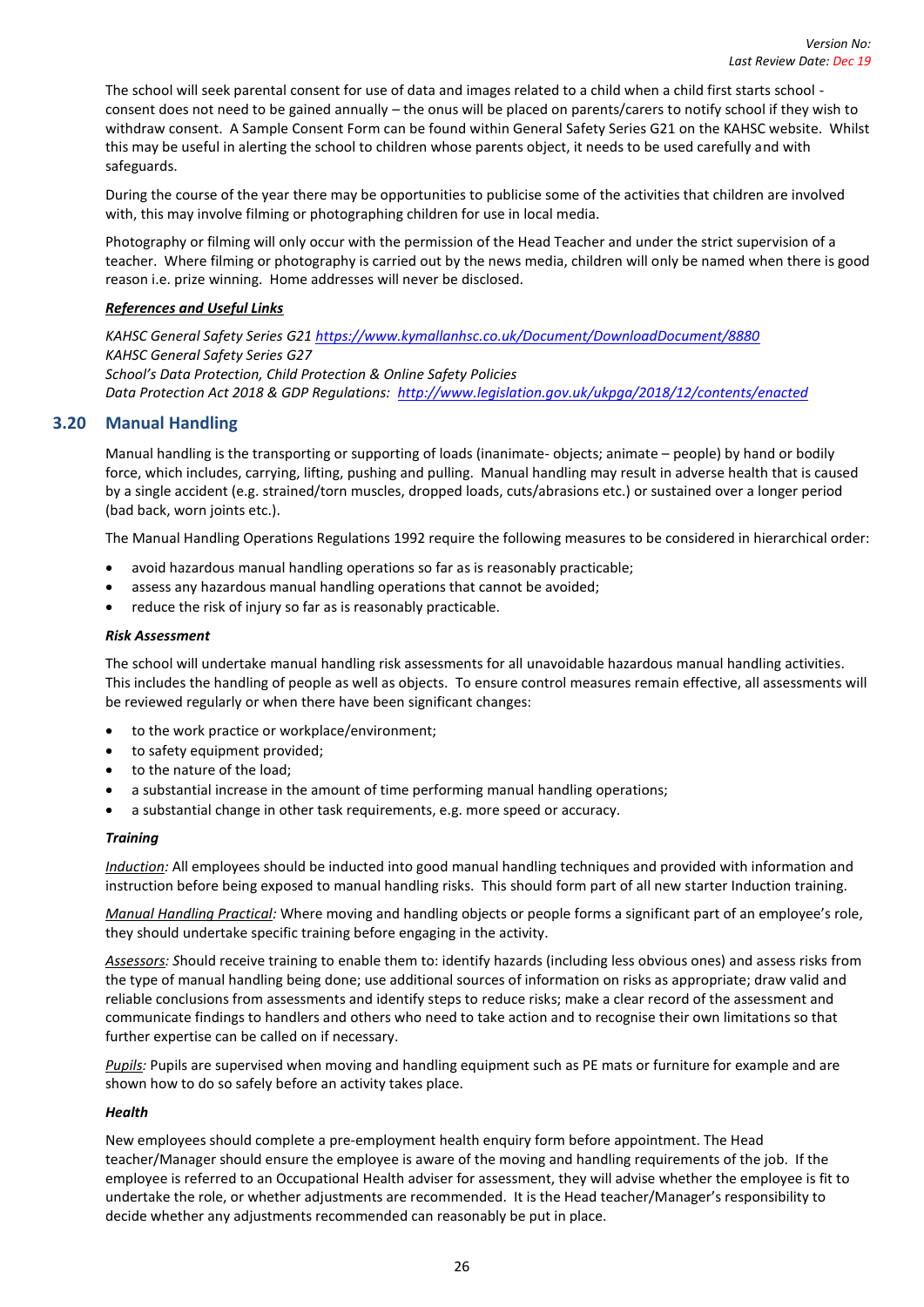The school will seek parental consent for use of data and images related to a child when a child first starts school - consent does not need to be gained annually – the onus will be placed on parents/carers to notify school if they wish to withdraw consent. A Sample Consent Form can be found within General Safety Series G21 on the KAHSC website. Whilst this may be useful in alerting the school to children whose parents object, it needs to be used carefully and with safeguards.

During the course of the year there may be opportunities to publicise some of the activities that children are involved with, this may involve filming or photographing children for use in local media.

Photography or filming will only occur with the permission of the Head Teacher and under the strict supervision of a teacher. Where filming or photography is carried out by the news media, children will only be named when there is good reason i.e. prize winning. Home addresses will never be disclosed.

***References and Useful Links***

*KAHSC General Safety Series G21* [https://www.kymallanhsc.co.uk/Document/DownloadDocument/8880](https://www.kymallanhsc.co.uk/Document/DownloadDocument/8880)
*KAHSC General Safety Series G27*
*School's Data Protection, Child Protection & Online Safety Policies*
*Data Protection Act 2018 & GDP Regulations:* [http://www.legislation.gov.uk/ukpga/2018/12/contents/enacted](http://www.legislation.gov.uk/ukpga/2018/12/contents/enacted)

## 3.20 Manual Handling

Manual handling is the transporting or supporting of loads (inanimate- objects; animate – people) by hand or bodily force, which includes, carrying, lifting, pushing and pulling. Manual handling may result in adverse health that is caused by a single accident (e.g. strained/torn muscles, dropped loads, cuts/abrasions etc.) or sustained over a longer period (bad back, worn joints etc.).

The Manual Handling Operations Regulations 1992 require the following measures to be considered in hierarchical order:

- avoid hazardous manual handling operations so far as is reasonably practicable;
- assess any hazardous manual handling operations that cannot be avoided;
- reduce the risk of injury so far as is reasonably practicable.

***Risk Assessment***

The school will undertake manual handling risk assessments for all unavoidable hazardous manual handling activities. This includes the handling of people as well as objects. To ensure control measures remain effective, all assessments will be reviewed regularly or when there have been significant changes:

- to the work practice or workplace/environment;
- to safety equipment provided;
- to the nature of the load;
- a substantial increase in the amount of time performing manual handling operations;
- a substantial change in other task requirements, e.g. more speed or accuracy.

***Training***

*Induction:* All employees should be inducted into good manual handling techniques and provided with information and instruction before being exposed to manual handling risks. This should form part of all new starter Induction training.

*Manual Handling Practical:* Where moving and handling objects or people forms a significant part of an employee's role, they should undertake specific training before engaging in the activity.

*Assessors: S*hould receive training to enable them to: identify hazards (including less obvious ones) and assess risks from the type of manual handling being done; use additional sources of information on risks as appropriate; draw valid and reliable conclusions from assessments and identify steps to reduce risks; make a clear record of the assessment and communicate findings to handlers and others who need to take action and to recognise their own limitations so that further expertise can be called on if necessary.

*Pupils:* Pupils are supervised when moving and handling equipment such as PE mats or furniture for example and are shown how to do so safely before an activity takes place.

***Health***

New employees should complete a pre-employment health enquiry form before appointment. The Head teacher/Manager should ensure the employee is aware of the moving and handling requirements of the job. If the employee is referred to an Occupational Health adviser for assessment, they will advise whether the employee is fit to undertake the role, or whether adjustments are recommended. It is the Head teacher/Manager's responsibility to decide whether any adjustments recommended can reasonably be put in place.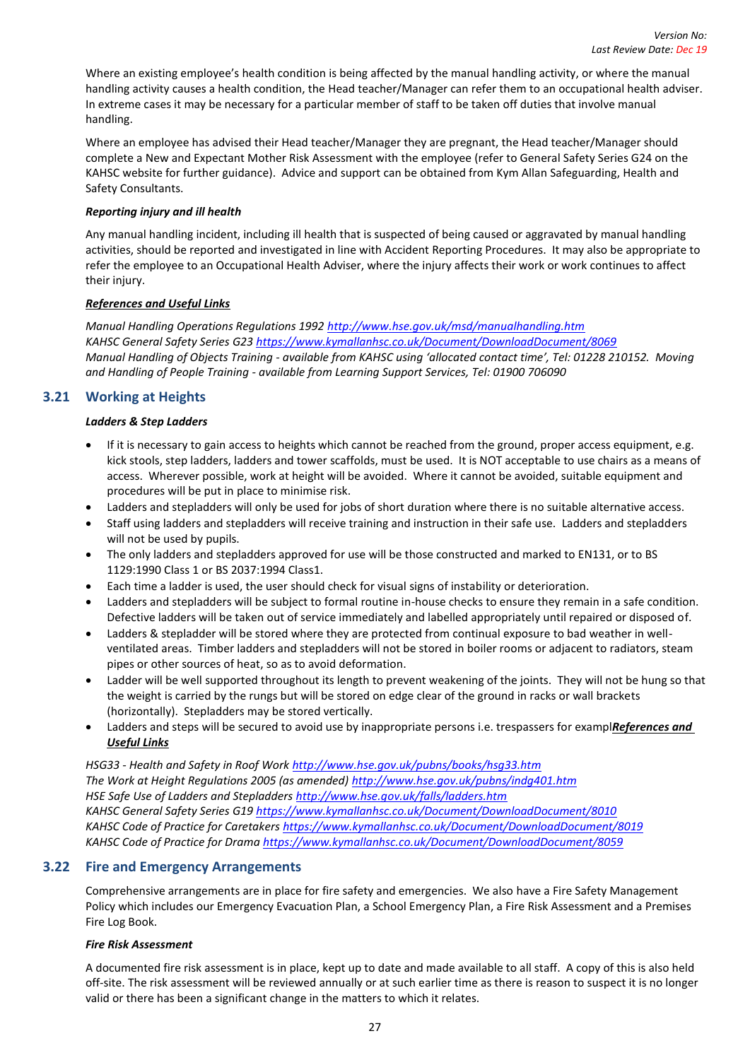Where an existing employee's health condition is being affected by the manual handling activity, or where the manual handling activity causes a health condition, the Head teacher/Manager can refer them to an occupational health adviser. In extreme cases it may be necessary for a particular member of staff to be taken off duties that involve manual handling.

Where an employee has advised their Head teacher/Manager they are pregnant, the Head teacher/Manager should complete a New and Expectant Mother Risk Assessment with the employee (refer to General Safety Series G24 on the KAHSC website for further guidance). Advice and support can be obtained from Kym Allan Safeguarding, Health and Safety Consultants.

***Reporting injury and ill health***

Any manual handling incident, including ill health that is suspected of being caused or aggravated by manual handling activities, should be reported and investigated in line with Accident Reporting Procedures. It may also be appropriate to refer the employee to an Occupational Health Adviser, where the injury affects their work or work continues to affect their injury.

***References and Useful Links***

*Manual Handling Operations Regulations 1992* http://www.hse.gov.uk/msd/manualhandling.htm
*KAHSC General Safety Series G23* https://www.kymallanhsc.co.uk/Document/DownloadDocument/8069
*Manual Handling of Objects Training - available from KAHSC using 'allocated contact time', Tel: 01228 210152. Moving and Handling of People Training - available from Learning Support Services, Tel: 01900 706090*

## 3.21 Working at Heights

***Ladders & Step Ladders***

- If it is necessary to gain access to heights which cannot be reached from the ground, proper access equipment, e.g. kick stools, step ladders, ladders and tower scaffolds, must be used. It is NOT acceptable to use chairs as a means of access. Wherever possible, work at height will be avoided. Where it cannot be avoided, suitable equipment and procedures will be put in place to minimise risk.
- Ladders and stepladders will only be used for jobs of short duration where there is no suitable alternative access.
- Staff using ladders and stepladders will receive training and instruction in their safe use. Ladders and stepladders will not be used by pupils.
- The only ladders and stepladders approved for use will be those constructed and marked to EN131, or to BS 1129:1990 Class 1 or BS 2037:1994 Class1.
- Each time a ladder is used, the user should check for visual signs of instability or deterioration.
- Ladders and stepladders will be subject to formal routine in-house checks to ensure they remain in a safe condition. Defective ladders will be taken out of service immediately and labelled appropriately until repaired or disposed of.
- Ladders & stepladder will be stored where they are protected from continual exposure to bad weather in well-ventilated areas. Timber ladders and stepladders will not be stored in boiler rooms or adjacent to radiators, steam pipes or other sources of heat, so as to avoid deformation.
- Ladder will be well supported throughout its length to prevent weakening of the joints. They will not be hung so that the weight is carried by the rungs but will be stored on edge clear of the ground in racks or wall brackets (horizontally). Stepladders may be stored vertically.
- Ladders and steps will be secured to avoid use by inappropriate persons i.e. trespassers for exampl***References and Useful Links***

*HSG33 - Health and Safety in Roof Work* http://www.hse.gov.uk/pubns/books/hsg33.htm
*The Work at Height Regulations 2005 (as amended)* http://www.hse.gov.uk/pubns/indg401.htm
*HSE Safe Use of Ladders and Stepladders* http://www.hse.gov.uk/falls/ladders.htm
*KAHSC General Safety Series G19* https://www.kymallanhsc.co.uk/Document/DownloadDocument/8010
*KAHSC Code of Practice for Caretakers* https://www.kymallanhsc.co.uk/Document/DownloadDocument/8019
*KAHSC Code of Practice for Drama* https://www.kymallanhsc.co.uk/Document/DownloadDocument/8059

## 3.22 Fire and Emergency Arrangements

Comprehensive arrangements are in place for fire safety and emergencies. We also have a Fire Safety Management Policy which includes our Emergency Evacuation Plan, a School Emergency Plan, a Fire Risk Assessment and a Premises Fire Log Book.

***Fire Risk Assessment***

A documented fire risk assessment is in place, kept up to date and made available to all staff. A copy of this is also held off-site. The risk assessment will be reviewed annually or at such earlier time as there is reason to suspect it is no longer valid or there has been a significant change in the matters to which it relates.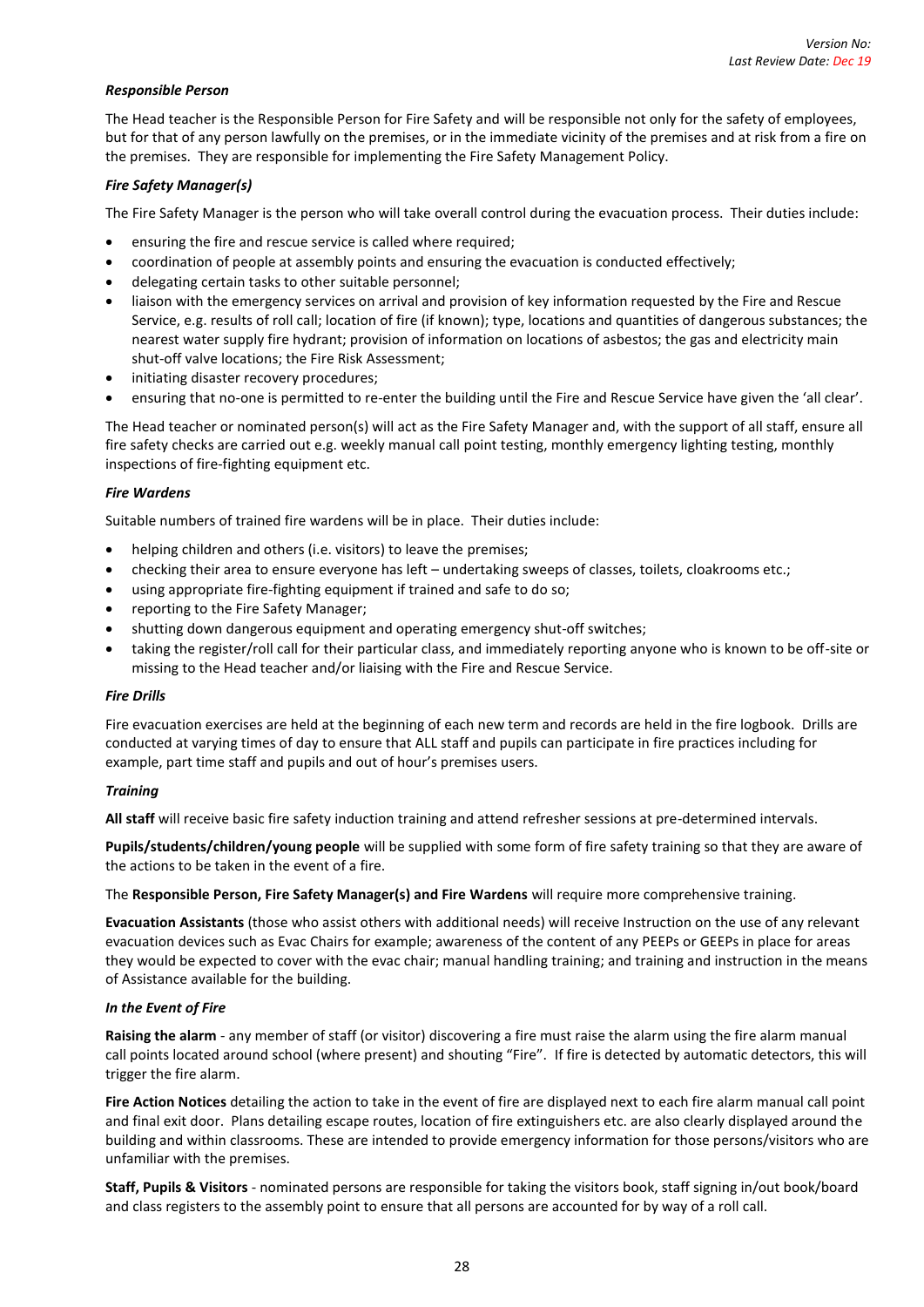***Responsible Person***

The Head teacher is the Responsible Person for Fire Safety and will be responsible not only for the safety of employees, but for that of any person lawfully on the premises, or in the immediate vicinity of the premises and at risk from a fire on the premises. They are responsible for implementing the Fire Safety Management Policy.

***Fire Safety Manager(s)***

The Fire Safety Manager is the person who will take overall control during the evacuation process. Their duties include:

- ensuring the fire and rescue service is called where required;
- coordination of people at assembly points and ensuring the evacuation is conducted effectively;
- delegating certain tasks to other suitable personnel;
- liaison with the emergency services on arrival and provision of key information requested by the Fire and Rescue Service, e.g. results of roll call; location of fire (if known); type, locations and quantities of dangerous substances; the nearest water supply fire hydrant; provision of information on locations of asbestos; the gas and electricity main shut-off valve locations; the Fire Risk Assessment;
- initiating disaster recovery procedures;
- ensuring that no-one is permitted to re-enter the building until the Fire and Rescue Service have given the 'all clear'.

The Head teacher or nominated person(s) will act as the Fire Safety Manager and, with the support of all staff, ensure all fire safety checks are carried out e.g. weekly manual call point testing, monthly emergency lighting testing, monthly inspections of fire-fighting equipment etc.

***Fire Wardens***

Suitable numbers of trained fire wardens will be in place. Their duties include:

- helping children and others (i.e. visitors) to leave the premises;
- checking their area to ensure everyone has left – undertaking sweeps of classes, toilets, cloakrooms etc.;
- using appropriate fire-fighting equipment if trained and safe to do so;
- reporting to the Fire Safety Manager;
- shutting down dangerous equipment and operating emergency shut-off switches;
- taking the register/roll call for their particular class, and immediately reporting anyone who is known to be off-site or missing to the Head teacher and/or liaising with the Fire and Rescue Service.

***Fire Drills***

Fire evacuation exercises are held at the beginning of each new term and records are held in the fire logbook. Drills are conducted at varying times of day to ensure that ALL staff and pupils can participate in fire practices including for example, part time staff and pupils and out of hour's premises users.

***Training***

**All staff** will receive basic fire safety induction training and attend refresher sessions at pre-determined intervals.

**Pupils/students/children/young people** will be supplied with some form of fire safety training so that they are aware of the actions to be taken in the event of a fire.

The **Responsible Person, Fire Safety Manager(s) and Fire Wardens** will require more comprehensive training.

**Evacuation Assistants** (those who assist others with additional needs) will receive Instruction on the use of any relevant evacuation devices such as Evac Chairs for example; awareness of the content of any PEEPs or GEEPs in place for areas they would be expected to cover with the evac chair; manual handling training; and training and instruction in the means of Assistance available for the building.

***In the Event of Fire***

**Raising the alarm** - any member of staff (or visitor) discovering a fire must raise the alarm using the fire alarm manual call points located around school (where present) and shouting "Fire". If fire is detected by automatic detectors, this will trigger the fire alarm.

**Fire Action Notices** detailing the action to take in the event of fire are displayed next to each fire alarm manual call point and final exit door. Plans detailing escape routes, location of fire extinguishers etc. are also clearly displayed around the building and within classrooms. These are intended to provide emergency information for those persons/visitors who are unfamiliar with the premises.

**Staff, Pupils & Visitors** - nominated persons are responsible for taking the visitors book, staff signing in/out book/board and class registers to the assembly point to ensure that all persons are accounted for by way of a roll call.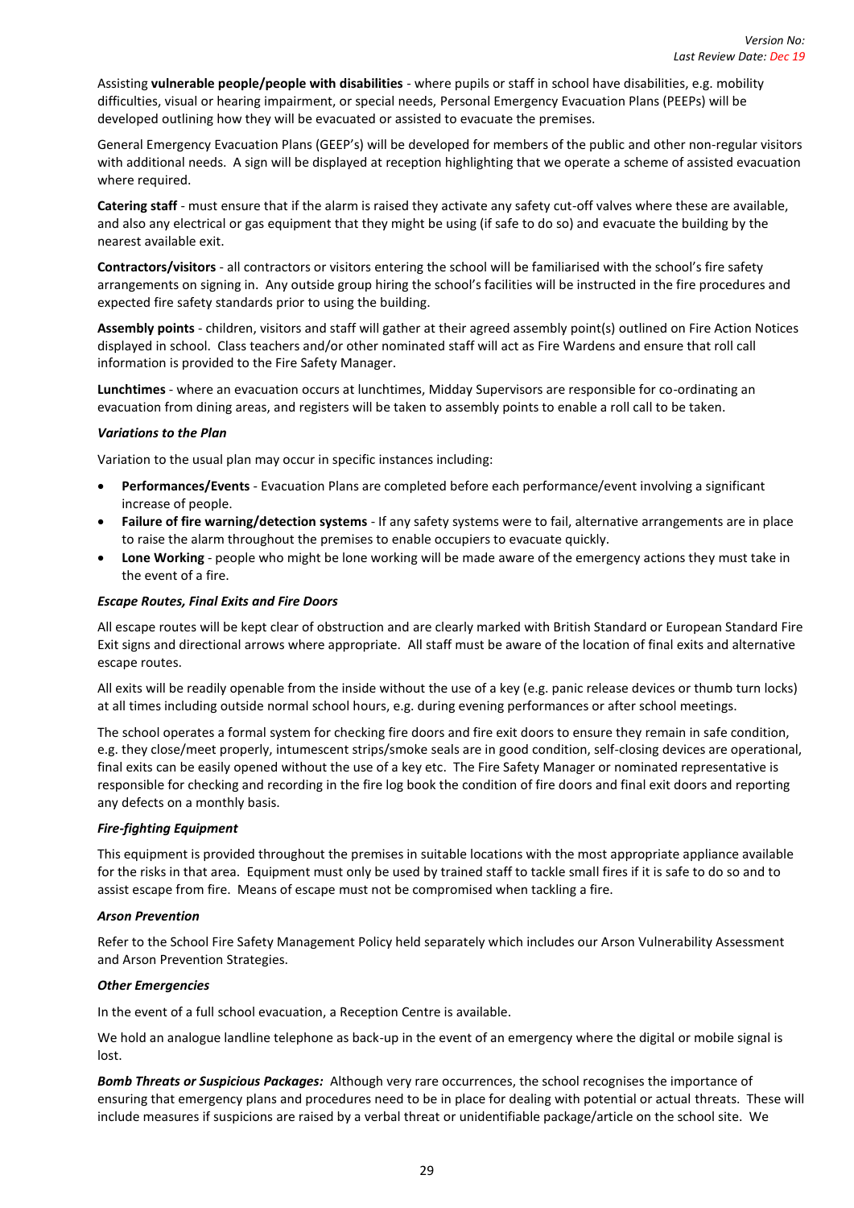Assisting **vulnerable people/people with disabilities** - where pupils or staff in school have disabilities, e.g. mobility difficulties, visual or hearing impairment, or special needs, Personal Emergency Evacuation Plans (PEEPs) will be developed outlining how they will be evacuated or assisted to evacuate the premises.

General Emergency Evacuation Plans (GEEP's) will be developed for members of the public and other non-regular visitors with additional needs. A sign will be displayed at reception highlighting that we operate a scheme of assisted evacuation where required.

**Catering staff** - must ensure that if the alarm is raised they activate any safety cut-off valves where these are available, and also any electrical or gas equipment that they might be using (if safe to do so) and evacuate the building by the nearest available exit.

**Contractors/visitors** - all contractors or visitors entering the school will be familiarised with the school's fire safety arrangements on signing in. Any outside group hiring the school's facilities will be instructed in the fire procedures and expected fire safety standards prior to using the building.

**Assembly points** - children, visitors and staff will gather at their agreed assembly point(s) outlined on Fire Action Notices displayed in school. Class teachers and/or other nominated staff will act as Fire Wardens and ensure that roll call information is provided to the Fire Safety Manager.

**Lunchtimes** - where an evacuation occurs at lunchtimes, Midday Supervisors are responsible for co-ordinating an evacuation from dining areas, and registers will be taken to assembly points to enable a roll call to be taken.

***Variations to the Plan***

Variation to the usual plan may occur in specific instances including:

- **Performances/Events** - Evacuation Plans are completed before each performance/event involving a significant increase of people.
- **Failure of fire warning/detection systems** - If any safety systems were to fail, alternative arrangements are in place to raise the alarm throughout the premises to enable occupiers to evacuate quickly.
- **Lone Working** - people who might be lone working will be made aware of the emergency actions they must take in the event of a fire.

***Escape Routes, Final Exits and Fire Doors***

All escape routes will be kept clear of obstruction and are clearly marked with British Standard or European Standard Fire Exit signs and directional arrows where appropriate. All staff must be aware of the location of final exits and alternative escape routes.

All exits will be readily openable from the inside without the use of a key (e.g. panic release devices or thumb turn locks) at all times including outside normal school hours, e.g. during evening performances or after school meetings.

The school operates a formal system for checking fire doors and fire exit doors to ensure they remain in safe condition, e.g. they close/meet properly, intumescent strips/smoke seals are in good condition, self-closing devices are operational, final exits can be easily opened without the use of a key etc. The Fire Safety Manager or nominated representative is responsible for checking and recording in the fire log book the condition of fire doors and final exit doors and reporting any defects on a monthly basis.

***Fire-fighting Equipment***

This equipment is provided throughout the premises in suitable locations with the most appropriate appliance available for the risks in that area. Equipment must only be used by trained staff to tackle small fires if it is safe to do so and to assist escape from fire. Means of escape must not be compromised when tackling a fire.

***Arson Prevention***

Refer to the School Fire Safety Management Policy held separately which includes our Arson Vulnerability Assessment and Arson Prevention Strategies.

***Other Emergencies***

In the event of a full school evacuation, a Reception Centre is available.

We hold an analogue landline telephone as back-up in the event of an emergency where the digital or mobile signal is lost.

***Bomb Threats or Suspicious Packages:*** Although very rare occurrences, the school recognises the importance of ensuring that emergency plans and procedures need to be in place for dealing with potential or actual threats. These will include measures if suspicions are raised by a verbal threat or unidentifiable package/article on the school site. We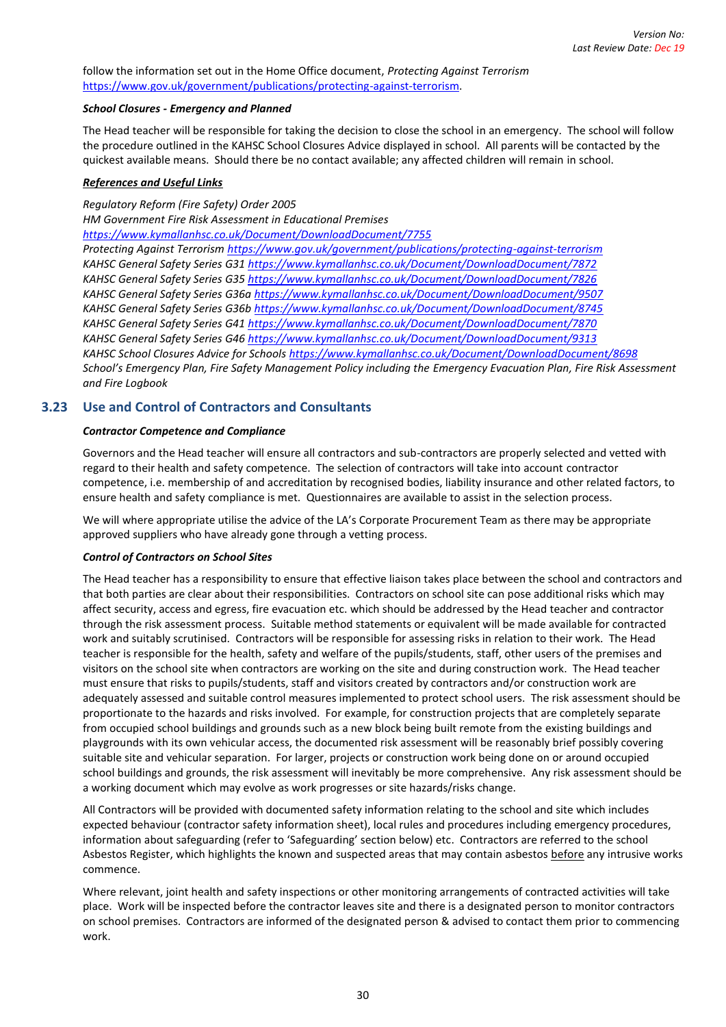follow the information set out in the Home Office document, *Protecting Against Terrorism* https://www.gov.uk/government/publications/protecting-against-terrorism.

***School Closures - Emergency and Planned***

The Head teacher will be responsible for taking the decision to close the school in an emergency. The school will follow the procedure outlined in the KAHSC School Closures Advice displayed in school. All parents will be contacted by the quickest available means. Should there be no contact available; any affected children will remain in school.

***References and Useful Links***

*Regulatory Reform (Fire Safety) Order 2005*
*HM Government Fire Risk Assessment in Educational Premises*
*https://www.kymallanhsc.co.uk/Document/DownloadDocument/7755*
*Protecting Against Terrorism https://www.gov.uk/government/publications/protecting-against-terrorism*
*KAHSC General Safety Series G31 https://www.kymallanhsc.co.uk/Document/DownloadDocument/7872*
*KAHSC General Safety Series G35 https://www.kymallanhsc.co.uk/Document/DownloadDocument/7826*
*KAHSC General Safety Series G36a https://www.kymallanhsc.co.uk/Document/DownloadDocument/9507*
*KAHSC General Safety Series G36b https://www.kymallanhsc.co.uk/Document/DownloadDocument/8745*
*KAHSC General Safety Series G41 https://www.kymallanhsc.co.uk/Document/DownloadDocument/7870*
*KAHSC General Safety Series G46 https://www.kymallanhsc.co.uk/Document/DownloadDocument/9313*
*KAHSC School Closures Advice for Schools https://www.kymallanhsc.co.uk/Document/DownloadDocument/8698*
*School's Emergency Plan, Fire Safety Management Policy including the Emergency Evacuation Plan, Fire Risk Assessment and Fire Logbook*

## 3.23 Use and Control of Contractors and Consultants

***Contractor Competence and Compliance***

Governors and the Head teacher will ensure all contractors and sub-contractors are properly selected and vetted with regard to their health and safety competence. The selection of contractors will take into account contractor competence, i.e. membership of and accreditation by recognised bodies, liability insurance and other related factors, to ensure health and safety compliance is met. Questionnaires are available to assist in the selection process.

We will where appropriate utilise the advice of the LA's Corporate Procurement Team as there may be appropriate approved suppliers who have already gone through a vetting process.

***Control of Contractors on School Sites***

The Head teacher has a responsibility to ensure that effective liaison takes place between the school and contractors and that both parties are clear about their responsibilities. Contractors on school site can pose additional risks which may affect security, access and egress, fire evacuation etc. which should be addressed by the Head teacher and contractor through the risk assessment process. Suitable method statements or equivalent will be made available for contracted work and suitably scrutinised. Contractors will be responsible for assessing risks in relation to their work. The Head teacher is responsible for the health, safety and welfare of the pupils/students, staff, other users of the premises and visitors on the school site when contractors are working on the site and during construction work. The Head teacher must ensure that risks to pupils/students, staff and visitors created by contractors and/or construction work are adequately assessed and suitable control measures implemented to protect school users. The risk assessment should be proportionate to the hazards and risks involved. For example, for construction projects that are completely separate from occupied school buildings and grounds such as a new block being built remote from the existing buildings and playgrounds with its own vehicular access, the documented risk assessment will be reasonably brief possibly covering suitable site and vehicular separation. For larger, projects or construction work being done on or around occupied school buildings and grounds, the risk assessment will inevitably be more comprehensive. Any risk assessment should be a working document which may evolve as work progresses or site hazards/risks change.

All Contractors will be provided with documented safety information relating to the school and site which includes expected behaviour (contractor safety information sheet), local rules and procedures including emergency procedures, information about safeguarding (refer to 'Safeguarding' section below) etc. Contractors are referred to the school Asbestos Register, which highlights the known and suspected areas that may contain asbestos before any intrusive works commence.

Where relevant, joint health and safety inspections or other monitoring arrangements of contracted activities will take place. Work will be inspected before the contractor leaves site and there is a designated person to monitor contractors on school premises. Contractors are informed of the designated person & advised to contact them prior to commencing work.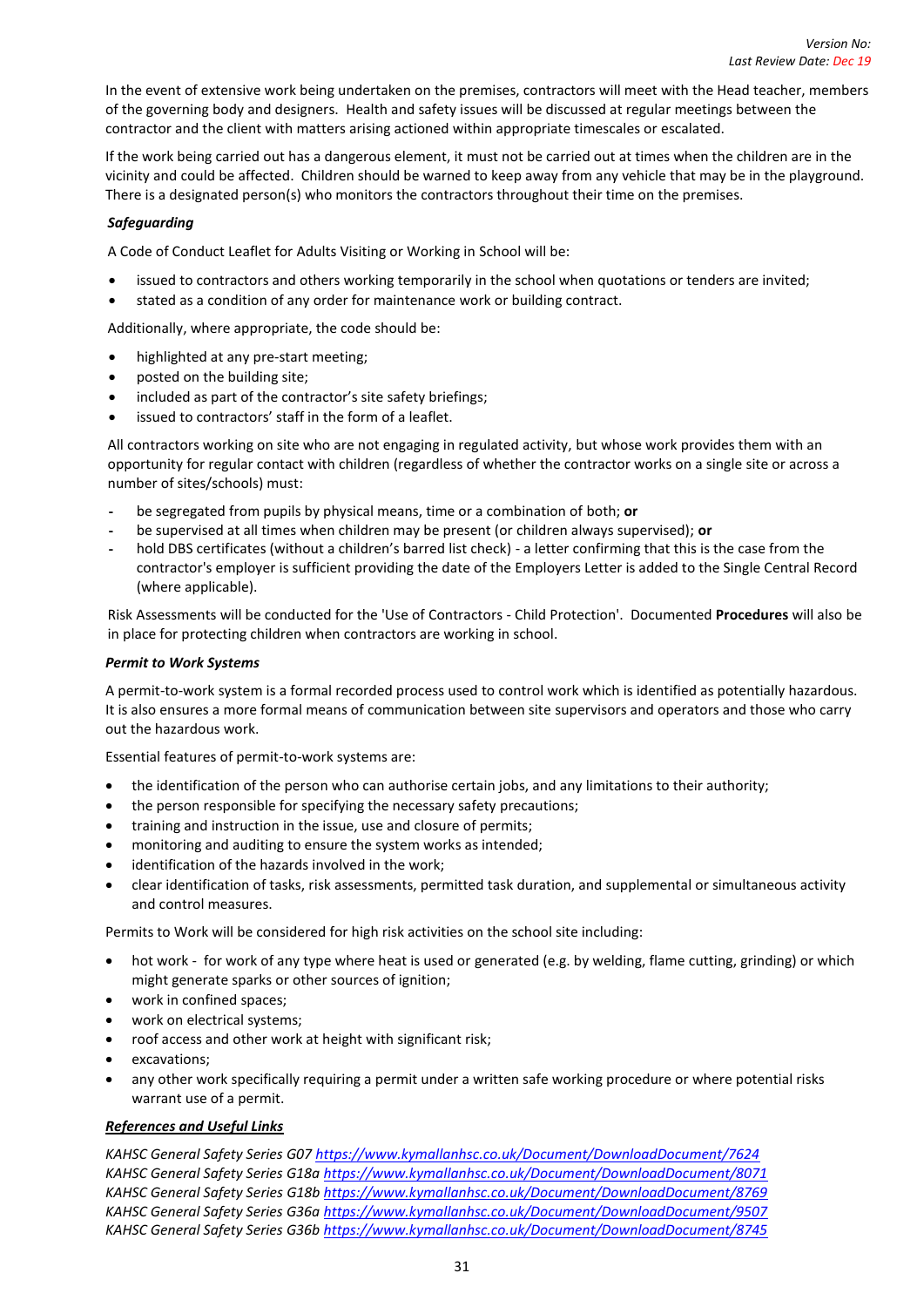In the event of extensive work being undertaken on the premises, contractors will meet with the Head teacher, members of the governing body and designers. Health and safety issues will be discussed at regular meetings between the contractor and the client with matters arising actioned within appropriate timescales or escalated.

If the work being carried out has a dangerous element, it must not be carried out at times when the children are in the vicinity and could be affected. Children should be warned to keep away from any vehicle that may be in the playground. There is a designated person(s) who monitors the contractors throughout their time on the premises.

***Safeguarding***

A Code of Conduct Leaflet for Adults Visiting or Working in School will be:

- issued to contractors and others working temporarily in the school when quotations or tenders are invited;
- stated as a condition of any order for maintenance work or building contract.

Additionally, where appropriate, the code should be:

- highlighted at any pre-start meeting;
- posted on the building site;
- included as part of the contractor's site safety briefings;
- issued to contractors' staff in the form of a leaflet.

All contractors working on site who are not engaging in regulated activity, but whose work provides them with an opportunity for regular contact with children (regardless of whether the contractor works on a single site or across a number of sites/schools) must:

- be segregated from pupils by physical means, time or a combination of both; **or**
- be supervised at all times when children may be present (or children always supervised); **or**
- hold DBS certificates (without a children's barred list check) - a letter confirming that this is the case from the contractor's employer is sufficient providing the date of the Employers Letter is added to the Single Central Record (where applicable).

Risk Assessments will be conducted for the 'Use of Contractors - Child Protection'. Documented **Procedures** will also be in place for protecting children when contractors are working in school.

***Permit to Work Systems***

A permit-to-work system is a formal recorded process used to control work which is identified as potentially hazardous. It is also ensures a more formal means of communication between site supervisors and operators and those who carry out the hazardous work.

Essential features of permit-to-work systems are:

- the identification of the person who can authorise certain jobs, and any limitations to their authority;
- the person responsible for specifying the necessary safety precautions;
- training and instruction in the issue, use and closure of permits;
- monitoring and auditing to ensure the system works as intended;
- identification of the hazards involved in the work;
- clear identification of tasks, risk assessments, permitted task duration, and supplemental or simultaneous activity and control measures.

Permits to Work will be considered for high risk activities on the school site including:

- hot work - for work of any type where heat is used or generated (e.g. by welding, flame cutting, grinding) or which might generate sparks or other sources of ignition;
- work in confined spaces;
- work on electrical systems;
- roof access and other work at height with significant risk;
- excavations;
- any other work specifically requiring a permit under a written safe working procedure or where potential risks warrant use of a permit.

***References and Useful Links***

*KAHSC General Safety Series G07* https://www.kymallanhsc.co.uk/Document/DownloadDocument/7624
*KAHSC General Safety Series G18a* https://www.kymallanhsc.co.uk/Document/DownloadDocument/8071
*KAHSC General Safety Series G18b* https://www.kymallanhsc.co.uk/Document/DownloadDocument/8769
*KAHSC General Safety Series G36a* https://www.kymallanhsc.co.uk/Document/DownloadDocument/9507
*KAHSC General Safety Series G36b* https://www.kymallanhsc.co.uk/Document/DownloadDocument/8745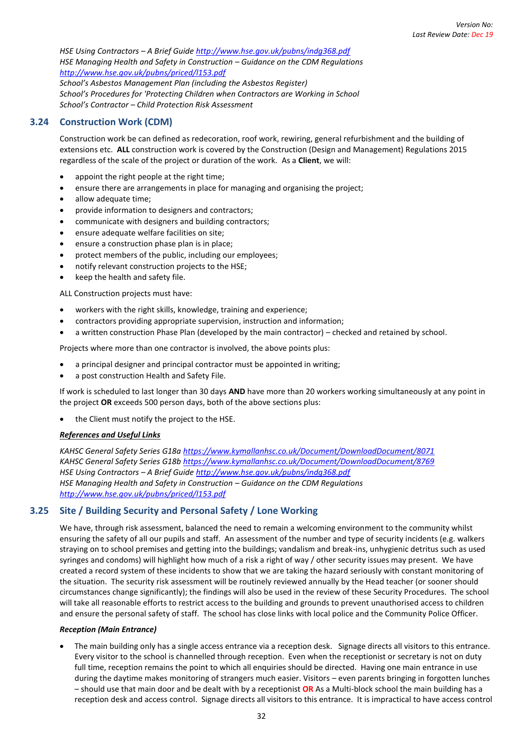*HSE Using Contractors – A Brief Guide* *http://www.hse.gov.uk/pubns/indg368.pdf*
*HSE Managing Health and Safety in Construction – Guidance on the CDM Regulations*
*http://www.hse.gov.uk/pubns/priced/l153.pdf*
*School's Asbestos Management Plan (including the Asbestos Register)*
*School's Procedures for 'Protecting Children when Contractors are Working in School*
*School's Contractor – Child Protection Risk Assessment*

## 3.24 Construction Work (CDM)

Construction work be can defined as redecoration, roof work, rewiring, general refurbishment and the building of extensions etc. **ALL** construction work is covered by the Construction (Design and Management) Regulations 2015 regardless of the scale of the project or duration of the work. As a **Client**, we will:

- appoint the right people at the right time;
- ensure there are arrangements in place for managing and organising the project;
- allow adequate time;
- provide information to designers and contractors;
- communicate with designers and building contractors;
- ensure adequate welfare facilities on site;
- ensure a construction phase plan is in place;
- protect members of the public, including our employees;
- notify relevant construction projects to the HSE;
- keep the health and safety file.

ALL Construction projects must have:

- workers with the right skills, knowledge, training and experience;
- contractors providing appropriate supervision, instruction and information;
- a written construction Phase Plan (developed by the main contractor) – checked and retained by school.

Projects where more than one contractor is involved, the above points plus:

- a principal designer and principal contractor must be appointed in writing;
- a post construction Health and Safety File.

If work is scheduled to last longer than 30 days **AND** have more than 20 workers working simultaneously at any point in the project **OR** exceeds 500 person days, both of the above sections plus:

- the Client must notify the project to the HSE.

***References and Useful Links***

*KAHSC General Safety Series G18a* *https://www.kymallanhsc.co.uk/Document/DownloadDocument/8071*
*KAHSC General Safety Series G18b* *https://www.kymallanhsc.co.uk/Document/DownloadDocument/8769*
*HSE Using Contractors – A Brief Guide* *http://www.hse.gov.uk/pubns/indg368.pdf*
*HSE Managing Health and Safety in Construction – Guidance on the CDM Regulations*
*http://www.hse.gov.uk/pubns/priced/l153.pdf*

## 3.25 Site / Building Security and Personal Safety / Lone Working

We have, through risk assessment, balanced the need to remain a welcoming environment to the community whilst ensuring the safety of all our pupils and staff. An assessment of the number and type of security incidents (e.g. walkers straying on to school premises and getting into the buildings; vandalism and break-ins, unhygienic detritus such as used syringes and condoms) will highlight how much of a risk a right of way / other security issues may present. We have created a record system of these incidents to show that we are taking the hazard seriously with constant monitoring of the situation. The security risk assessment will be routinely reviewed annually by the Head teacher (or sooner should circumstances change significantly); the findings will also be used in the review of these Security Procedures. The school will take all reasonable efforts to restrict access to the building and grounds to prevent unauthorised access to children and ensure the personal safety of staff. The school has close links with local police and the Community Police Officer.

***Reception (Main Entrance)***

- The main building only has a single access entrance via a reception desk. Signage directs all visitors to this entrance. Every visitor to the school is channelled through reception. Even when the receptionist or secretary is not on duty full time, reception remains the point to which all enquiries should be directed. Having one main entrance in use during the daytime makes monitoring of strangers much easier. Visitors – even parents bringing in forgotten lunches – should use that main door and be dealt with by a receptionist **OR** As a Multi-block school the main building has a reception desk and access control. Signage directs all visitors to this entrance. It is impractical to have access control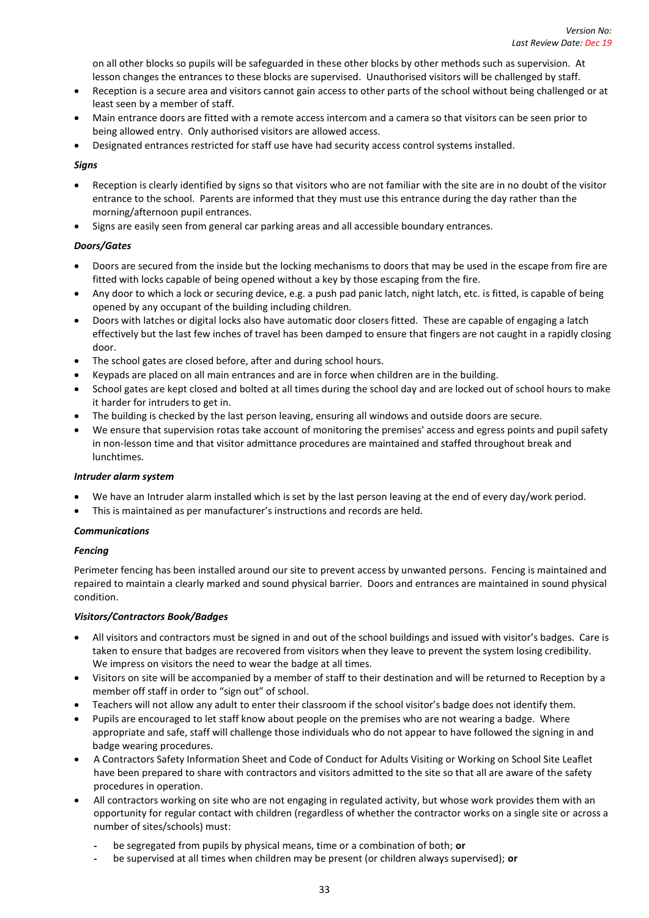on all other blocks so pupils will be safeguarded in these other blocks by other methods such as supervision. At lesson changes the entrances to these blocks are supervised. Unauthorised visitors will be challenged by staff.

- Reception is a secure area and visitors cannot gain access to other parts of the school without being challenged or at least seen by a member of staff.
- Main entrance doors are fitted with a remote access intercom and a camera so that visitors can be seen prior to being allowed entry. Only authorised visitors are allowed access.
- Designated entrances restricted for staff use have had security access control systems installed.

***Signs***

- Reception is clearly identified by signs so that visitors who are not familiar with the site are in no doubt of the visitor entrance to the school. Parents are informed that they must use this entrance during the day rather than the morning/afternoon pupil entrances.
- Signs are easily seen from general car parking areas and all accessible boundary entrances.

***Doors/Gates***

- Doors are secured from the inside but the locking mechanisms to doors that may be used in the escape from fire are fitted with locks capable of being opened without a key by those escaping from the fire.
- Any door to which a lock or securing device, e.g. a push pad panic latch, night latch, etc. is fitted, is capable of being opened by any occupant of the building including children.
- Doors with latches or digital locks also have automatic door closers fitted. These are capable of engaging a latch effectively but the last few inches of travel has been damped to ensure that fingers are not caught in a rapidly closing door.
- The school gates are closed before, after and during school hours.
- Keypads are placed on all main entrances and are in force when children are in the building.
- School gates are kept closed and bolted at all times during the school day and are locked out of school hours to make it harder for intruders to get in.
- The building is checked by the last person leaving, ensuring all windows and outside doors are secure.
- We ensure that supervision rotas take account of monitoring the premises' access and egress points and pupil safety in non-lesson time and that visitor admittance procedures are maintained and staffed throughout break and lunchtimes.

***Intruder alarm system***

- We have an Intruder alarm installed which is set by the last person leaving at the end of every day/work period.
- This is maintained as per manufacturer's instructions and records are held.

***Communications***

***Fencing***

Perimeter fencing has been installed around our site to prevent access by unwanted persons. Fencing is maintained and repaired to maintain a clearly marked and sound physical barrier. Doors and entrances are maintained in sound physical condition.

***Visitors/Contractors Book/Badges***

- All visitors and contractors must be signed in and out of the school buildings and issued with visitor's badges. Care is taken to ensure that badges are recovered from visitors when they leave to prevent the system losing credibility. We impress on visitors the need to wear the badge at all times.
- Visitors on site will be accompanied by a member of staff to their destination and will be returned to Reception by a member off staff in order to "sign out" of school.
- Teachers will not allow any adult to enter their classroom if the school visitor's badge does not identify them.
- Pupils are encouraged to let staff know about people on the premises who are not wearing a badge. Where appropriate and safe, staff will challenge those individuals who do not appear to have followed the signing in and badge wearing procedures.
- A Contractors Safety Information Sheet and Code of Conduct for Adults Visiting or Working on School Site Leaflet have been prepared to share with contractors and visitors admitted to the site so that all are aware of the safety procedures in operation.
- All contractors working on site who are not engaging in regulated activity, but whose work provides them with an opportunity for regular contact with children (regardless of whether the contractor works on a single site or across a number of sites/schools) must:
  - be segregated from pupils by physical means, time or a combination of both; **or**
  - be supervised at all times when children may be present (or children always supervised); **or**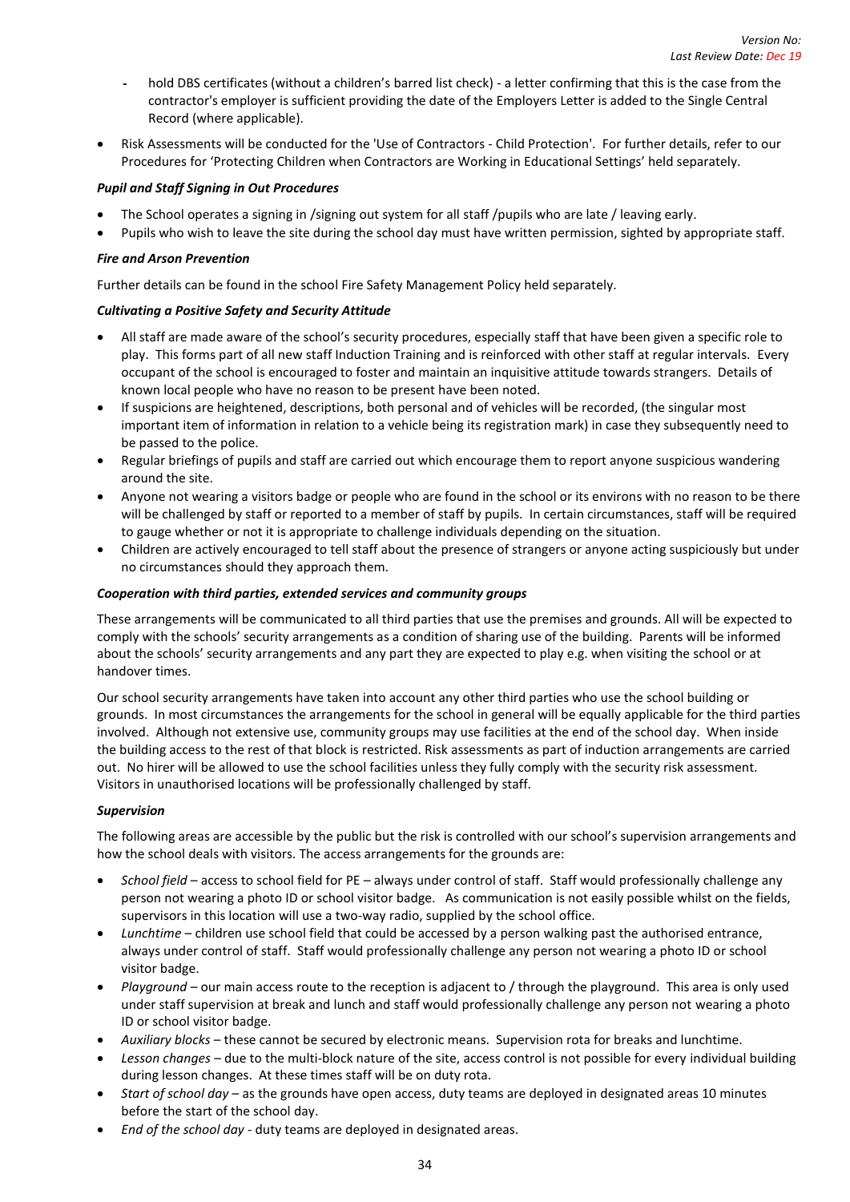- hold DBS certificates (without a children's barred list check) - a letter confirming that this is the case from the contractor's employer is sufficient providing the date of the Employers Letter is added to the Single Central Record (where applicable).

- Risk Assessments will be conducted for the 'Use of Contractors - Child Protection'. For further details, refer to our Procedures for 'Protecting Children when Contractors are Working in Educational Settings' held separately.

***Pupil and Staff Signing in Out Procedures***

- The School operates a signing in /signing out system for all staff /pupils who are late / leaving early.
- Pupils who wish to leave the site during the school day must have written permission, sighted by appropriate staff.

***Fire and Arson Prevention***

Further details can be found in the school Fire Safety Management Policy held separately.

***Cultivating a Positive Safety and Security Attitude***

- All staff are made aware of the school's security procedures, especially staff that have been given a specific role to play. This forms part of all new staff Induction Training and is reinforced with other staff at regular intervals. Every occupant of the school is encouraged to foster and maintain an inquisitive attitude towards strangers. Details of known local people who have no reason to be present have been noted.
- If suspicions are heightened, descriptions, both personal and of vehicles will be recorded, (the singular most important item of information in relation to a vehicle being its registration mark) in case they subsequently need to be passed to the police.
- Regular briefings of pupils and staff are carried out which encourage them to report anyone suspicious wandering around the site.
- Anyone not wearing a visitors badge or people who are found in the school or its environs with no reason to be there will be challenged by staff or reported to a member of staff by pupils. In certain circumstances, staff will be required to gauge whether or not it is appropriate to challenge individuals depending on the situation.
- Children are actively encouraged to tell staff about the presence of strangers or anyone acting suspiciously but under no circumstances should they approach them.

***Cooperation with third parties, extended services and community groups***

These arrangements will be communicated to all third parties that use the premises and grounds. All will be expected to comply with the schools' security arrangements as a condition of sharing use of the building. Parents will be informed about the schools' security arrangements and any part they are expected to play e.g. when visiting the school or at handover times.

Our school security arrangements have taken into account any other third parties who use the school building or grounds. In most circumstances the arrangements for the school in general will be equally applicable for the third parties involved. Although not extensive use, community groups may use facilities at the end of the school day. When inside the building access to the rest of that block is restricted. Risk assessments as part of induction arrangements are carried out. No hirer will be allowed to use the school facilities unless they fully comply with the security risk assessment. Visitors in unauthorised locations will be professionally challenged by staff.

***Supervision***

The following areas are accessible by the public but the risk is controlled with our school's supervision arrangements and how the school deals with visitors. The access arrangements for the grounds are:

- *School field* – access to school field for PE – always under control of staff. Staff would professionally challenge any person not wearing a photo ID or school visitor badge. As communication is not easily possible whilst on the fields, supervisors in this location will use a two-way radio, supplied by the school office.
- *Lunchtime* – children use school field that could be accessed by a person walking past the authorised entrance, always under control of staff. Staff would professionally challenge any person not wearing a photo ID or school visitor badge.
- *Playground* – our main access route to the reception is adjacent to / through the playground. This area is only used under staff supervision at break and lunch and staff would professionally challenge any person not wearing a photo ID or school visitor badge.
- *Auxiliary blocks* – these cannot be secured by electronic means. Supervision rota for breaks and lunchtime.
- *Lesson changes* – due to the multi-block nature of the site, access control is not possible for every individual building during lesson changes. At these times staff will be on duty rota.
- *Start of school day* – as the grounds have open access, duty teams are deployed in designated areas 10 minutes before the start of the school day.
- *End of the school day* - duty teams are deployed in designated areas.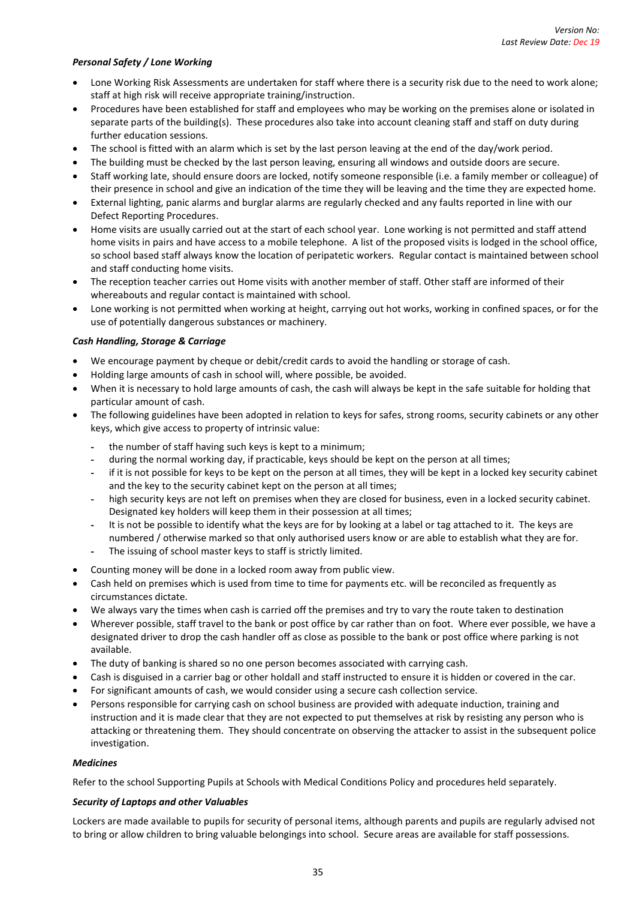***Personal Safety / Lone Working***

- Lone Working Risk Assessments are undertaken for staff where there is a security risk due to the need to work alone; staff at high risk will receive appropriate training/instruction.
- Procedures have been established for staff and employees who may be working on the premises alone or isolated in separate parts of the building(s). These procedures also take into account cleaning staff and staff on duty during further education sessions.
- The school is fitted with an alarm which is set by the last person leaving at the end of the day/work period.
- The building must be checked by the last person leaving, ensuring all windows and outside doors are secure.
- Staff working late, should ensure doors are locked, notify someone responsible (i.e. a family member or colleague) of their presence in school and give an indication of the time they will be leaving and the time they are expected home.
- External lighting, panic alarms and burglar alarms are regularly checked and any faults reported in line with our Defect Reporting Procedures.
- Home visits are usually carried out at the start of each school year. Lone working is not permitted and staff attend home visits in pairs and have access to a mobile telephone. A list of the proposed visits is lodged in the school office, so school based staff always know the location of peripatetic workers. Regular contact is maintained between school and staff conducting home visits.
- The reception teacher carries out Home visits with another member of staff. Other staff are informed of their whereabouts and regular contact is maintained with school.
- Lone working is not permitted when working at height, carrying out hot works, working in confined spaces, or for the use of potentially dangerous substances or machinery.

***Cash Handling, Storage & Carriage***

- We encourage payment by cheque or debit/credit cards to avoid the handling or storage of cash.
- Holding large amounts of cash in school will, where possible, be avoided.
- When it is necessary to hold large amounts of cash, the cash will always be kept in the safe suitable for holding that particular amount of cash.
- The following guidelines have been adopted in relation to keys for safes, strong rooms, security cabinets or any other keys, which give access to property of intrinsic value:
  - the number of staff having such keys is kept to a minimum;
  - during the normal working day, if practicable, keys should be kept on the person at all times;
  - if it is not possible for keys to be kept on the person at all times, they will be kept in a locked key security cabinet and the key to the security cabinet kept on the person at all times;
  - high security keys are not left on premises when they are closed for business, even in a locked security cabinet. Designated key holders will keep them in their possession at all times;
  - It is not be possible to identify what the keys are for by looking at a label or tag attached to it. The keys are numbered / otherwise marked so that only authorised users know or are able to establish what they are for.
  - The issuing of school master keys to staff is strictly limited.
- Counting money will be done in a locked room away from public view.
- Cash held on premises which is used from time to time for payments etc. will be reconciled as frequently as circumstances dictate.
- We always vary the times when cash is carried off the premises and try to vary the route taken to destination
- Wherever possible, staff travel to the bank or post office by car rather than on foot. Where ever possible, we have a designated driver to drop the cash handler off as close as possible to the bank or post office where parking is not available.
- The duty of banking is shared so no one person becomes associated with carrying cash.
- Cash is disguised in a carrier bag or other holdall and staff instructed to ensure it is hidden or covered in the car.
- For significant amounts of cash, we would consider using a secure cash collection service.
- Persons responsible for carrying cash on school business are provided with adequate induction, training and instruction and it is made clear that they are not expected to put themselves at risk by resisting any person who is attacking or threatening them. They should concentrate on observing the attacker to assist in the subsequent police investigation.

***Medicines***

Refer to the school Supporting Pupils at Schools with Medical Conditions Policy and procedures held separately.

***Security of Laptops and other Valuables***

Lockers are made available to pupils for security of personal items, although parents and pupils are regularly advised not to bring or allow children to bring valuable belongings into school. Secure areas are available for staff possessions.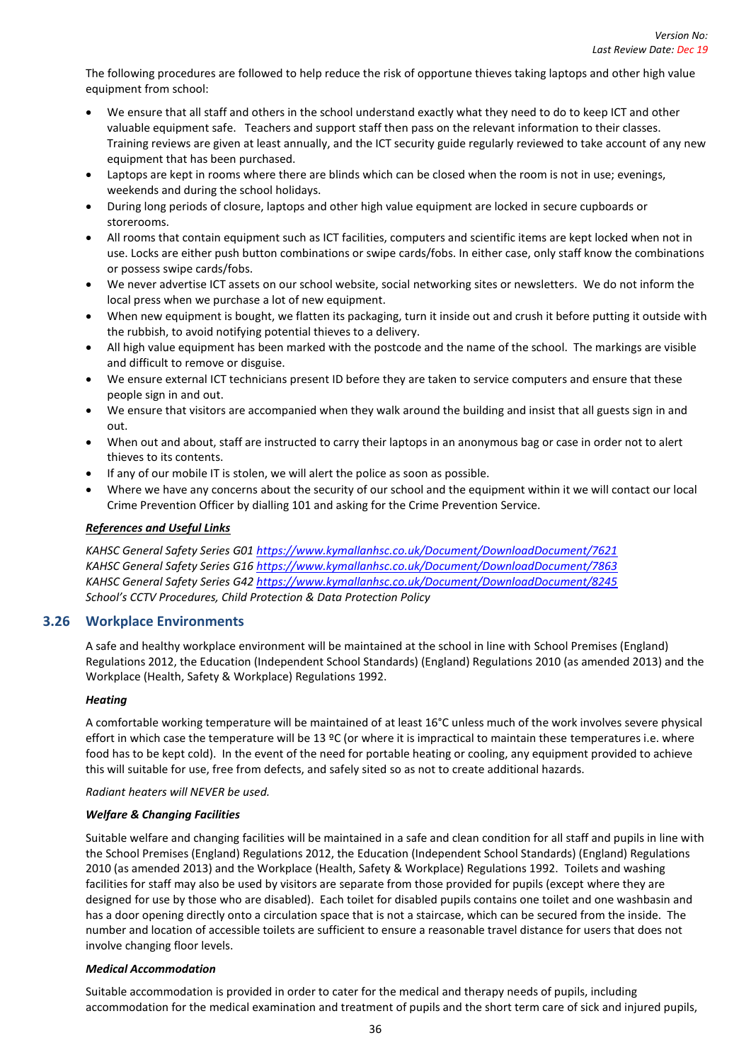The following procedures are followed to help reduce the risk of opportune thieves taking laptops and other high value equipment from school:

- We ensure that all staff and others in the school understand exactly what they need to do to keep ICT and other valuable equipment safe. Teachers and support staff then pass on the relevant information to their classes. Training reviews are given at least annually, and the ICT security guide regularly reviewed to take account of any new equipment that has been purchased.
- Laptops are kept in rooms where there are blinds which can be closed when the room is not in use; evenings, weekends and during the school holidays.
- During long periods of closure, laptops and other high value equipment are locked in secure cupboards or storerooms.
- All rooms that contain equipment such as ICT facilities, computers and scientific items are kept locked when not in use. Locks are either push button combinations or swipe cards/fobs. In either case, only staff know the combinations or possess swipe cards/fobs.
- We never advertise ICT assets on our school website, social networking sites or newsletters. We do not inform the local press when we purchase a lot of new equipment.
- When new equipment is bought, we flatten its packaging, turn it inside out and crush it before putting it outside with the rubbish, to avoid notifying potential thieves to a delivery.
- All high value equipment has been marked with the postcode and the name of the school. The markings are visible and difficult to remove or disguise.
- We ensure external ICT technicians present ID before they are taken to service computers and ensure that these people sign in and out.
- We ensure that visitors are accompanied when they walk around the building and insist that all guests sign in and out.
- When out and about, staff are instructed to carry their laptops in an anonymous bag or case in order not to alert thieves to its contents.
- If any of our mobile IT is stolen, we will alert the police as soon as possible.
- Where we have any concerns about the security of our school and the equipment within it we will contact our local Crime Prevention Officer by dialling 101 and asking for the Crime Prevention Service.

***References and Useful Links***

*KAHSC General Safety Series G01 https://www.kymallanhsc.co.uk/Document/DownloadDocument/7621*
*KAHSC General Safety Series G16 https://www.kymallanhsc.co.uk/Document/DownloadDocument/7863*
*KAHSC General Safety Series G42 https://www.kymallanhsc.co.uk/Document/DownloadDocument/8245*
*School's CCTV Procedures, Child Protection & Data Protection Policy*

## 3.26 Workplace Environments

A safe and healthy workplace environment will be maintained at the school in line with School Premises (England) Regulations 2012, the Education (Independent School Standards) (England) Regulations 2010 (as amended 2013) and the Workplace (Health, Safety & Workplace) Regulations 1992.

**_Heating_**

A comfortable working temperature will be maintained of at least 16°C unless much of the work involves severe physical effort in which case the temperature will be 13 ºC (or where it is impractical to maintain these temperatures i.e. where food has to be kept cold). In the event of the need for portable heating or cooling, any equipment provided to achieve this will suitable for use, free from defects, and safely sited so as not to create additional hazards.

*Radiant heaters will NEVER be used.*

**_Welfare & Changing Facilities_**

Suitable welfare and changing facilities will be maintained in a safe and clean condition for all staff and pupils in line with the School Premises (England) Regulations 2012, the Education (Independent School Standards) (England) Regulations 2010 (as amended 2013) and the Workplace (Health, Safety & Workplace) Regulations 1992. Toilets and washing facilities for staff may also be used by visitors are separate from those provided for pupils (except where they are designed for use by those who are disabled). Each toilet for disabled pupils contains one toilet and one washbasin and has a door opening directly onto a circulation space that is not a staircase, which can be secured from the inside. The number and location of accessible toilets are sufficient to ensure a reasonable travel distance for users that does not involve changing floor levels.

**_Medical Accommodation_**

Suitable accommodation is provided in order to cater for the medical and therapy needs of pupils, including accommodation for the medical examination and treatment of pupils and the short term care of sick and injured pupils,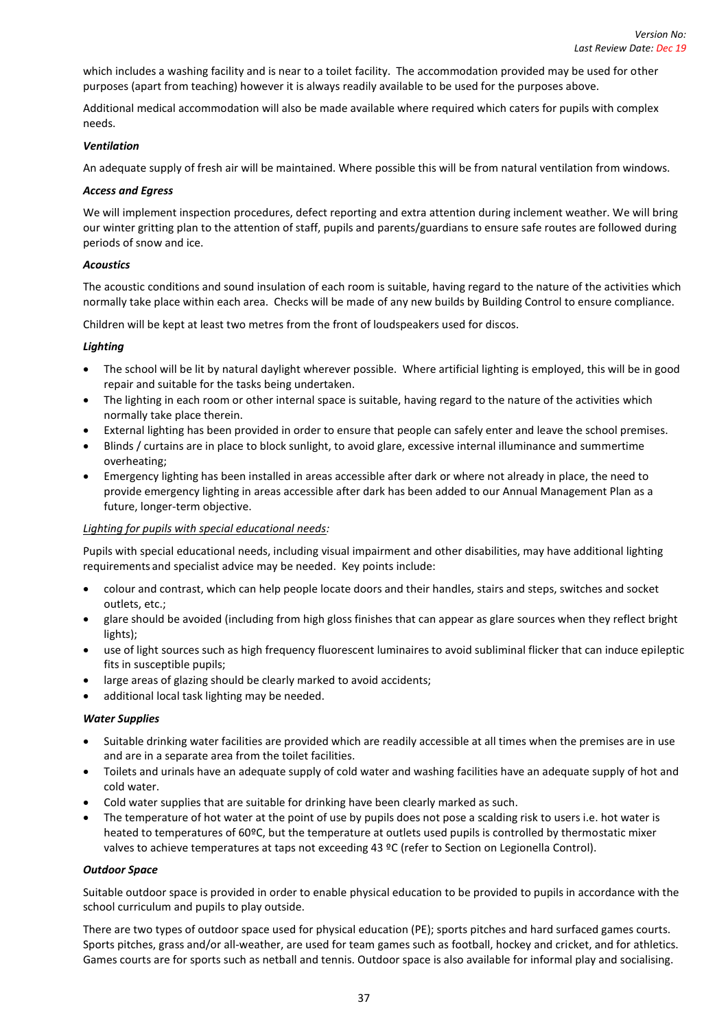which includes a washing facility and is near to a toilet facility. The accommodation provided may be used for other purposes (apart from teaching) however it is always readily available to be used for the purposes above.

Additional medical accommodation will also be made available where required which caters for pupils with complex needs.

***Ventilation***

An adequate supply of fresh air will be maintained. Where possible this will be from natural ventilation from windows.

***Access and Egress***

We will implement inspection procedures, defect reporting and extra attention during inclement weather. We will bring our winter gritting plan to the attention of staff, pupils and parents/guardians to ensure safe routes are followed during periods of snow and ice.

***Acoustics***

The acoustic conditions and sound insulation of each room is suitable, having regard to the nature of the activities which normally take place within each area. Checks will be made of any new builds by Building Control to ensure compliance.

Children will be kept at least two metres from the front of loudspeakers used for discos.

***Lighting***

- The school will be lit by natural daylight wherever possible. Where artificial lighting is employed, this will be in good repair and suitable for the tasks being undertaken.
- The lighting in each room or other internal space is suitable, having regard to the nature of the activities which normally take place therein.
- External lighting has been provided in order to ensure that people can safely enter and leave the school premises.
- Blinds / curtains are in place to block sunlight, to avoid glare, excessive internal illuminance and summertime overheating;
- Emergency lighting has been installed in areas accessible after dark or where not already in place, the need to provide emergency lighting in areas accessible after dark has been added to our Annual Management Plan as a future, longer-term objective.

*Lighting for pupils with special educational needs:*

Pupils with special educational needs, including visual impairment and other disabilities, may have additional lighting requirements and specialist advice may be needed. Key points include:

- colour and contrast, which can help people locate doors and their handles, stairs and steps, switches and socket outlets, etc.;
- glare should be avoided (including from high gloss finishes that can appear as glare sources when they reflect bright lights);
- use of light sources such as high frequency fluorescent luminaires to avoid subliminal flicker that can induce epileptic fits in susceptible pupils;
- large areas of glazing should be clearly marked to avoid accidents;
- additional local task lighting may be needed.

***Water Supplies***

- Suitable drinking water facilities are provided which are readily accessible at all times when the premises are in use and are in a separate area from the toilet facilities.
- Toilets and urinals have an adequate supply of cold water and washing facilities have an adequate supply of hot and cold water.
- Cold water supplies that are suitable for drinking have been clearly marked as such.
- The temperature of hot water at the point of use by pupils does not pose a scalding risk to users i.e. hot water is heated to temperatures of 60ºC, but the temperature at outlets used pupils is controlled by thermostatic mixer valves to achieve temperatures at taps not exceeding 43 ºC (refer to Section on Legionella Control).

***Outdoor Space***

Suitable outdoor space is provided in order to enable physical education to be provided to pupils in accordance with the school curriculum and pupils to play outside.

There are two types of outdoor space used for physical education (PE); sports pitches and hard surfaced games courts. Sports pitches, grass and/or all-weather, are used for team games such as football, hockey and cricket, and for athletics. Games courts are for sports such as netball and tennis. Outdoor space is also available for informal play and socialising.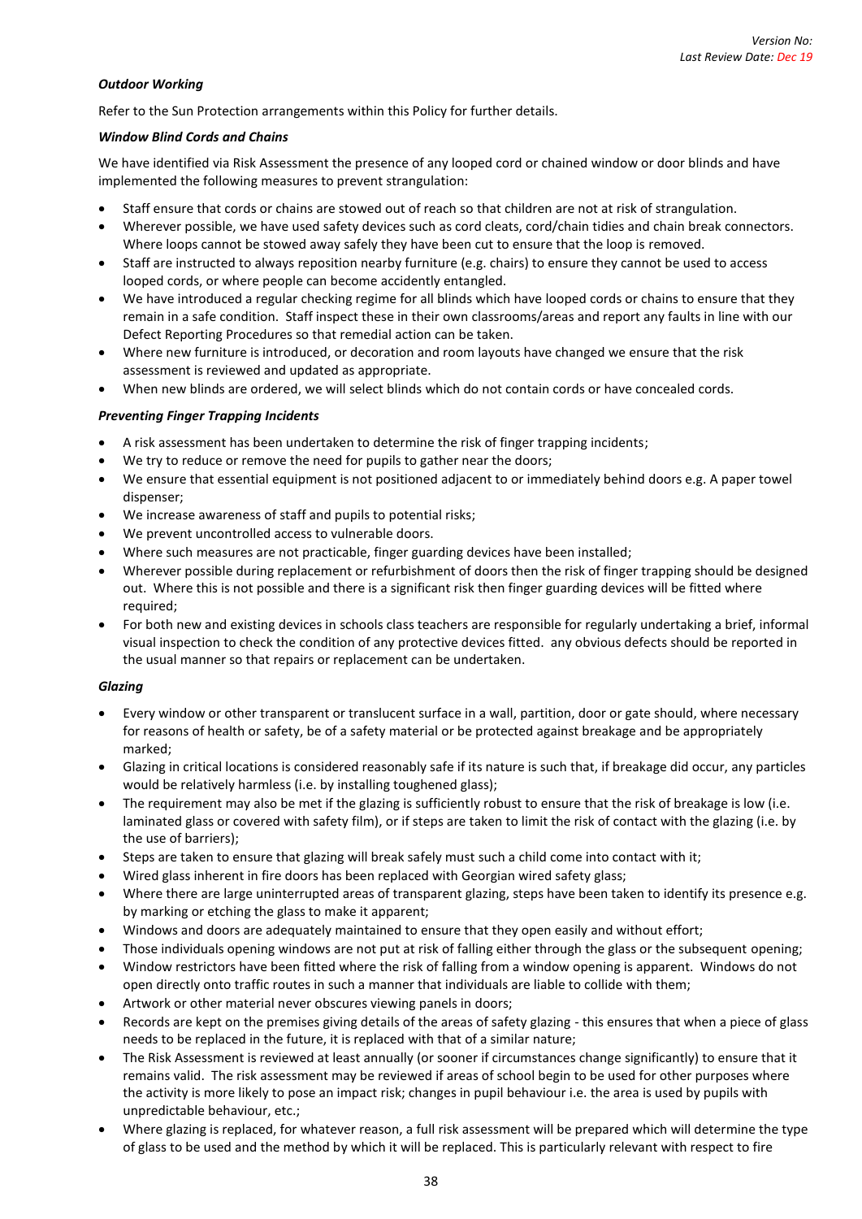***Outdoor Working***

Refer to the Sun Protection arrangements within this Policy for further details.

***Window Blind Cords and Chains***

We have identified via Risk Assessment the presence of any looped cord or chained window or door blinds and have implemented the following measures to prevent strangulation:

- Staff ensure that cords or chains are stowed out of reach so that children are not at risk of strangulation.
- Wherever possible, we have used safety devices such as cord cleats, cord/chain tidies and chain break connectors. Where loops cannot be stowed away safely they have been cut to ensure that the loop is removed.
- Staff are instructed to always reposition nearby furniture (e.g. chairs) to ensure they cannot be used to access looped cords, or where people can become accidently entangled.
- We have introduced a regular checking regime for all blinds which have looped cords or chains to ensure that they remain in a safe condition. Staff inspect these in their own classrooms/areas and report any faults in line with our Defect Reporting Procedures so that remedial action can be taken.
- Where new furniture is introduced, or decoration and room layouts have changed we ensure that the risk assessment is reviewed and updated as appropriate.
- When new blinds are ordered, we will select blinds which do not contain cords or have concealed cords.

***Preventing Finger Trapping Incidents***

- A risk assessment has been undertaken to determine the risk of finger trapping incidents;
- We try to reduce or remove the need for pupils to gather near the doors;
- We ensure that essential equipment is not positioned adjacent to or immediately behind doors e.g. A paper towel dispenser;
- We increase awareness of staff and pupils to potential risks;
- We prevent uncontrolled access to vulnerable doors.
- Where such measures are not practicable, finger guarding devices have been installed;
- Wherever possible during replacement or refurbishment of doors then the risk of finger trapping should be designed out. Where this is not possible and there is a significant risk then finger guarding devices will be fitted where required;
- For both new and existing devices in schools class teachers are responsible for regularly undertaking a brief, informal visual inspection to check the condition of any protective devices fitted. any obvious defects should be reported in the usual manner so that repairs or replacement can be undertaken.

***Glazing***

- Every window or other transparent or translucent surface in a wall, partition, door or gate should, where necessary for reasons of health or safety, be of a safety material or be protected against breakage and be appropriately marked;
- Glazing in critical locations is considered reasonably safe if its nature is such that, if breakage did occur, any particles would be relatively harmless (i.e. by installing toughened glass);
- The requirement may also be met if the glazing is sufficiently robust to ensure that the risk of breakage is low (i.e. laminated glass or covered with safety film), or if steps are taken to limit the risk of contact with the glazing (i.e. by the use of barriers);
- Steps are taken to ensure that glazing will break safely must such a child come into contact with it;
- Wired glass inherent in fire doors has been replaced with Georgian wired safety glass;
- Where there are large uninterrupted areas of transparent glazing, steps have been taken to identify its presence e.g. by marking or etching the glass to make it apparent;
- Windows and doors are adequately maintained to ensure that they open easily and without effort;
- Those individuals opening windows are not put at risk of falling either through the glass or the subsequent opening;
- Window restrictors have been fitted where the risk of falling from a window opening is apparent. Windows do not open directly onto traffic routes in such a manner that individuals are liable to collide with them;
- Artwork or other material never obscures viewing panels in doors;
- Records are kept on the premises giving details of the areas of safety glazing - this ensures that when a piece of glass needs to be replaced in the future, it is replaced with that of a similar nature;
- The Risk Assessment is reviewed at least annually (or sooner if circumstances change significantly) to ensure that it remains valid. The risk assessment may be reviewed if areas of school begin to be used for other purposes where the activity is more likely to pose an impact risk; changes in pupil behaviour i.e. the area is used by pupils with unpredictable behaviour, etc.;
- Where glazing is replaced, for whatever reason, a full risk assessment will be prepared which will determine the type of glass to be used and the method by which it will be replaced. This is particularly relevant with respect to fire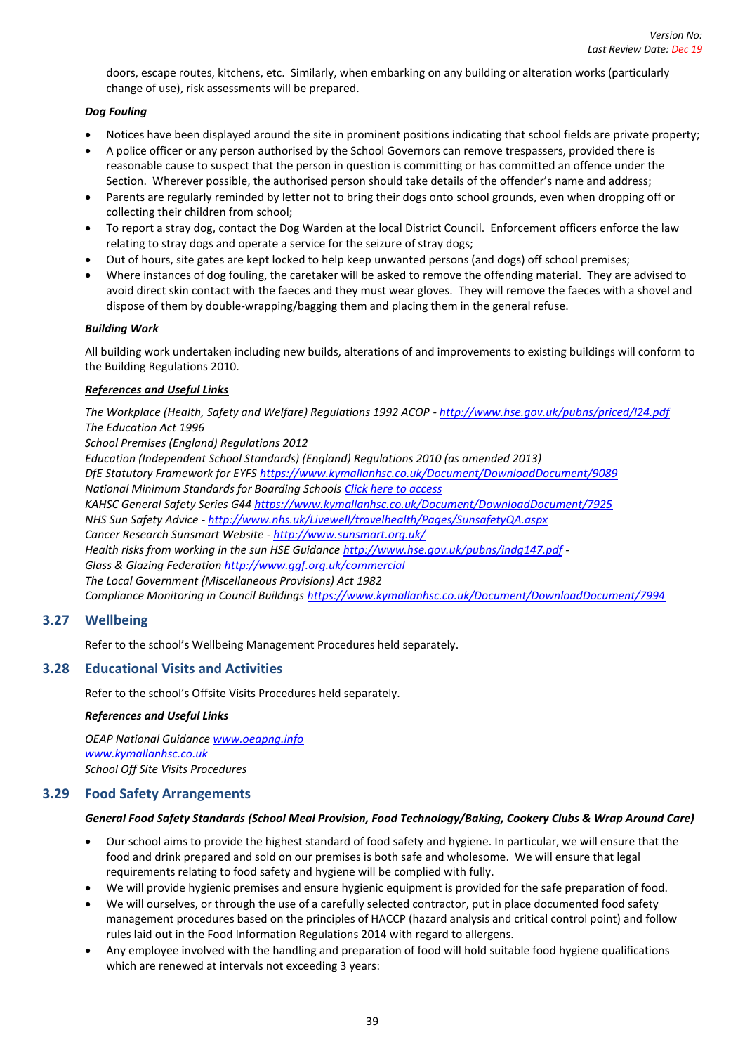doors, escape routes, kitchens, etc. Similarly, when embarking on any building or alteration works (particularly change of use), risk assessments will be prepared.

***Dog Fouling***

- Notices have been displayed around the site in prominent positions indicating that school fields are private property;
- A police officer or any person authorised by the School Governors can remove trespassers, provided there is reasonable cause to suspect that the person in question is committing or has committed an offence under the Section. Wherever possible, the authorised person should take details of the offender's name and address;
- Parents are regularly reminded by letter not to bring their dogs onto school grounds, even when dropping off or collecting their children from school;
- To report a stray dog, contact the Dog Warden at the local District Council. Enforcement officers enforce the law relating to stray dogs and operate a service for the seizure of stray dogs;
- Out of hours, site gates are kept locked to help keep unwanted persons (and dogs) off school premises;
- Where instances of dog fouling, the caretaker will be asked to remove the offending material. They are advised to avoid direct skin contact with the faeces and they must wear gloves. They will remove the faeces with a shovel and dispose of them by double-wrapping/bagging them and placing them in the general refuse.

***Building Work***

All building work undertaken including new builds, alterations of and improvements to existing buildings will conform to the Building Regulations 2010.

***References and Useful Links***

*The Workplace (Health, Safety and Welfare) Regulations 1992 ACOP - http://www.hse.gov.uk/pubns/priced/l24.pdf*
*The Education Act 1996*
*School Premises (England) Regulations 2012*
*Education (Independent School Standards) (England) Regulations 2010 (as amended 2013)*
*DfE Statutory Framework for EYFS https://www.kymallanhsc.co.uk/Document/DownloadDocument/9089*
*National Minimum Standards for Boarding Schools Click here to access*
*KAHSC General Safety Series G44 https://www.kymallanhsc.co.uk/Document/DownloadDocument/7925*
*NHS Sun Safety Advice - http://www.nhs.uk/Livewell/travelhealth/Pages/SunsafetyQA.aspx*
*Cancer Research Sunsmart Website - http://www.sunsmart.org.uk/*
*Health risks from working in the sun HSE Guidance http://www.hse.gov.uk/pubns/indg147.pdf -*
*Glass & Glazing Federation http://www.ggf.org.uk/commercial*
*The Local Government (Miscellaneous Provisions) Act 1982*
*Compliance Monitoring in Council Buildings https://www.kymallanhsc.co.uk/Document/DownloadDocument/7994*

## 3.27 Wellbeing

Refer to the school's Wellbeing Management Procedures held separately.

## 3.28 Educational Visits and Activities

Refer to the school's Offsite Visits Procedures held separately.

***References and Useful Links***

*OEAP National Guidance www.oeapng.info*
*www.kymallanhsc.co.uk*
*School Off Site Visits Procedures*

## 3.29 Food Safety Arrangements

***General Food Safety Standards (School Meal Provision, Food Technology/Baking, Cookery Clubs & Wrap Around Care)***

- Our school aims to provide the highest standard of food safety and hygiene. In particular, we will ensure that the food and drink prepared and sold on our premises is both safe and wholesome. We will ensure that legal requirements relating to food safety and hygiene will be complied with fully.
- We will provide hygienic premises and ensure hygienic equipment is provided for the safe preparation of food.
- We will ourselves, or through the use of a carefully selected contractor, put in place documented food safety management procedures based on the principles of HACCP (hazard analysis and critical control point) and follow rules laid out in the Food Information Regulations 2014 with regard to allergens.
- Any employee involved with the handling and preparation of food will hold suitable food hygiene qualifications which are renewed at intervals not exceeding 3 years: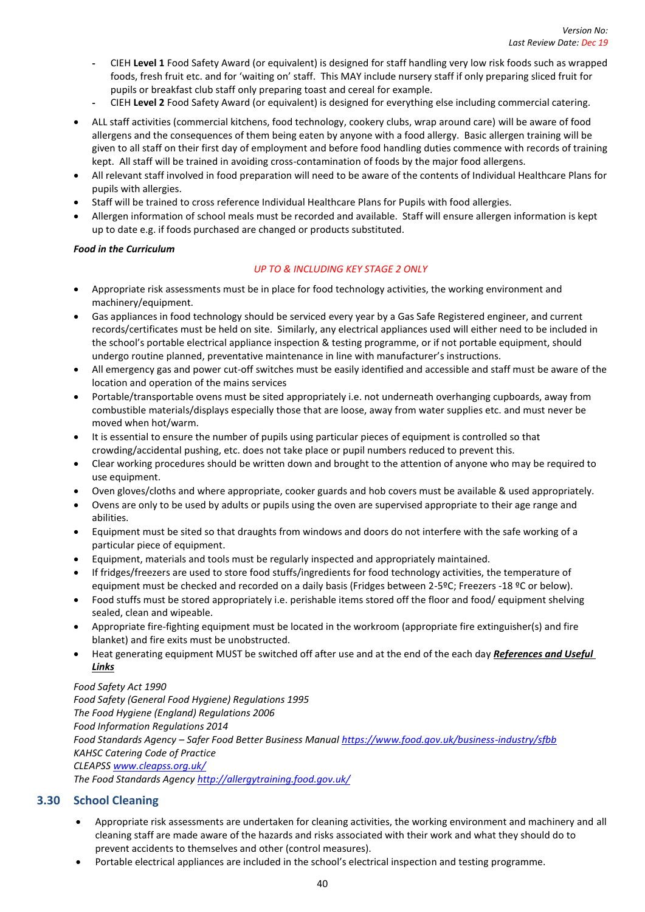- CIEH **Level 1** Food Safety Award (or equivalent) is designed for staff handling very low risk foods such as wrapped foods, fresh fruit etc. and for 'waiting on' staff. This MAY include nursery staff if only preparing sliced fruit for pupils or breakfast club staff only preparing toast and cereal for example.
- CIEH **Level 2** Food Safety Award (or equivalent) is designed for everything else including commercial catering.

- ALL staff activities (commercial kitchens, food technology, cookery clubs, wrap around care) will be aware of food allergens and the consequences of them being eaten by anyone with a food allergy. Basic allergen training will be given to all staff on their first day of employment and before food handling duties commence with records of training kept. All staff will be trained in avoiding cross-contamination of foods by the major food allergens.
- All relevant staff involved in food preparation will need to be aware of the contents of Individual Healthcare Plans for pupils with allergies.
- Staff will be trained to cross reference Individual Healthcare Plans for Pupils with food allergies.
- Allergen information of school meals must be recorded and available. Staff will ensure allergen information is kept up to date e.g. if foods purchased are changed or products substituted.

***Food in the Curriculum***

UP TO & INCLUDING KEY STAGE 2 ONLY

- Appropriate risk assessments must be in place for food technology activities, the working environment and machinery/equipment.
- Gas appliances in food technology should be serviced every year by a Gas Safe Registered engineer, and current records/certificates must be held on site. Similarly, any electrical appliances used will either need to be included in the school's portable electrical appliance inspection & testing programme, or if not portable equipment, should undergo routine planned, preventative maintenance in line with manufacturer's instructions.
- All emergency gas and power cut-off switches must be easily identified and accessible and staff must be aware of the location and operation of the mains services
- Portable/transportable ovens must be sited appropriately i.e. not underneath overhanging cupboards, away from combustible materials/displays especially those that are loose, away from water supplies etc. and must never be moved when hot/warm.
- It is essential to ensure the number of pupils using particular pieces of equipment is controlled so that crowding/accidental pushing, etc. does not take place or pupil numbers reduced to prevent this.
- Clear working procedures should be written down and brought to the attention of anyone who may be required to use equipment.
- Oven gloves/cloths and where appropriate, cooker guards and hob covers must be available & used appropriately.
- Ovens are only to be used by adults or pupils using the oven are supervised appropriate to their age range and abilities.
- Equipment must be sited so that draughts from windows and doors do not interfere with the safe working of a particular piece of equipment.
- Equipment, materials and tools must be regularly inspected and appropriately maintained.
- If fridges/freezers are used to store food stuffs/ingredients for food technology activities, the temperature of equipment must be checked and recorded on a daily basis (Fridges between 2-5ºC; Freezers -18 ºC or below).
- Food stuffs must be stored appropriately i.e. perishable items stored off the floor and food/ equipment shelving sealed, clean and wipeable.
- Appropriate fire-fighting equipment must be located in the workroom (appropriate fire extinguisher(s) and fire blanket) and fire exits must be unobstructed.
- Heat generating equipment MUST be switched off after use and at the end of the each day ***References and Useful Links***

*Food Safety Act 1990*
*Food Safety (General Food Hygiene) Regulations 1995*
*The Food Hygiene (England) Regulations 2006*
*Food Information Regulations 2014*
*Food Standards Agency – Safer Food Better Business Manual* https://www.food.gov.uk/business-industry/sfbb
*KAHSC Catering Code of Practice*
*CLEAPSS* www.cleapss.org.uk/
*The Food Standards Agency* http://allergytraining.food.gov.uk/

## 3.30 School Cleaning

- Appropriate risk assessments are undertaken for cleaning activities, the working environment and machinery and all cleaning staff are made aware of the hazards and risks associated with their work and what they should do to prevent accidents to themselves and other (control measures).
- Portable electrical appliances are included in the school's electrical inspection and testing programme.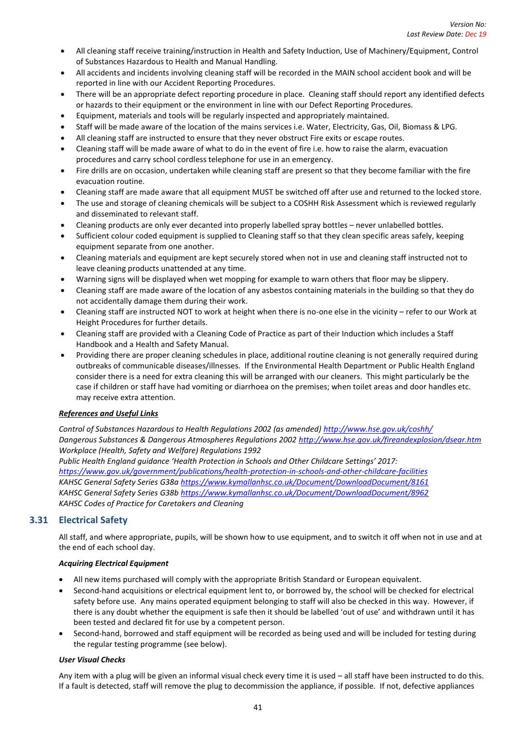- All cleaning staff receive training/instruction in Health and Safety Induction, Use of Machinery/Equipment, Control of Substances Hazardous to Health and Manual Handling.
- All accidents and incidents involving cleaning staff will be recorded in the MAIN school accident book and will be reported in line with our Accident Reporting Procedures.
- There will be an appropriate defect reporting procedure in place. Cleaning staff should report any identified defects or hazards to their equipment or the environment in line with our Defect Reporting Procedures.
- Equipment, materials and tools will be regularly inspected and appropriately maintained.
- Staff will be made aware of the location of the mains services i.e. Water, Electricity, Gas, Oil, Biomass & LPG.
- All cleaning staff are instructed to ensure that they never obstruct Fire exits or escape routes.
- Cleaning staff will be made aware of what to do in the event of fire i.e. how to raise the alarm, evacuation procedures and carry school cordless telephone for use in an emergency.
- Fire drills are on occasion, undertaken while cleaning staff are present so that they become familiar with the fire evacuation routine.
- Cleaning staff are made aware that all equipment MUST be switched off after use and returned to the locked store.
- The use and storage of cleaning chemicals will be subject to a COSHH Risk Assessment which is reviewed regularly and disseminated to relevant staff.
- Cleaning products are only ever decanted into properly labelled spray bottles – never unlabelled bottles.
- Sufficient colour coded equipment is supplied to Cleaning staff so that they clean specific areas safely, keeping equipment separate from one another.
- Cleaning materials and equipment are kept securely stored when not in use and cleaning staff instructed not to leave cleaning products unattended at any time.
- Warning signs will be displayed when wet mopping for example to warn others that floor may be slippery.
- Cleaning staff are made aware of the location of any asbestos containing materials in the building so that they do not accidentally damage them during their work.
- Cleaning staff are instructed NOT to work at height when there is no-one else in the vicinity – refer to our Work at Height Procedures for further details.
- Cleaning staff are provided with a Cleaning Code of Practice as part of their Induction which includes a Staff Handbook and a Health and Safety Manual.
- Providing there are proper cleaning schedules in place, additional routine cleaning is not generally required during outbreaks of communicable diseases/illnesses. If the Environmental Health Department or Public Health England consider there is a need for extra cleaning this will be arranged with our cleaners. This might particularly be the case if children or staff have had vomiting or diarrhoea on the premises; when toilet areas and door handles etc. may receive extra attention.

***References and Useful Links***

*Control of Substances Hazardous to Health Regulations 2002 (as amended) http://www.hse.gov.uk/coshh/*
*Dangerous Substances & Dangerous Atmospheres Regulations 2002 http://www.hse.gov.uk/fireandexplosion/dsear.htm*
*Workplace (Health, Safety and Welfare) Regulations 1992*
*Public Health England guidance 'Health Protection in Schools and Other Childcare Settings' 2017: https://www.gov.uk/government/publications/health-protection-in-schools-and-other-childcare-facilities*
*KAHSC General Safety Series G38a https://www.kymallanhsc.co.uk/Document/DownloadDocument/8161*
*KAHSC General Safety Series G38b https://www.kymallanhsc.co.uk/Document/DownloadDocument/8962*
*KAHSC Codes of Practice for Caretakers and Cleaning*

## 3.31 Electrical Safety

All staff, and where appropriate, pupils, will be shown how to use equipment, and to switch it off when not in use and at the end of each school day.

***Acquiring Electrical Equipment***

- All new items purchased will comply with the appropriate British Standard or European equivalent.
- Second-hand acquisitions or electrical equipment lent to, or borrowed by, the school will be checked for electrical safety before use. Any mains operated equipment belonging to staff will also be checked in this way. However, if there is any doubt whether the equipment is safe then it should be labelled 'out of use' and withdrawn until it has been tested and declared fit for use by a competent person.
- Second-hand, borrowed and staff equipment will be recorded as being used and will be included for testing during the regular testing programme (see below).

***User Visual Checks***

Any item with a plug will be given an informal visual check every time it is used – all staff have been instructed to do this. If a fault is detected, staff will remove the plug to decommission the appliance, if possible. If not, defective appliances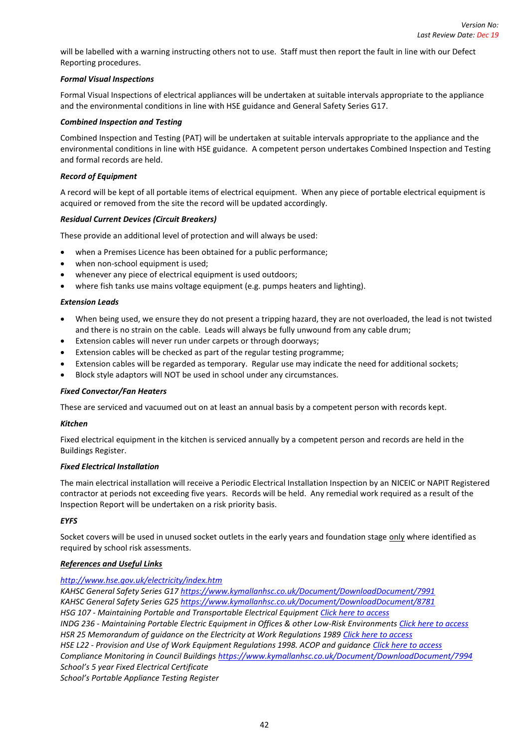will be labelled with a warning instructing others not to use. Staff must then report the fault in line with our Defect Reporting procedures.

***Formal Visual Inspections***

Formal Visual Inspections of electrical appliances will be undertaken at suitable intervals appropriate to the appliance and the environmental conditions in line with HSE guidance and General Safety Series G17.

***Combined Inspection and Testing***

Combined Inspection and Testing (PAT) will be undertaken at suitable intervals appropriate to the appliance and the environmental conditions in line with HSE guidance. A competent person undertakes Combined Inspection and Testing and formal records are held.

***Record of Equipment***

A record will be kept of all portable items of electrical equipment. When any piece of portable electrical equipment is acquired or removed from the site the record will be updated accordingly.

***Residual Current Devices (Circuit Breakers)***

These provide an additional level of protection and will always be used:

- when a Premises Licence has been obtained for a public performance;
- when non-school equipment is used;
- whenever any piece of electrical equipment is used outdoors;
- where fish tanks use mains voltage equipment (e.g. pumps heaters and lighting).

***Extension Leads***

- When being used, we ensure they do not present a tripping hazard, they are not overloaded, the lead is not twisted and there is no strain on the cable. Leads will always be fully unwound from any cable drum;
- Extension cables will never run under carpets or through doorways;
- Extension cables will be checked as part of the regular testing programme;
- Extension cables will be regarded as temporary. Regular use may indicate the need for additional sockets;
- Block style adaptors will NOT be used in school under any circumstances.

***Fixed Convector/Fan Heaters***

These are serviced and vacuumed out on at least an annual basis by a competent person with records kept.

***Kitchen***

Fixed electrical equipment in the kitchen is serviced annually by a competent person and records are held in the Buildings Register.

***Fixed Electrical Installation***

The main electrical installation will receive a Periodic Electrical Installation Inspection by an NICEIC or NAPIT Registered contractor at periods not exceeding five years. Records will be held. Any remedial work required as a result of the Inspection Report will be undertaken on a risk priority basis.

***EYFS***

Socket covers will be used in unused socket outlets in the early years and foundation stage <u>only</u> where identified as required by school risk assessments.

***<u>References and Useful Links</u>***

*http://www.hse.gov.uk/electricity/index.htm*
*KAHSC General Safety Series G17 https://www.kymallanhsc.co.uk/Document/DownloadDocument/7991*
*KAHSC General Safety Series G25 https://www.kymallanhsc.co.uk/Document/DownloadDocument/8781*
*HSG 107 - Maintaining Portable and Transportable Electrical Equipment Click here to access*
*INDG 236 - Maintaining Portable Electric Equipment in Offices & other Low-Risk Environments Click here to access*
*HSR 25 Memorandum of guidance on the Electricity at Work Regulations 1989 Click here to access*
*HSE L22 - Provision and Use of Work Equipment Regulations 1998. ACOP and guidance Click here to access*
*Compliance Monitoring in Council Buildings https://www.kymallanhsc.co.uk/Document/DownloadDocument/7994*
*School's 5 year Fixed Electrical Certificate*
*School's Portable Appliance Testing Register*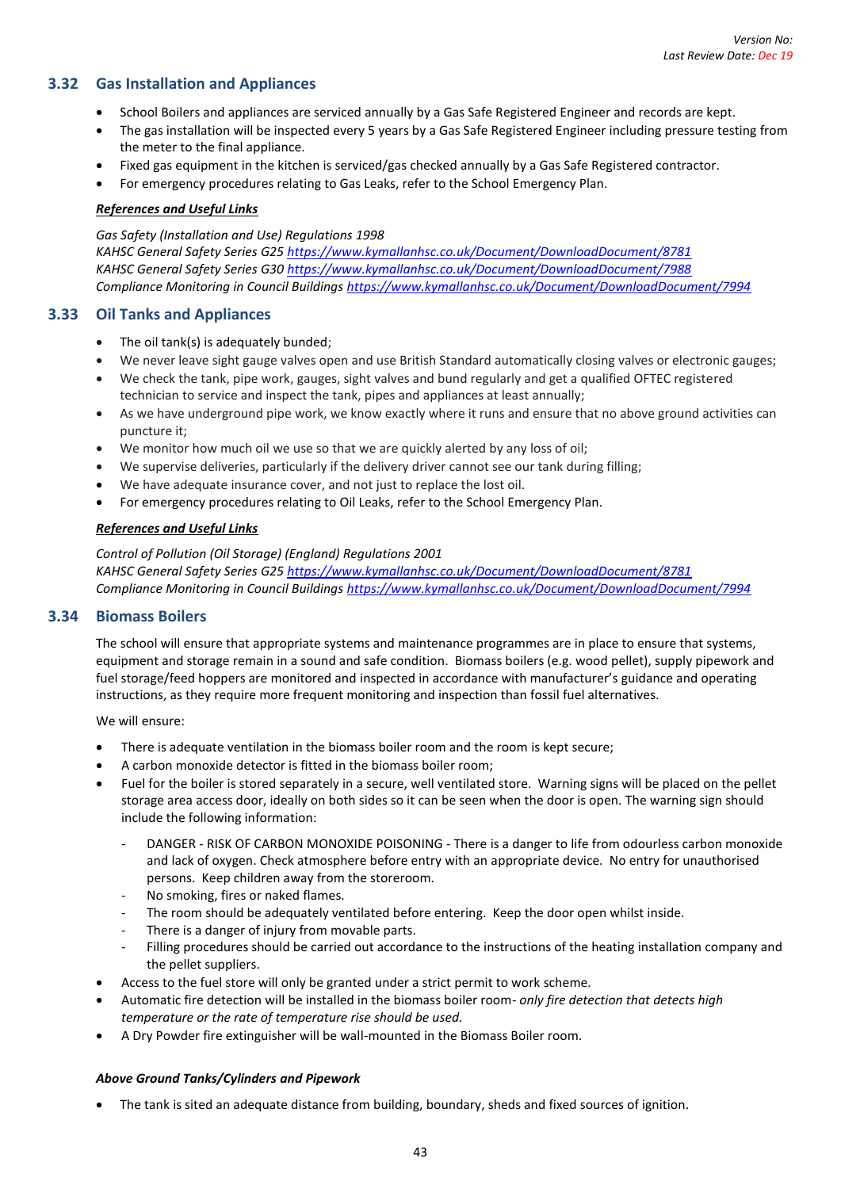### 3.32 Gas Installation and Appliances

- School Boilers and appliances are serviced annually by a Gas Safe Registered Engineer and records are kept.
- The gas installation will be inspected every 5 years by a Gas Safe Registered Engineer including pressure testing from the meter to the final appliance.
- Fixed gas equipment in the kitchen is serviced/gas checked annually by a Gas Safe Registered contractor.
- For emergency procedures relating to Gas Leaks, refer to the School Emergency Plan.

***References and Useful Links***

*Gas Safety (Installation and Use) Regulations 1998*
*KAHSC General Safety Series G25 https://www.kymallanhsc.co.uk/Document/DownloadDocument/8781*
*KAHSC General Safety Series G30 https://www.kymallanhsc.co.uk/Document/DownloadDocument/7988*
*Compliance Monitoring in Council Buildings https://www.kymallanhsc.co.uk/Document/DownloadDocument/7994*

### 3.33 Oil Tanks and Appliances

- The oil tank(s) is adequately bunded;
- We never leave sight gauge valves open and use British Standard automatically closing valves or electronic gauges;
- We check the tank, pipe work, gauges, sight valves and bund regularly and get a qualified OFTEC registered technician to service and inspect the tank, pipes and appliances at least annually;
- As we have underground pipe work, we know exactly where it runs and ensure that no above ground activities can puncture it;
- We monitor how much oil we use so that we are quickly alerted by any loss of oil;
- We supervise deliveries, particularly if the delivery driver cannot see our tank during filling;
- We have adequate insurance cover, and not just to replace the lost oil.
- For emergency procedures relating to Oil Leaks, refer to the School Emergency Plan.

***References and Useful Links***

*Control of Pollution (Oil Storage) (England) Regulations 2001*
*KAHSC General Safety Series G25 https://www.kymallanhsc.co.uk/Document/DownloadDocument/8781*
*Compliance Monitoring in Council Buildings https://www.kymallanhsc.co.uk/Document/DownloadDocument/7994*

### 3.34 Biomass Boilers

The school will ensure that appropriate systems and maintenance programmes are in place to ensure that systems, equipment and storage remain in a sound and safe condition. Biomass boilers (e.g. wood pellet), supply pipework and fuel storage/feed hoppers are monitored and inspected in accordance with manufacturer's guidance and operating instructions, as they require more frequent monitoring and inspection than fossil fuel alternatives.

We will ensure:

- There is adequate ventilation in the biomass boiler room and the room is kept secure;
- A carbon monoxide detector is fitted in the biomass boiler room;
- Fuel for the boiler is stored separately in a secure, well ventilated store. Warning signs will be placed on the pellet storage area access door, ideally on both sides so it can be seen when the door is open. The warning sign should include the following information:
  - DANGER - RISK OF CARBON MONOXIDE POISONING - There is a danger to life from odourless carbon monoxide and lack of oxygen. Check atmosphere before entry with an appropriate device. No entry for unauthorised persons. Keep children away from the storeroom.
  - No smoking, fires or naked flames.
  - The room should be adequately ventilated before entering. Keep the door open whilst inside.
  - There is a danger of injury from movable parts.
  - Filling procedures should be carried out accordance to the instructions of the heating installation company and the pellet suppliers.
- Access to the fuel store will only be granted under a strict permit to work scheme.
- Automatic fire detection will be installed in the biomass boiler room- *only fire detection that detects high temperature or the rate of temperature rise should be used.*
- A Dry Powder fire extinguisher will be wall-mounted in the Biomass Boiler room.

***Above Ground Tanks/Cylinders and Pipework***

- The tank is sited an adequate distance from building, boundary, sheds and fixed sources of ignition.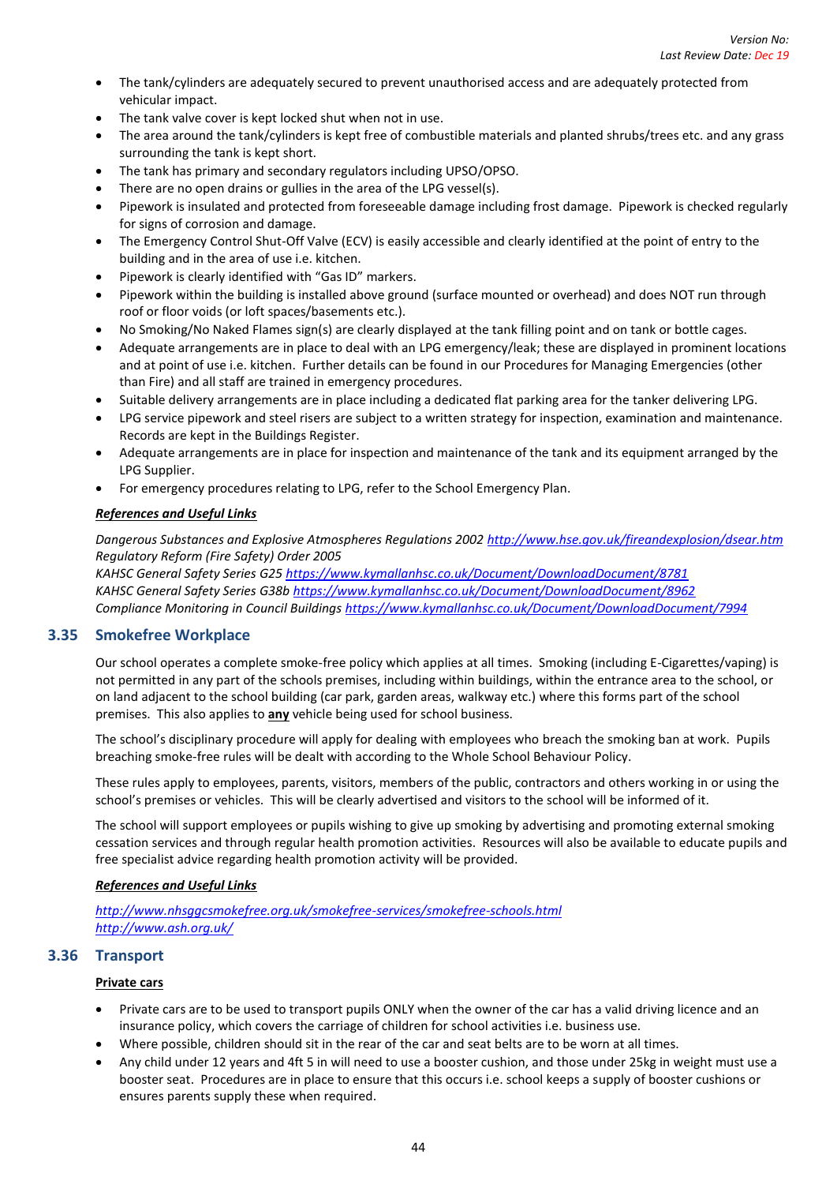- The tank/cylinders are adequately secured to prevent unauthorised access and are adequately protected from vehicular impact.
- The tank valve cover is kept locked shut when not in use.
- The area around the tank/cylinders is kept free of combustible materials and planted shrubs/trees etc. and any grass surrounding the tank is kept short.
- The tank has primary and secondary regulators including UPSO/OPSO.
- There are no open drains or gullies in the area of the LPG vessel(s).
- Pipework is insulated and protected from foreseeable damage including frost damage. Pipework is checked regularly for signs of corrosion and damage.
- The Emergency Control Shut-Off Valve (ECV) is easily accessible and clearly identified at the point of entry to the building and in the area of use i.e. kitchen.
- Pipework is clearly identified with "Gas ID" markers.
- Pipework within the building is installed above ground (surface mounted or overhead) and does NOT run through roof or floor voids (or loft spaces/basements etc.).
- No Smoking/No Naked Flames sign(s) are clearly displayed at the tank filling point and on tank or bottle cages.
- Adequate arrangements are in place to deal with an LPG emergency/leak; these are displayed in prominent locations and at point of use i.e. kitchen. Further details can be found in our Procedures for Managing Emergencies (other than Fire) and all staff are trained in emergency procedures.
- Suitable delivery arrangements are in place including a dedicated flat parking area for the tanker delivering LPG.
- LPG service pipework and steel risers are subject to a written strategy for inspection, examination and maintenance. Records are kept in the Buildings Register.
- Adequate arrangements are in place for inspection and maintenance of the tank and its equipment arranged by the LPG Supplier.
- For emergency procedures relating to LPG, refer to the School Emergency Plan.

***References and Useful Links***

*Dangerous Substances and Explosive Atmospheres Regulations 2002* *http://www.hse.gov.uk/fireandexplosion/dsear.htm*
*Regulatory Reform (Fire Safety) Order 2005*
*KAHSC General Safety Series G25* *https://www.kymallanhsc.co.uk/Document/DownloadDocument/8781*
*KAHSC General Safety Series G38b* *https://www.kymallanhsc.co.uk/Document/DownloadDocument/8962*
*Compliance Monitoring in Council Buildings* *https://www.kymallanhsc.co.uk/Document/DownloadDocument/7994*

## 3.35 Smokefree Workplace

Our school operates a complete smoke-free policy which applies at all times. Smoking (including E-Cigarettes/vaping) is not permitted in any part of the schools premises, including within buildings, within the entrance area to the school, or on land adjacent to the school building (car park, garden areas, walkway etc.) where this forms part of the school premises. This also applies to **any** vehicle being used for school business.

The school's disciplinary procedure will apply for dealing with employees who breach the smoking ban at work. Pupils breaching smoke-free rules will be dealt with according to the Whole School Behaviour Policy.

These rules apply to employees, parents, visitors, members of the public, contractors and others working in or using the school's premises or vehicles. This will be clearly advertised and visitors to the school will be informed of it.

The school will support employees or pupils wishing to give up smoking by advertising and promoting external smoking cessation services and through regular health promotion activities. Resources will also be available to educate pupils and free specialist advice regarding health promotion activity will be provided.

***References and Useful Links***

*http://www.nhsggcsmokefree.org.uk/smokefree-services/smokefree-schools.html*
*http://www.ash.org.uk/*

## 3.36 Transport

**Private cars**

- Private cars are to be used to transport pupils ONLY when the owner of the car has a valid driving licence and an insurance policy, which covers the carriage of children for school activities i.e. business use.
- Where possible, children should sit in the rear of the car and seat belts are to be worn at all times.
- Any child under 12 years and 4ft 5 in will need to use a booster cushion, and those under 25kg in weight must use a booster seat. Procedures are in place to ensure that this occurs i.e. school keeps a supply of booster cushions or ensures parents supply these when required.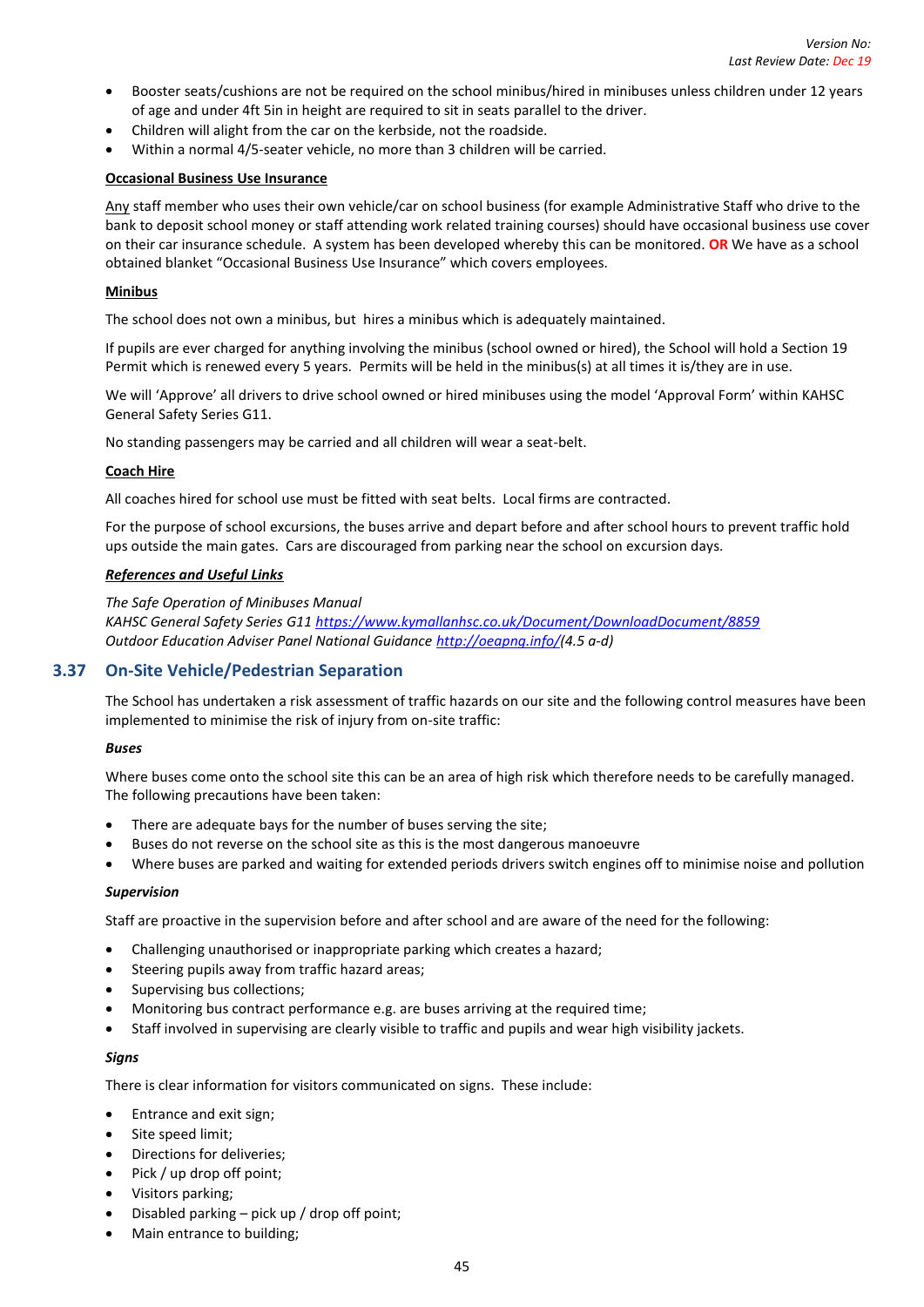- Booster seats/cushions are not be required on the school minibus/hired in minibuses unless children under 12 years of age and under 4ft 5in in height are required to sit in seats parallel to the driver.
- Children will alight from the car on the kerbside, not the roadside.
- Within a normal 4/5-seater vehicle, no more than 3 children will be carried.

**Occasional Business Use Insurance**

Any staff member who uses their own vehicle/car on school business (for example Administrative Staff who drive to the bank to deposit school money or staff attending work related training courses) should have occasional business use cover on their car insurance schedule. A system has been developed whereby this can be monitored. **OR** We have as a school obtained blanket "Occasional Business Use Insurance" which covers employees.

**Minibus**

The school does not own a minibus, but hires a minibus which is adequately maintained.

If pupils are ever charged for anything involving the minibus (school owned or hired), the School will hold a Section 19 Permit which is renewed every 5 years. Permits will be held in the minibus(s) at all times it is/they are in use.

We will 'Approve' all drivers to drive school owned or hired minibuses using the model 'Approval Form' within KAHSC General Safety Series G11.

No standing passengers may be carried and all children will wear a seat-belt.

**Coach Hire**

All coaches hired for school use must be fitted with seat belts. Local firms are contracted.

For the purpose of school excursions, the buses arrive and depart before and after school hours to prevent traffic hold ups outside the main gates. Cars are discouraged from parking near the school on excursion days.

***References and Useful Links***

*The Safe Operation of Minibuses Manual*
*KAHSC General Safety Series G11 https://www.kymallanhsc.co.uk/Document/DownloadDocument/8859*
*Outdoor Education Adviser Panel National Guidance http://oeapng.info/(4.5 a-d)*

## 3.37 On-Site Vehicle/Pedestrian Separation

The School has undertaken a risk assessment of traffic hazards on our site and the following control measures have been implemented to minimise the risk of injury from on-site traffic:

***Buses***

Where buses come onto the school site this can be an area of high risk which therefore needs to be carefully managed. The following precautions have been taken:

- There are adequate bays for the number of buses serving the site;
- Buses do not reverse on the school site as this is the most dangerous manoeuvre
- Where buses are parked and waiting for extended periods drivers switch engines off to minimise noise and pollution

***Supervision***

Staff are proactive in the supervision before and after school and are aware of the need for the following:

- Challenging unauthorised or inappropriate parking which creates a hazard;
- Steering pupils away from traffic hazard areas;
- Supervising bus collections;
- Monitoring bus contract performance e.g. are buses arriving at the required time;
- Staff involved in supervising are clearly visible to traffic and pupils and wear high visibility jackets.

***Signs***

There is clear information for visitors communicated on signs. These include:

- Entrance and exit sign;
- Site speed limit;
- Directions for deliveries;
- Pick / up drop off point;
- Visitors parking;
- Disabled parking – pick up / drop off point;
- Main entrance to building;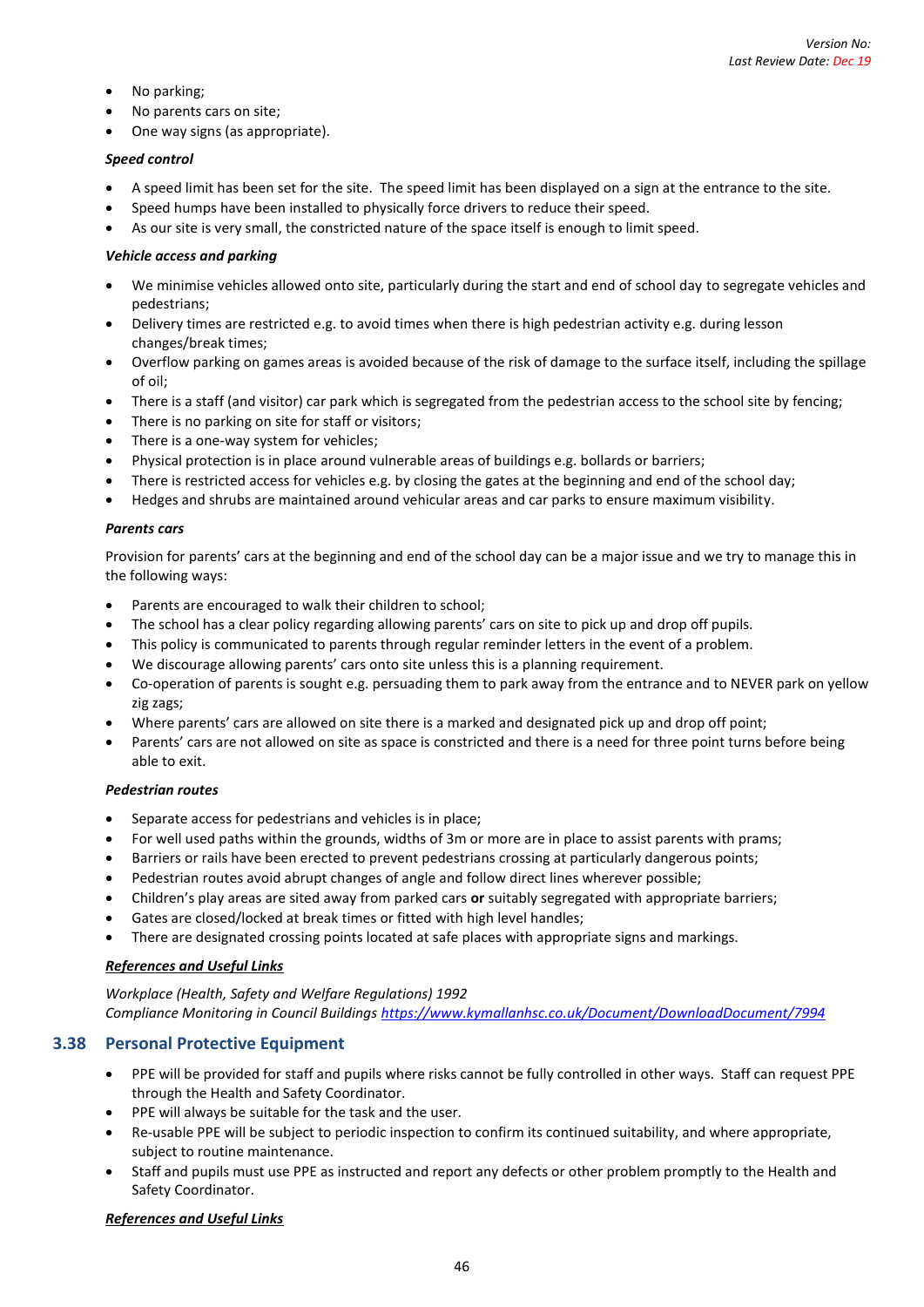- No parking;
- No parents cars on site;
- One way signs (as appropriate).

***Speed control***

- A speed limit has been set for the site. The speed limit has been displayed on a sign at the entrance to the site.
- Speed humps have been installed to physically force drivers to reduce their speed.
- As our site is very small, the constricted nature of the space itself is enough to limit speed.

***Vehicle access and parking***

- We minimise vehicles allowed onto site, particularly during the start and end of school day to segregate vehicles and pedestrians;
- Delivery times are restricted e.g. to avoid times when there is high pedestrian activity e.g. during lesson changes/break times;
- Overflow parking on games areas is avoided because of the risk of damage to the surface itself, including the spillage of oil;
- There is a staff (and visitor) car park which is segregated from the pedestrian access to the school site by fencing;
- There is no parking on site for staff or visitors;
- There is a one-way system for vehicles;
- Physical protection is in place around vulnerable areas of buildings e.g. bollards or barriers;
- There is restricted access for vehicles e.g. by closing the gates at the beginning and end of the school day;
- Hedges and shrubs are maintained around vehicular areas and car parks to ensure maximum visibility.

***Parents cars***

Provision for parents' cars at the beginning and end of the school day can be a major issue and we try to manage this in the following ways:

- Parents are encouraged to walk their children to school;
- The school has a clear policy regarding allowing parents' cars on site to pick up and drop off pupils.
- This policy is communicated to parents through regular reminder letters in the event of a problem.
- We discourage allowing parents' cars onto site unless this is a planning requirement.
- Co-operation of parents is sought e.g. persuading them to park away from the entrance and to NEVER park on yellow zig zags;
- Where parents' cars are allowed on site there is a marked and designated pick up and drop off point;
- Parents' cars are not allowed on site as space is constricted and there is a need for three point turns before being able to exit.

***Pedestrian routes***

- Separate access for pedestrians and vehicles is in place;
- For well used paths within the grounds, widths of 3m or more are in place to assist parents with prams;
- Barriers or rails have been erected to prevent pedestrians crossing at particularly dangerous points;
- Pedestrian routes avoid abrupt changes of angle and follow direct lines wherever possible;
- Children's play areas are sited away from parked cars **or** suitably segregated with appropriate barriers;
- Gates are closed/locked at break times or fitted with high level handles;
- There are designated crossing points located at safe places with appropriate signs and markings.

***References and Useful Links***

*Workplace (Health, Safety and Welfare Regulations) 1992*
*Compliance Monitoring in Council Buildings [https://www.kymallanhsc.co.uk/Document/DownloadDocument/7994](https://www.kymallanhsc.co.uk/Document/DownloadDocument/7994)*

## 3.38 Personal Protective Equipment

- PPE will be provided for staff and pupils where risks cannot be fully controlled in other ways. Staff can request PPE through the Health and Safety Coordinator.
- PPE will always be suitable for the task and the user.
- Re-usable PPE will be subject to periodic inspection to confirm its continued suitability, and where appropriate, subject to routine maintenance.
- Staff and pupils must use PPE as instructed and report any defects or other problem promptly to the Health and Safety Coordinator.

***References and Useful Links***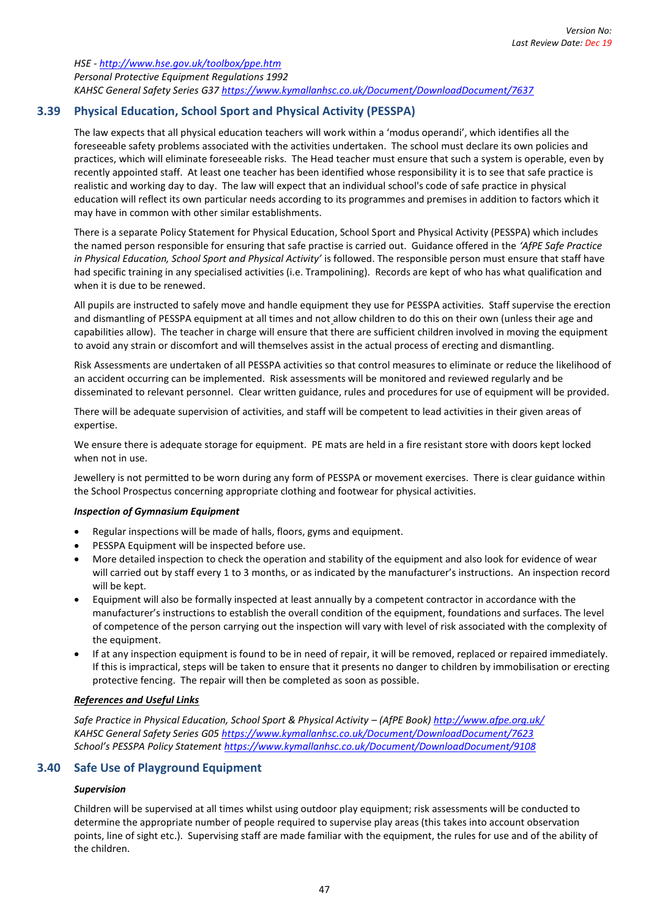*HSE - http://www.hse.gov.uk/toolbox/ppe.htm*
*Personal Protective Equipment Regulations 1992*
*KAHSC General Safety Series G37 https://www.kymallanhsc.co.uk/Document/DownloadDocument/7637*

## 3.39 Physical Education, School Sport and Physical Activity (PESSPA)

The law expects that all physical education teachers will work within a 'modus operandi', which identifies all the foreseeable safety problems associated with the activities undertaken. The school must declare its own policies and practices, which will eliminate foreseeable risks. The Head teacher must ensure that such a system is operable, even by recently appointed staff. At least one teacher has been identified whose responsibility it is to see that safe practice is realistic and working day to day. The law will expect that an individual school's code of safe practice in physical education will reflect its own particular needs according to its programmes and premises in addition to factors which it may have in common with other similar establishments.

There is a separate Policy Statement for Physical Education, School Sport and Physical Activity (PESSPA) which includes the named person responsible for ensuring that safe practise is carried out. Guidance offered in the *'AfPE Safe Practice in Physical Education, School Sport and Physical Activity'* is followed. The responsible person must ensure that staff have had specific training in any specialised activities (i.e. Trampolining). Records are kept of who has what qualification and when it is due to be renewed.

All pupils are instructed to safely move and handle equipment they use for PESSPA activities. Staff supervise the erection and dismantling of PESSPA equipment at all times and not allow children to do this on their own (unless their age and capabilities allow). The teacher in charge will ensure that there are sufficient children involved in moving the equipment to avoid any strain or discomfort and will themselves assist in the actual process of erecting and dismantling.

Risk Assessments are undertaken of all PESSPA activities so that control measures to eliminate or reduce the likelihood of an accident occurring can be implemented. Risk assessments will be monitored and reviewed regularly and be disseminated to relevant personnel. Clear written guidance, rules and procedures for use of equipment will be provided.

There will be adequate supervision of activities, and staff will be competent to lead activities in their given areas of expertise.

We ensure there is adequate storage for equipment. PE mats are held in a fire resistant store with doors kept locked when not in use.

Jewellery is not permitted to be worn during any form of PESSPA or movement exercises. There is clear guidance within the School Prospectus concerning appropriate clothing and footwear for physical activities.

***Inspection of Gymnasium Equipment***

- Regular inspections will be made of halls, floors, gyms and equipment.
- PESSPA Equipment will be inspected before use.
- More detailed inspection to check the operation and stability of the equipment and also look for evidence of wear will carried out by staff every 1 to 3 months, or as indicated by the manufacturer's instructions. An inspection record will be kept.
- Equipment will also be formally inspected at least annually by a competent contractor in accordance with the manufacturer's instructions to establish the overall condition of the equipment, foundations and surfaces. The level of competence of the person carrying out the inspection will vary with level of risk associated with the complexity of the equipment.
- If at any inspection equipment is found to be in need of repair, it will be removed, replaced or repaired immediately. If this is impractical, steps will be taken to ensure that it presents no danger to children by immobilisation or erecting protective fencing. The repair will then be completed as soon as possible.

***References and Useful Links***

*Safe Practice in Physical Education, School Sport & Physical Activity – (AfPE Book) http://www.afpe.org.uk/*
*KAHSC General Safety Series G05 https://www.kymallanhsc.co.uk/Document/DownloadDocument/7623*
*School's PESSPA Policy Statement https://www.kymallanhsc.co.uk/Document/DownloadDocument/9108*

## 3.40 Safe Use of Playground Equipment

***Supervision***

Children will be supervised at all times whilst using outdoor play equipment; risk assessments will be conducted to determine the appropriate number of people required to supervise play areas (this takes into account observation points, line of sight etc.). Supervising staff are made familiar with the equipment, the rules for use and of the ability of the children.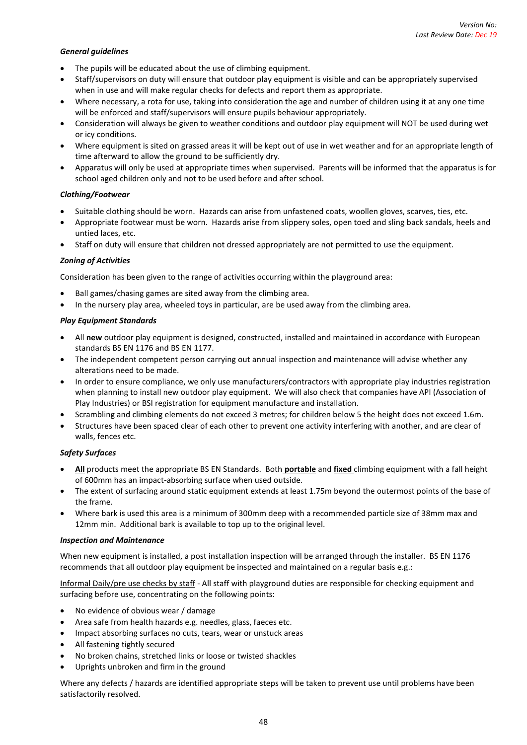*General guidelines*

- The pupils will be educated about the use of climbing equipment.
- Staff/supervisors on duty will ensure that outdoor play equipment is visible and can be appropriately supervised when in use and will make regular checks for defects and report them as appropriate.
- Where necessary, a rota for use, taking into consideration the age and number of children using it at any one time will be enforced and staff/supervisors will ensure pupils behaviour appropriately.
- Consideration will always be given to weather conditions and outdoor play equipment will NOT be used during wet or icy conditions.
- Where equipment is sited on grassed areas it will be kept out of use in wet weather and for an appropriate length of time afterward to allow the ground to be sufficiently dry.
- Apparatus will only be used at appropriate times when supervised. Parents will be informed that the apparatus is for school aged children only and not to be used before and after school.

*Clothing/Footwear*

- Suitable clothing should be worn. Hazards can arise from unfastened coats, woollen gloves, scarves, ties, etc.
- Appropriate footwear must be worn. Hazards arise from slippery soles, open toed and sling back sandals, heels and untied laces, etc.
- Staff on duty will ensure that children not dressed appropriately are not permitted to use the equipment.

*Zoning of Activities*

Consideration has been given to the range of activities occurring within the playground area:

- Ball games/chasing games are sited away from the climbing area.
- In the nursery play area, wheeled toys in particular, are be used away from the climbing area.

*Play Equipment Standards*

- All **new** outdoor play equipment is designed, constructed, installed and maintained in accordance with European standards BS EN 1176 and BS EN 1177.
- The independent competent person carrying out annual inspection and maintenance will advise whether any alterations need to be made.
- In order to ensure compliance, we only use manufacturers/contractors with appropriate play industries registration when planning to install new outdoor play equipment. We will also check that companies have API (Association of Play Industries) or BSI registration for equipment manufacture and installation.
- Scrambling and climbing elements do not exceed 3 metres; for children below 5 the height does not exceed 1.6m.
- Structures have been spaced clear of each other to prevent one activity interfering with another, and are clear of walls, fences etc.

*Safety Surfaces*

- **All** products meet the appropriate BS EN Standards. Both **portable** and **fixed** climbing equipment with a fall height of 600mm has an impact-absorbing surface when used outside.
- The extent of surfacing around static equipment extends at least 1.75m beyond the outermost points of the base of the frame.
- Where bark is used this area is a minimum of 300mm deep with a recommended particle size of 38mm max and 12mm min. Additional bark is available to top up to the original level.

*Inspection and Maintenance*

When new equipment is installed, a post installation inspection will be arranged through the installer. BS EN 1176 recommends that all outdoor play equipment be inspected and maintained on a regular basis e.g.:

Informal Daily/pre use checks by staff - All staff with playground duties are responsible for checking equipment and surfacing before use, concentrating on the following points:

- No evidence of obvious wear / damage
- Area safe from health hazards e.g. needles, glass, faeces etc.
- Impact absorbing surfaces no cuts, tears, wear or unstuck areas
- All fastening tightly secured
- No broken chains, stretched links or loose or twisted shackles
- Uprights unbroken and firm in the ground

Where any defects / hazards are identified appropriate steps will be taken to prevent use until problems have been satisfactorily resolved.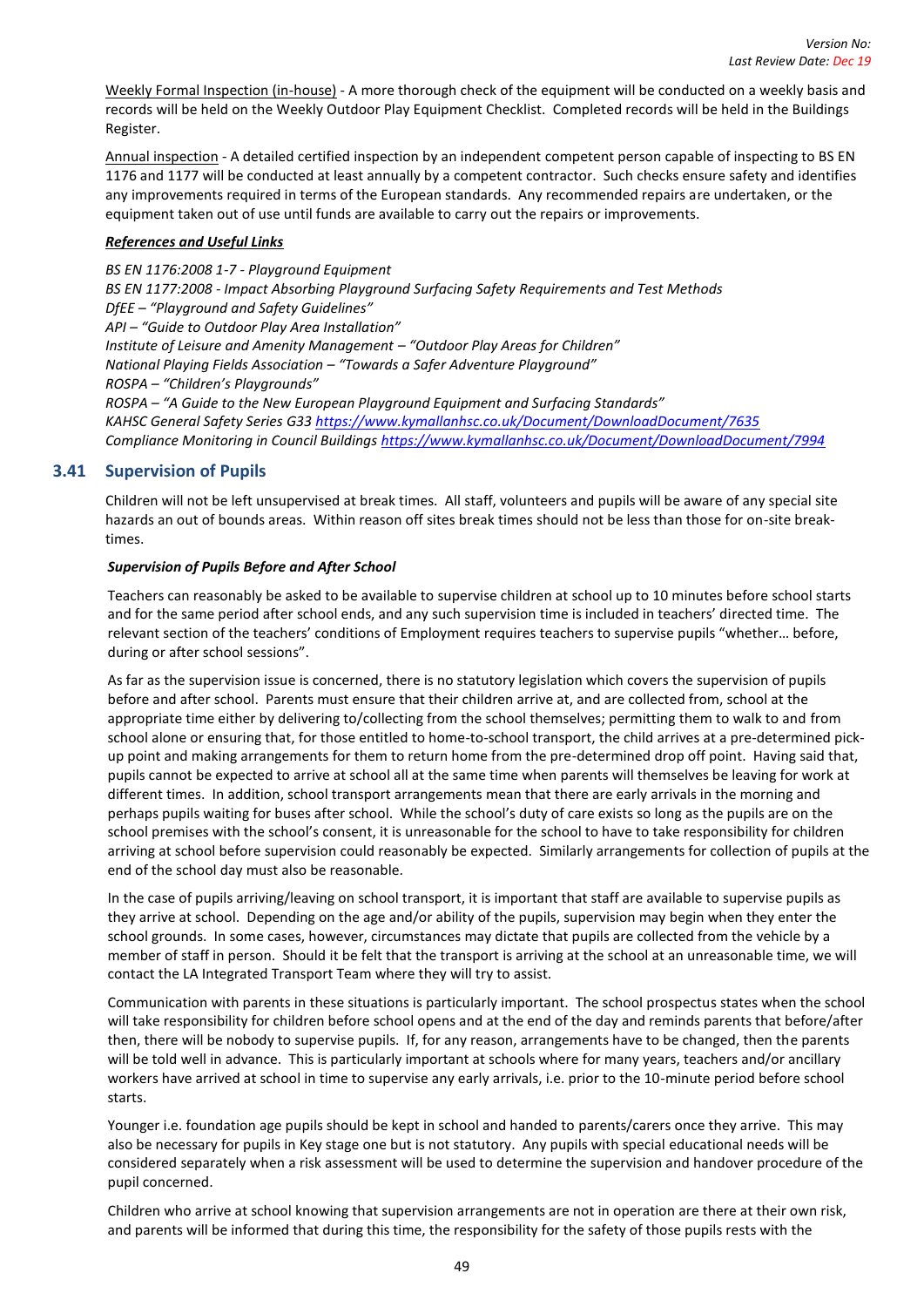Weekly Formal Inspection (in-house) - A more thorough check of the equipment will be conducted on a weekly basis and records will be held on the Weekly Outdoor Play Equipment Checklist. Completed records will be held in the Buildings Register.

Annual inspection - A detailed certified inspection by an independent competent person capable of inspecting to BS EN 1176 and 1177 will be conducted at least annually by a competent contractor. Such checks ensure safety and identifies any improvements required in terms of the European standards. Any recommended repairs are undertaken, or the equipment taken out of use until funds are available to carry out the repairs or improvements.

***References and Useful Links***

*BS EN 1176:2008 1-7 - Playground Equipment*
*BS EN 1177:2008 - Impact Absorbing Playground Surfacing Safety Requirements and Test Methods*
*DfEE – "Playground and Safety Guidelines"*
*API – "Guide to Outdoor Play Area Installation"*
*Institute of Leisure and Amenity Management – "Outdoor Play Areas for Children"*
*National Playing Fields Association – "Towards a Safer Adventure Playground"*
*ROSPA – "Children's Playgrounds"*
*ROSPA – "A Guide to the New European Playground Equipment and Surfacing Standards"*
*KAHSC General Safety Series G33 https://www.kymallanhsc.co.uk/Document/DownloadDocument/7635*
*Compliance Monitoring in Council Buildings https://www.kymallanhsc.co.uk/Document/DownloadDocument/7994*

## 3.41 Supervision of Pupils

Children will not be left unsupervised at break times. All staff, volunteers and pupils will be aware of any special site hazards an out of bounds areas. Within reason off sites break times should not be less than those for on-site break-times.

***Supervision of Pupils Before and After School***

Teachers can reasonably be asked to be available to supervise children at school up to 10 minutes before school starts and for the same period after school ends, and any such supervision time is included in teachers' directed time. The relevant section of the teachers' conditions of Employment requires teachers to supervise pupils "whether… before, during or after school sessions".

As far as the supervision issue is concerned, there is no statutory legislation which covers the supervision of pupils before and after school. Parents must ensure that their children arrive at, and are collected from, school at the appropriate time either by delivering to/collecting from the school themselves; permitting them to walk to and from school alone or ensuring that, for those entitled to home-to-school transport, the child arrives at a pre-determined pick-up point and making arrangements for them to return home from the pre-determined drop off point. Having said that, pupils cannot be expected to arrive at school all at the same time when parents will themselves be leaving for work at different times. In addition, school transport arrangements mean that there are early arrivals in the morning and perhaps pupils waiting for buses after school. While the school's duty of care exists so long as the pupils are on the school premises with the school's consent, it is unreasonable for the school to have to take responsibility for children arriving at school before supervision could reasonably be expected. Similarly arrangements for collection of pupils at the end of the school day must also be reasonable.

In the case of pupils arriving/leaving on school transport, it is important that staff are available to supervise pupils as they arrive at school. Depending on the age and/or ability of the pupils, supervision may begin when they enter the school grounds. In some cases, however, circumstances may dictate that pupils are collected from the vehicle by a member of staff in person. Should it be felt that the transport is arriving at the school at an unreasonable time, we will contact the LA Integrated Transport Team where they will try to assist.

Communication with parents in these situations is particularly important. The school prospectus states when the school will take responsibility for children before school opens and at the end of the day and reminds parents that before/after then, there will be nobody to supervise pupils. If, for any reason, arrangements have to be changed, then the parents will be told well in advance. This is particularly important at schools where for many years, teachers and/or ancillary workers have arrived at school in time to supervise any early arrivals, i.e. prior to the 10-minute period before school starts.

Younger i.e. foundation age pupils should be kept in school and handed to parents/carers once they arrive. This may also be necessary for pupils in Key stage one but is not statutory. Any pupils with special educational needs will be considered separately when a risk assessment will be used to determine the supervision and handover procedure of the pupil concerned.

Children who arrive at school knowing that supervision arrangements are not in operation are there at their own risk, and parents will be informed that during this time, the responsibility for the safety of those pupils rests with the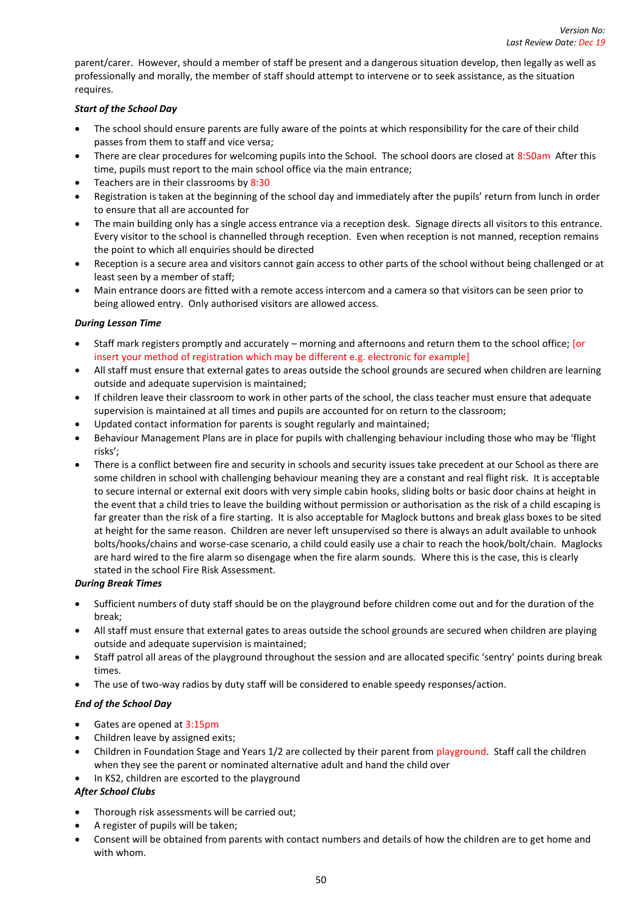parent/carer. However, should a member of staff be present and a dangerous situation develop, then legally as well as professionally and morally, the member of staff should attempt to intervene or to seek assistance, as the situation requires.

***Start of the School Day***

- The school should ensure parents are fully aware of the points at which responsibility for the care of their child passes from them to staff and vice versa;
- There are clear procedures for welcoming pupils into the School. The school doors are closed at 8:50am After this time, pupils must report to the main school office via the main entrance;
- Teachers are in their classrooms by 8:30
- Registration is taken at the beginning of the school day and immediately after the pupils' return from lunch in order to ensure that all are accounted for
- The main building only has a single access entrance via a reception desk. Signage directs all visitors to this entrance. Every visitor to the school is channelled through reception. Even when reception is not manned, reception remains the point to which all enquiries should be directed
- Reception is a secure area and visitors cannot gain access to other parts of the school without being challenged or at least seen by a member of staff;
- Main entrance doors are fitted with a remote access intercom and a camera so that visitors can be seen prior to being allowed entry. Only authorised visitors are allowed access.

***During Lesson Time***

- Staff mark registers promptly and accurately – morning and afternoons and return them to the school office; [or insert your method of registration which may be different e.g. electronic for example]
- All staff must ensure that external gates to areas outside the school grounds are secured when children are learning outside and adequate supervision is maintained;
- If children leave their classroom to work in other parts of the school, the class teacher must ensure that adequate supervision is maintained at all times and pupils are accounted for on return to the classroom;
- Updated contact information for parents is sought regularly and maintained;
- Behaviour Management Plans are in place for pupils with challenging behaviour including those who may be 'flight risks';
- There is a conflict between fire and security in schools and security issues take precedent at our School as there are some children in school with challenging behaviour meaning they are a constant and real flight risk. It is acceptable to secure internal or external exit doors with very simple cabin hooks, sliding bolts or basic door chains at height in the event that a child tries to leave the building without permission or authorisation as the risk of a child escaping is far greater than the risk of a fire starting. It is also acceptable for Maglock buttons and break glass boxes to be sited at height for the same reason. Children are never left unsupervised so there is always an adult available to unhook bolts/hooks/chains and worse-case scenario, a child could easily use a chair to reach the hook/bolt/chain. Maglocks are hard wired to the fire alarm so disengage when the fire alarm sounds. Where this is the case, this is clearly stated in the school Fire Risk Assessment.

***During Break Times***

- Sufficient numbers of duty staff should be on the playground before children come out and for the duration of the break;
- All staff must ensure that external gates to areas outside the school grounds are secured when children are playing outside and adequate supervision is maintained;
- Staff patrol all areas of the playground throughout the session and are allocated specific 'sentry' points during break times.
- The use of two-way radios by duty staff will be considered to enable speedy responses/action.

***End of the School Day***

- Gates are opened at 3:15pm
- Children leave by assigned exits;
- Children in Foundation Stage and Years 1/2 are collected by their parent from playground. Staff call the children when they see the parent or nominated alternative adult and hand the child over
- In KS2, children are escorted to the playground

***After School Clubs***

- Thorough risk assessments will be carried out;
- A register of pupils will be taken;
- Consent will be obtained from parents with contact numbers and details of how the children are to get home and with whom.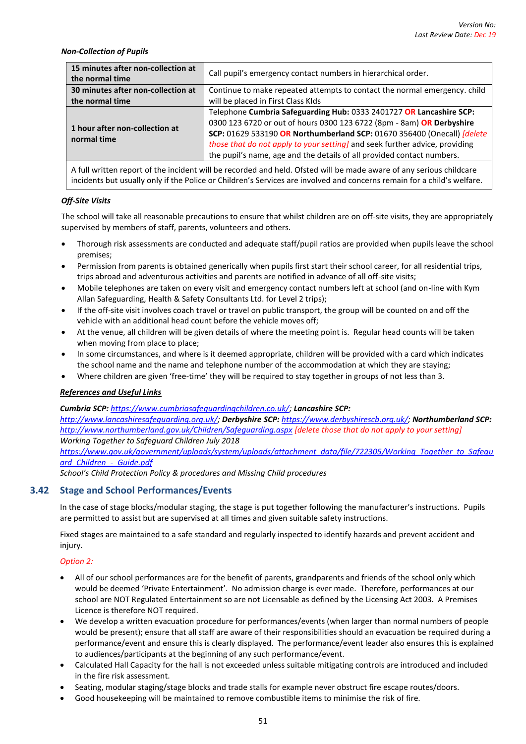*Non-Collection of Pupils*

| 15 minutes after non-collection at the normal time | Call pupil's emergency contact numbers in hierarchical order. |
|---|---|
| **30 minutes after non-collection at the normal time** | Continue to make repeated attempts to contact the normal emergency. child will be placed in First Class KIds |
| **1 hour after non-collection at normal time** | Telephone **Cumbria Safeguarding Hub:** 0333 2401727 **OR Lancashire SCP:** 0300 123 6720 or out of hours 0300 123 6722 (8pm - 8am) **OR Derbyshire SCP:** 01629 533190 **OR Northumberland SCP:** 01670 356400 (Onecall) *[delete those that do not apply to your setting]* and seek further advice, providing the pupil's name, age and the details of all provided contact numbers. |
| A full written report of the incident will be recorded and held. Ofsted will be made aware of any serious childcare incidents but usually only if the Police or Children's Services are involved and concerns remain for a child's welfare. | |

***Off-Site Visits***

The school will take all reasonable precautions to ensure that whilst children are on off-site visits, they are appropriately supervised by members of staff, parents, volunteers and others.

- Thorough risk assessments are conducted and adequate staff/pupil ratios are provided when pupils leave the school premises;
- Permission from parents is obtained generically when pupils first start their school career, for all residential trips, trips abroad and adventurous activities and parents are notified in advance of all off-site visits;
- Mobile telephones are taken on every visit and emergency contact numbers left at school (and on-line with Kym Allan Safeguarding, Health & Safety Consultants Ltd. for Level 2 trips);
- If the off-site visit involves coach travel or travel on public transport, the group will be counted on and off the vehicle with an additional head count before the vehicle moves off;
- At the venue, all children will be given details of where the meeting point is. Regular head counts will be taken when moving from place to place;
- In some circumstances, and where is it deemed appropriate, children will be provided with a card which indicates the school name and the name and telephone number of the accommodation at which they are staying;
- Where children are given 'free-time' they will be required to stay together in groups of not less than 3.

***References and Useful Links***

***Cumbria SCP:*** *https://www.cumbriasafeguardingchildren.co.uk/*; ***Lancashire SCP:*** *http://www.lancashiresafeguarding.org.uk/*; ***Derbyshire SCP:*** *https://www.derbyshirescb.org.uk/*; ***Northumberland SCP:*** *http://www.northumberland.gov.uk/Children/Safeguarding.aspx* *[delete those that do not apply to your setting]*
*Working Together to Safeguard Children July 2018*
*https://www.gov.uk/government/uploads/system/uploads/attachment_data/file/722305/Working_Together_to_Safeguard_Children_-_Guide.pdf*
*School's Child Protection Policy & procedures and Missing Child procedures*

## 3.42 Stage and School Performances/Events

In the case of stage blocks/modular staging, the stage is put together following the manufacturer's instructions. Pupils are permitted to assist but are supervised at all times and given suitable safety instructions.

Fixed stages are maintained to a safe standard and regularly inspected to identify hazards and prevent accident and injury.

*Option 2:*

- All of our school performances are for the benefit of parents, grandparents and friends of the school only which would be deemed 'Private Entertainment'. No admission charge is ever made. Therefore, performances at our school are NOT Regulated Entertainment so are not Licensable as defined by the Licensing Act 2003. A Premises Licence is therefore NOT required.
- We develop a written evacuation procedure for performances/events (when larger than normal numbers of people would be present); ensure that all staff are aware of their responsibilities should an evacuation be required during a performance/event and ensure this is clearly displayed. The performance/event leader also ensures this is explained to audiences/participants at the beginning of any such performance/event.
- Calculated Hall Capacity for the hall is not exceeded unless suitable mitigating controls are introduced and included in the fire risk assessment.
- Seating, modular staging/stage blocks and trade stalls for example never obstruct fire escape routes/doors.
- Good housekeeping will be maintained to remove combustible items to minimise the risk of fire.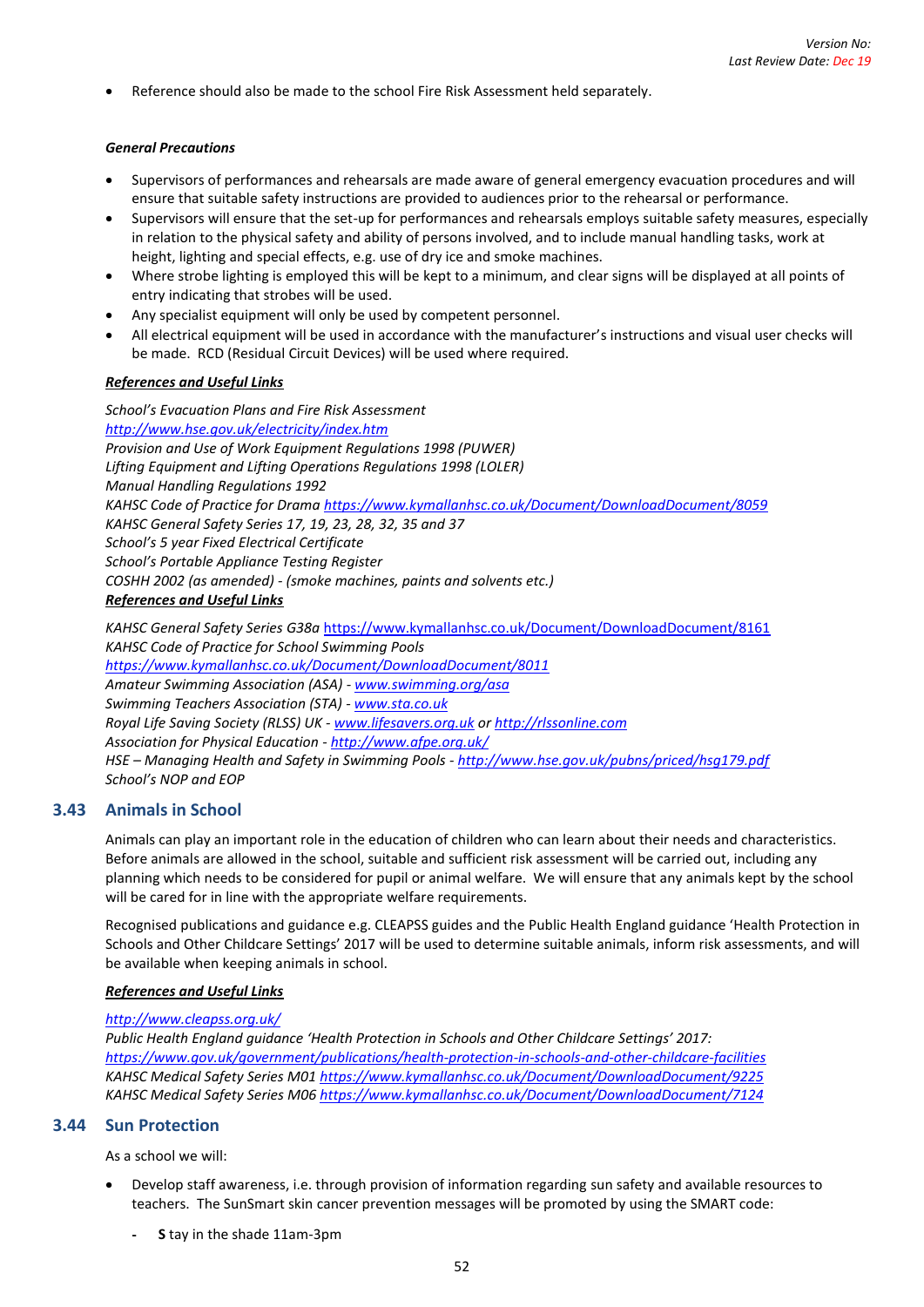- Reference should also be made to the school Fire Risk Assessment held separately.

***General Precautions***

- Supervisors of performances and rehearsals are made aware of general emergency evacuation procedures and will ensure that suitable safety instructions are provided to audiences prior to the rehearsal or performance.
- Supervisors will ensure that the set-up for performances and rehearsals employs suitable safety measures, especially in relation to the physical safety and ability of persons involved, and to include manual handling tasks, work at height, lighting and special effects, e.g. use of dry ice and smoke machines.
- Where strobe lighting is employed this will be kept to a minimum, and clear signs will be displayed at all points of entry indicating that strobes will be used.
- Any specialist equipment will only be used by competent personnel.
- All electrical equipment will be used in accordance with the manufacturer's instructions and visual user checks will be made. RCD (Residual Circuit Devices) will be used where required.

***References and Useful Links***

*School's Evacuation Plans and Fire Risk Assessment*
*http://www.hse.gov.uk/electricity/index.htm*
*Provision and Use of Work Equipment Regulations 1998 (PUWER)*
*Lifting Equipment and Lifting Operations Regulations 1998 (LOLER)*
*Manual Handling Regulations 1992*
*KAHSC Code of Practice for Drama https://www.kymallanhsc.co.uk/Document/DownloadDocument/8059*
*KAHSC General Safety Series 17, 19, 23, 28, 32, 35 and 37*
*School's 5 year Fixed Electrical Certificate*
*School's Portable Appliance Testing Register*
*COSHH 2002 (as amended) - (smoke machines, paints and solvents etc.)*

***References and Useful Links***

*KAHSC General Safety Series G38a* https://www.kymallanhsc.co.uk/Document/DownloadDocument/8161
*KAHSC Code of Practice for School Swimming Pools*
*https://www.kymallanhsc.co.uk/Document/DownloadDocument/8011*
*Amateur Swimming Association (ASA) - www.swimming.org/asa*
*Swimming Teachers Association (STA) - www.sta.co.uk*
*Royal Life Saving Society (RLSS) UK - www.lifesavers.org.uk or http://rlssonline.com*
*Association for Physical Education - http://www.afpe.org.uk/*
*HSE – Managing Health and Safety in Swimming Pools - http://www.hse.gov.uk/pubns/priced/hsg179.pdf*
*School's NOP and EOP*

## 3.43 Animals in School

Animals can play an important role in the education of children who can learn about their needs and characteristics. Before animals are allowed in the school, suitable and sufficient risk assessment will be carried out, including any planning which needs to be considered for pupil or animal welfare. We will ensure that any animals kept by the school will be cared for in line with the appropriate welfare requirements.

Recognised publications and guidance e.g. CLEAPSS guides and the Public Health England guidance 'Health Protection in Schools and Other Childcare Settings' 2017 will be used to determine suitable animals, inform risk assessments, and will be available when keeping animals in school.

***References and Useful Links***

*http://www.cleapss.org.uk/*
*Public Health England guidance 'Health Protection in Schools and Other Childcare Settings' 2017:*
*https://www.gov.uk/government/publications/health-protection-in-schools-and-other-childcare-facilities*
*KAHSC Medical Safety Series M01 https://www.kymallanhsc.co.uk/Document/DownloadDocument/9225*
*KAHSC Medical Safety Series M06 https://www.kymallanhsc.co.uk/Document/DownloadDocument/7124*

## 3.44 Sun Protection

As a school we will:

- Develop staff awareness, i.e. through provision of information regarding sun safety and available resources to teachers. The SunSmart skin cancer prevention messages will be promoted by using the SMART code:
  - **S** tay in the shade 11am-3pm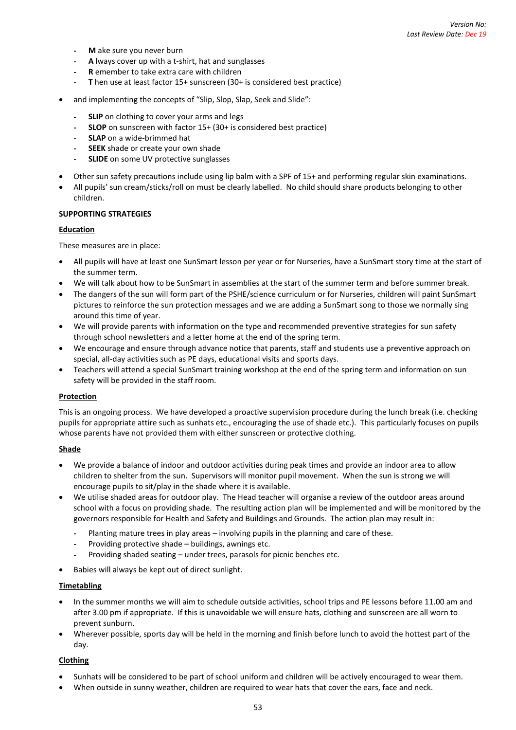- **M** ake sure you never burn
- **A** lways cover up with a t-shirt, hat and sunglasses
- **R** emember to take extra care with children
- **T** hen use at least factor 15+ sunscreen (30+ is considered best practice)

- and implementing the concepts of "Slip, Slop, Slap, Seek and Slide":
  - **SLIP** on clothing to cover your arms and legs
  - **SLOP** on sunscreen with factor 15+ (30+ is considered best practice)
  - **SLAP** on a wide-brimmed hat
  - **SEEK** shade or create your own shade
  - **SLIDE** on some UV protective sunglasses
- Other sun safety precautions include using lip balm with a SPF of 15+ and performing regular skin examinations.
- All pupils' sun cream/sticks/roll on must be clearly labelled. No child should share products belonging to other children.

**SUPPORTING STRATEGIES**

**Education**

These measures are in place:

- All pupils will have at least one SunSmart lesson per year or for Nurseries, have a SunSmart story time at the start of the summer term.
- We will talk about how to be SunSmart in assemblies at the start of the summer term and before summer break.
- The dangers of the sun will form part of the PSHE/science curriculum or for Nurseries, children will paint SunSmart pictures to reinforce the sun protection messages and we are adding a SunSmart song to those we normally sing around this time of year.
- We will provide parents with information on the type and recommended preventive strategies for sun safety through school newsletters and a letter home at the end of the spring term.
- We encourage and ensure through advance notice that parents, staff and students use a preventive approach on special, all-day activities such as PE days, educational visits and sports days.
- Teachers will attend a special SunSmart training workshop at the end of the spring term and information on sun safety will be provided in the staff room.

**Protection**

This is an ongoing process. We have developed a proactive supervision procedure during the lunch break (i.e. checking pupils for appropriate attire such as sunhats etc., encouraging the use of shade etc.). This particularly focuses on pupils whose parents have not provided them with either sunscreen or protective clothing.

**Shade**

- We provide a balance of indoor and outdoor activities during peak times and provide an indoor area to allow children to shelter from the sun. Supervisors will monitor pupil movement. When the sun is strong we will encourage pupils to sit/play in the shade where it is available.
- We utilise shaded areas for outdoor play. The Head teacher will organise a review of the outdoor areas around school with a focus on providing shade. The resulting action plan will be implemented and will be monitored by the governors responsible for Health and Safety and Buildings and Grounds. The action plan may result in:
  - Planting mature trees in play areas – involving pupils in the planning and care of these.
  - Providing protective shade – buildings, awnings etc.
  - Providing shaded seating – under trees, parasols for picnic benches etc.
- Babies will always be kept out of direct sunlight.

**Timetabling**

- In the summer months we will aim to schedule outside activities, school trips and PE lessons before 11.00 am and after 3.00 pm if appropriate. If this is unavoidable we will ensure hats, clothing and sunscreen are all worn to prevent sunburn.
- Wherever possible, sports day will be held in the morning and finish before lunch to avoid the hottest part of the day.

**Clothing**

- Sunhats will be considered to be part of school uniform and children will be actively encouraged to wear them.
- When outside in sunny weather, children are required to wear hats that cover the ears, face and neck.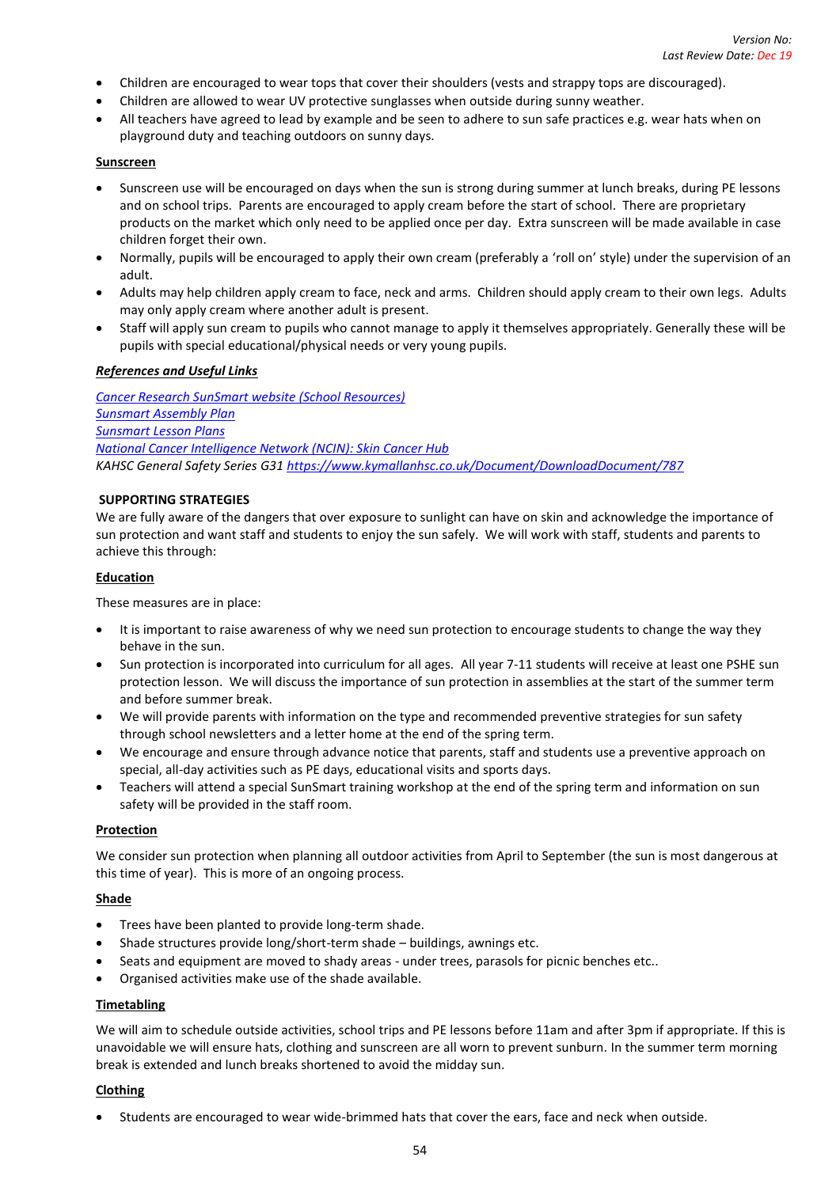- Children are encouraged to wear tops that cover their shoulders (vests and strappy tops are discouraged).
- Children are allowed to wear UV protective sunglasses when outside during sunny weather.
- All teachers have agreed to lead by example and be seen to adhere to sun safe practices e.g. wear hats when on playground duty and teaching outdoors on sunny days.

**Sunscreen**

- Sunscreen use will be encouraged on days when the sun is strong during summer at lunch breaks, during PE lessons and on school trips. Parents are encouraged to apply cream before the start of school. There are proprietary products on the market which only need to be applied once per day. Extra sunscreen will be made available in case children forget their own.
- Normally, pupils will be encouraged to apply their own cream (preferably a 'roll on' style) under the supervision of an adult.
- Adults may help children apply cream to face, neck and arms. Children should apply cream to their own legs. Adults may only apply cream where another adult is present.
- Staff will apply sun cream to pupils who cannot manage to apply it themselves appropriately. Generally these will be pupils with special educational/physical needs or very young pupils.

***References and Useful Links***

*Cancer Research SunSmart website (School Resources)*
*Sunsmart Assembly Plan*
*Sunsmart Lesson Plans*
*National Cancer Intelligence Network (NCIN): Skin Cancer Hub*
*KAHSC General Safety Series G31 https://www.kymallanhsc.co.uk/Document/DownloadDocument/787*

**SUPPORTING STRATEGIES**

We are fully aware of the dangers that over exposure to sunlight can have on skin and acknowledge the importance of sun protection and want staff and students to enjoy the sun safely. We will work with staff, students and parents to achieve this through:

**Education**

These measures are in place:

- It is important to raise awareness of why we need sun protection to encourage students to change the way they behave in the sun.
- Sun protection is incorporated into curriculum for all ages. All year 7-11 students will receive at least one PSHE sun protection lesson. We will discuss the importance of sun protection in assemblies at the start of the summer term and before summer break.
- We will provide parents with information on the type and recommended preventive strategies for sun safety through school newsletters and a letter home at the end of the spring term.
- We encourage and ensure through advance notice that parents, staff and students use a preventive approach on special, all-day activities such as PE days, educational visits and sports days.
- Teachers will attend a special SunSmart training workshop at the end of the spring term and information on sun safety will be provided in the staff room.

**Protection**

We consider sun protection when planning all outdoor activities from April to September (the sun is most dangerous at this time of year). This is more of an ongoing process.

**Shade**

- Trees have been planted to provide long-term shade.
- Shade structures provide long/short-term shade – buildings, awnings etc.
- Seats and equipment are moved to shady areas - under trees, parasols for picnic benches etc..
- Organised activities make use of the shade available.

**Timetabling**

We will aim to schedule outside activities, school trips and PE lessons before 11am and after 3pm if appropriate. If this is unavoidable we will ensure hats, clothing and sunscreen are all worn to prevent sunburn. In the summer term morning break is extended and lunch breaks shortened to avoid the midday sun.

**Clothing**

- Students are encouraged to wear wide-brimmed hats that cover the ears, face and neck when outside.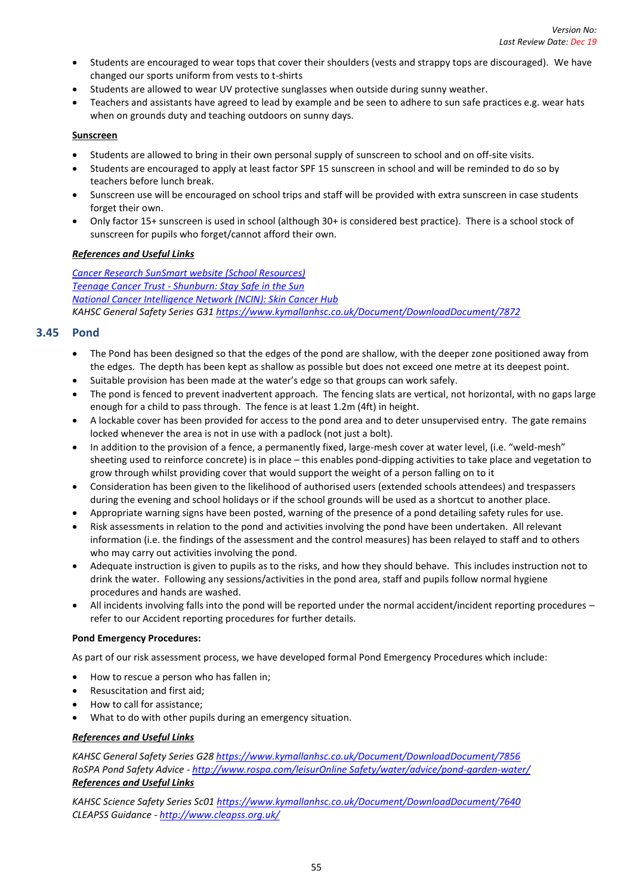- Students are encouraged to wear tops that cover their shoulders (vests and strappy tops are discouraged). We have changed our sports uniform from vests to t-shirts
- Students are allowed to wear UV protective sunglasses when outside during sunny weather.
- Teachers and assistants have agreed to lead by example and be seen to adhere to sun safe practices e.g. wear hats when on grounds duty and teaching outdoors on sunny days.

**Sunscreen**

- Students are allowed to bring in their own personal supply of sunscreen to school and on off-site visits.
- Students are encouraged to apply at least factor SPF 15 sunscreen in school and will be reminded to do so by teachers before lunch break.
- Sunscreen use will be encouraged on school trips and staff will be provided with extra sunscreen in case students forget their own.
- Only factor 15+ sunscreen is used in school (although 30+ is considered best practice). There is a school stock of sunscreen for pupils who forget/cannot afford their own.

***References and Useful Links***

*Cancer Research SunSmart website (School Resources)*
*Teenage Cancer Trust - Shunburn: Stay Safe in the Sun*
*National Cancer Intelligence Network (NCIN): Skin Cancer Hub*
*KAHSC General Safety Series G31 https://www.kymallanhsc.co.uk/Document/DownloadDocument/7872*

## 3.45 Pond

- The Pond has been designed so that the edges of the pond are shallow, with the deeper zone positioned away from the edges. The depth has been kept as shallow as possible but does not exceed one metre at its deepest point.
- Suitable provision has been made at the water's edge so that groups can work safely.
- The pond is fenced to prevent inadvertent approach. The fencing slats are vertical, not horizontal, with no gaps large enough for a child to pass through. The fence is at least 1.2m (4ft) in height.
- A lockable cover has been provided for access to the pond area and to deter unsupervised entry. The gate remains locked whenever the area is not in use with a padlock (not just a bolt).
- In addition to the provision of a fence, a permanently fixed, large-mesh cover at water level, (i.e. "weld-mesh" sheeting used to reinforce concrete) is in place – this enables pond-dipping activities to take place and vegetation to grow through whilst providing cover that would support the weight of a person falling on to it
- Consideration has been given to the likelihood of authorised users (extended schools attendees) and trespassers during the evening and school holidays or if the school grounds will be used as a shortcut to another place.
- Appropriate warning signs have been posted, warning of the presence of a pond detailing safety rules for use.
- Risk assessments in relation to the pond and activities involving the pond have been undertaken. All relevant information (i.e. the findings of the assessment and the control measures) has been relayed to staff and to others who may carry out activities involving the pond.
- Adequate instruction is given to pupils as to the risks, and how they should behave. This includes instruction not to drink the water. Following any sessions/activities in the pond area, staff and pupils follow normal hygiene procedures and hands are washed.
- All incidents involving falls into the pond will be reported under the normal accident/incident reporting procedures – refer to our Accident reporting procedures for further details.

**Pond Emergency Procedures:**

As part of our risk assessment process, we have developed formal Pond Emergency Procedures which include:

- How to rescue a person who has fallen in;
- Resuscitation and first aid;
- How to call for assistance;
- What to do with other pupils during an emergency situation.

***References and Useful Links***

*KAHSC General Safety Series G28 https://www.kymallanhsc.co.uk/Document/DownloadDocument/7856*
*RoSPA Pond Safety Advice - http://www.rospa.com/leisurOnline Safety/water/advice/pond-garden-water/*

***References and Useful Links***

*KAHSC Science Safety Series Sc01 https://www.kymallanhsc.co.uk/Document/DownloadDocument/7640*
*CLEAPSS Guidance - http://www.cleapss.org.uk/*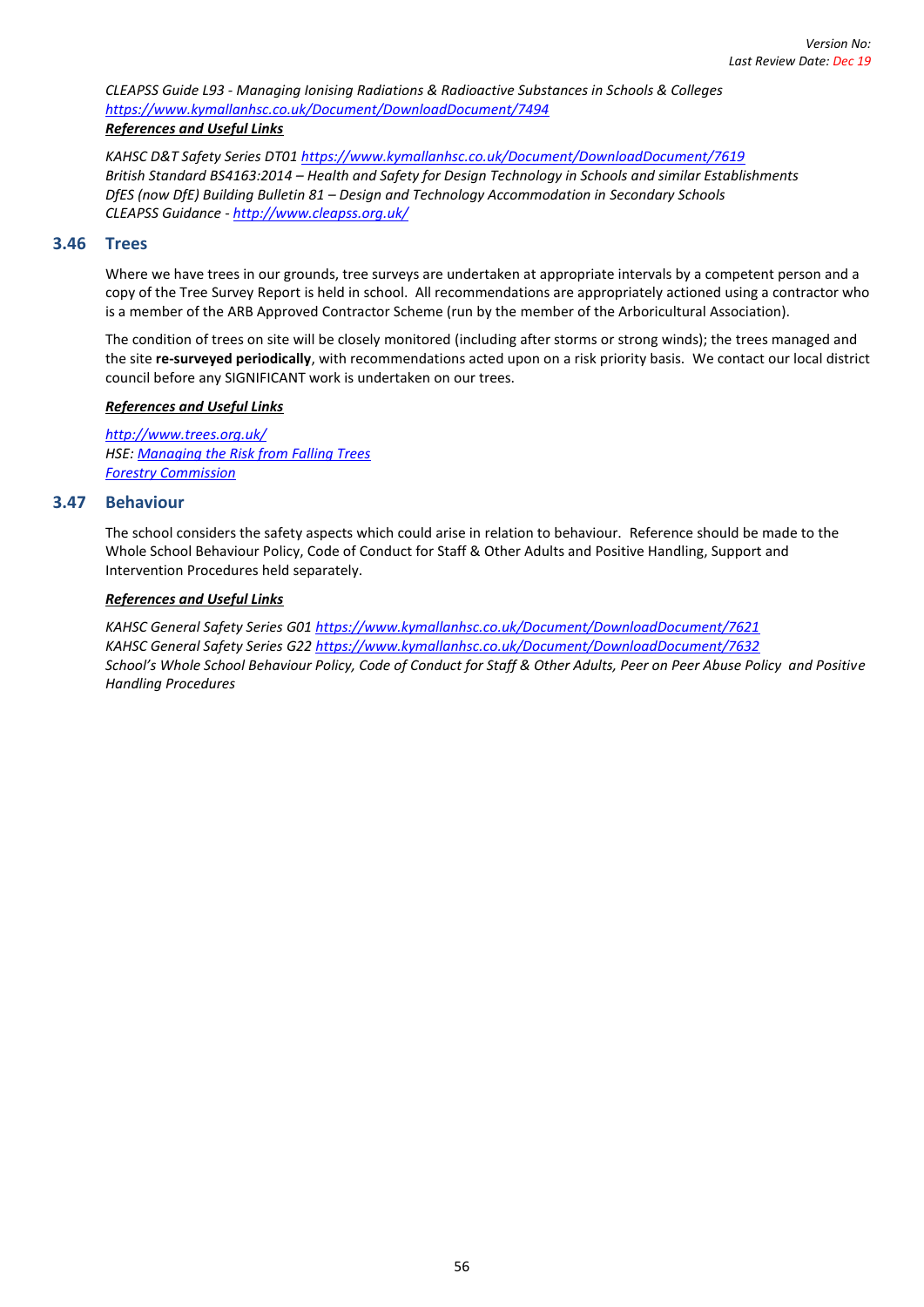*CLEAPSS Guide L93 - Managing Ionising Radiations & Radioactive Substances in Schools & Colleges*
*https://www.kymallanhsc.co.uk/Document/DownloadDocument/7494*

***References and Useful Links***

*KAHSC D&T Safety Series DT01 https://www.kymallanhsc.co.uk/Document/DownloadDocument/7619*
*British Standard BS4163:2014 – Health and Safety for Design Technology in Schools and similar Establishments*
*DfES (now DfE) Building Bulletin 81 – Design and Technology Accommodation in Secondary Schools*
*CLEAPSS Guidance - http://www.cleapss.org.uk/*

## 3.46 Trees

Where we have trees in our grounds, tree surveys are undertaken at appropriate intervals by a competent person and a copy of the Tree Survey Report is held in school. All recommendations are appropriately actioned using a contractor who is a member of the ARB Approved Contractor Scheme (run by the member of the Arboricultural Association).

The condition of trees on site will be closely monitored (including after storms or strong winds); the trees managed and the site **re-surveyed periodically**, with recommendations acted upon on a risk priority basis. We contact our local district council before any SIGNIFICANT work is undertaken on our trees.

***References and Useful Links***

*http://www.trees.org.uk/*
*HSE: Managing the Risk from Falling Trees*
*Forestry Commission*

## 3.47 Behaviour

The school considers the safety aspects which could arise in relation to behaviour. Reference should be made to the Whole School Behaviour Policy, Code of Conduct for Staff & Other Adults and Positive Handling, Support and Intervention Procedures held separately.

***References and Useful Links***

*KAHSC General Safety Series G01 https://www.kymallanhsc.co.uk/Document/DownloadDocument/7621*
*KAHSC General Safety Series G22 https://www.kymallanhsc.co.uk/Document/DownloadDocument/7632*
*School's Whole School Behaviour Policy, Code of Conduct for Staff & Other Adults, Peer on Peer Abuse Policy and Positive Handling Procedures*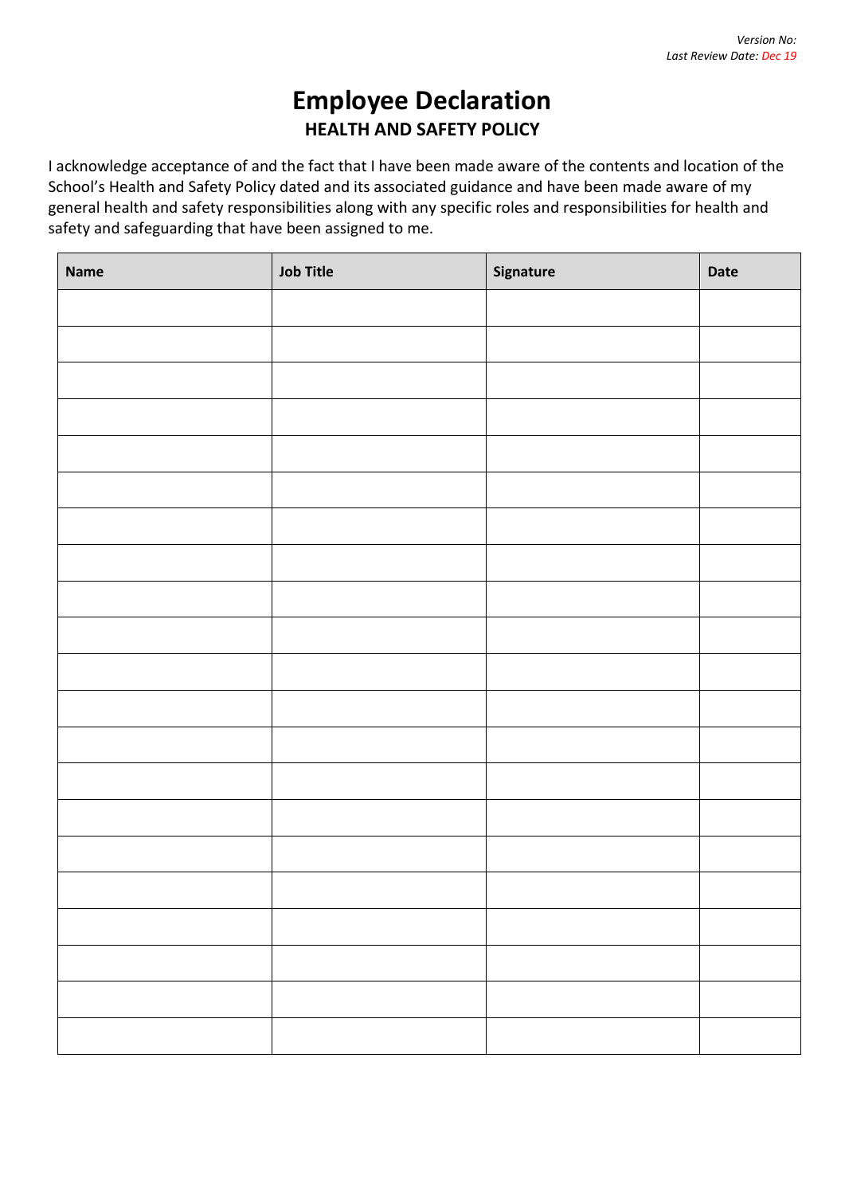*Version No:*
*Last Review Date: Dec 19*

# Employee Declaration

## HEALTH AND SAFETY POLICY

I acknowledge acceptance of and the fact that I have been made aware of the contents and location of the School's Health and Safety Policy dated and its associated guidance and have been made aware of my general health and safety responsibilities along with any specific roles and responsibilities for health and safety and safeguarding that have been assigned to me.

| Name | Job Title | Signature | Date |
|---|---|---|---|
| | | | |
| | | | |
| | | | |
| | | | |
| | | | |
| | | | |
| | | | |
| | | | |
| | | | |
| | | | |
| | | | |
| | | | |
| | | | |
| | | | |
| | | | |
| | | | |
| | | | |
| | | | |
| | | | |
| | | | |
| | | | |